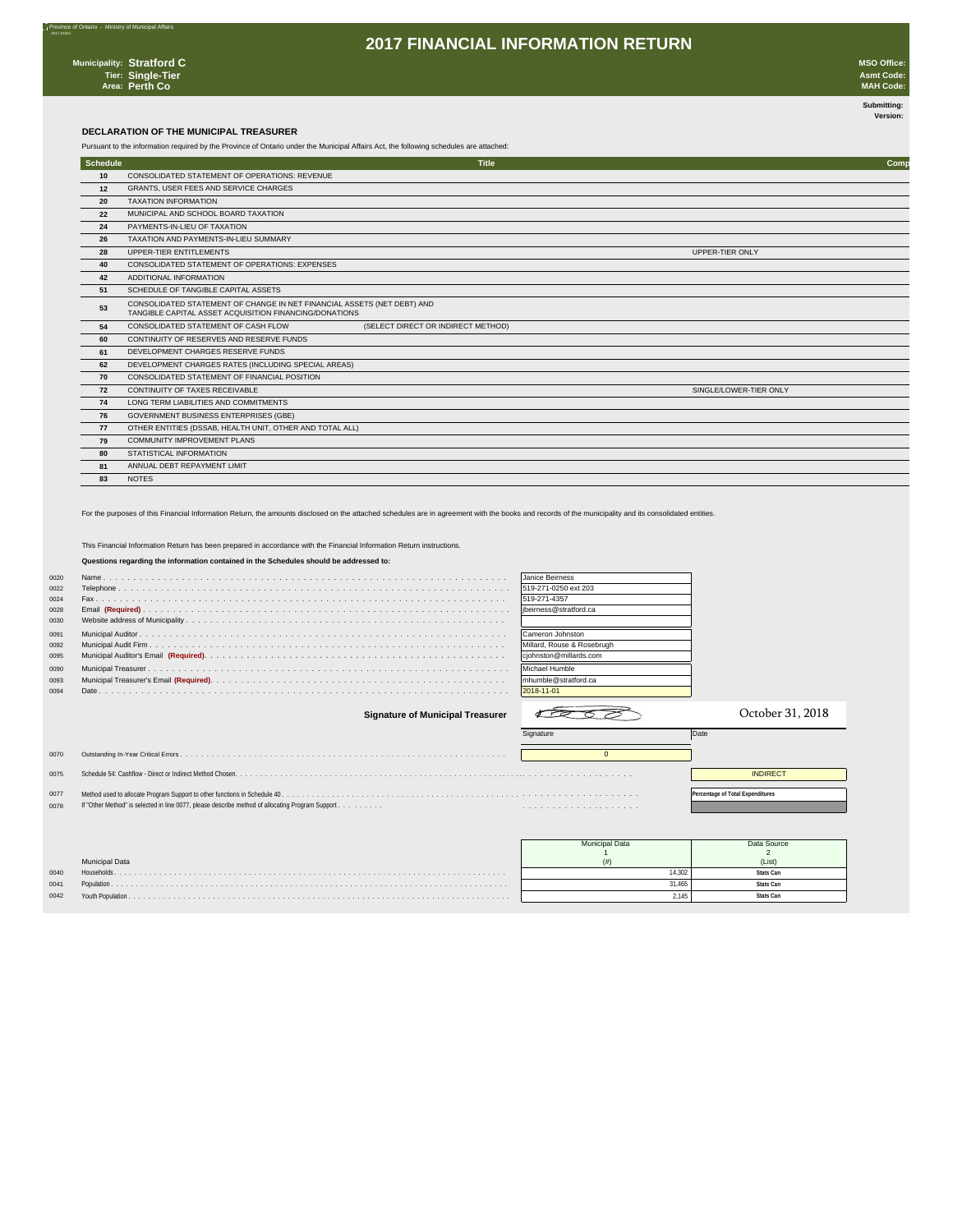Province of Ontario - Ministry of Municipal Affairs

# 2017 FINANCIAL INFORMATION RETURN

**Municipality:** Stratford C
**Tier:** Single-Tier
**Area:** Perth Co

**MSO Office:**
**Asmt Code:**
**MAH Code:**

**Submitting:**
**Version:**

## DECLARATION OF THE MUNICIPAL TREASURER

Pursuant to the information required by the Province of Ontario under the Municipal Affairs Act, the following schedules are attached:

| Schedule | Title | | Comp |
|---|---|---|---|
| 10 | CONSOLIDATED STATEMENT OF OPERATIONS: REVENUE | | |
| 12 | GRANTS, USER FEES AND SERVICE CHARGES | | |
| 20 | TAXATION INFORMATION | | |
| 22 | MUNICIPAL AND SCHOOL BOARD TAXATION | | |
| 24 | PAYMENTS-IN-LIEU OF TAXATION | | |
| 26 | TAXATION AND PAYMENTS-IN-LIEU SUMMARY | | |
| 28 | UPPER-TIER ENTITLEMENTS | UPPER-TIER ONLY | |
| 40 | CONSOLIDATED STATEMENT OF OPERATIONS: EXPENSES | | |
| 42 | ADDITIONAL INFORMATION | | |
| 51 | SCHEDULE OF TANGIBLE CAPITAL ASSETS | | |
| 53 | CONSOLIDATED STATEMENT OF CHANGE IN NET FINANCIAL ASSETS (NET DEBT) AND TANGIBLE CAPITAL ASSET ACQUISITION FINANCING/DONATIONS | | |
| 54 | CONSOLIDATED STATEMENT OF CASH FLOW (SELECT DIRECT OR INDIRECT METHOD) | | |
| 60 | CONTINUITY OF RESERVES AND RESERVE FUNDS | | |
| 61 | DEVELOPMENT CHARGES RESERVE FUNDS | | |
| 62 | DEVELOPMENT CHARGES RATES (INCLUDING SPECIAL AREAS) | | |
| 70 | CONSOLIDATED STATEMENT OF FINANCIAL POSITION | | |
| 72 | CONTINUITY OF TAXES RECEIVABLE | SINGLE/LOWER-TIER ONLY | |
| 74 | LONG TERM LIABILITIES AND COMMITMENTS | | |
| 76 | GOVERNMENT BUSINESS ENTERPRISES (GBE) | | |
| 77 | OTHER ENTITIES (DSSAB, HEALTH UNIT, OTHER AND TOTAL ALL) | | |
| 79 | COMMUNITY IMPROVEMENT PLANS | | |
| 80 | STATISTICAL INFORMATION | | |
| 81 | ANNUAL DEBT REPAYMENT LIMIT | | |
| 83 | NOTES | | |

For the purposes of this Financial Information Return, the amounts disclosed on the attached schedules are in agreement with the books and records of the municipality and its consolidated entities.

This Financial Information Return has been prepared in accordance with the Financial Information Return instructions.

**Questions regarding the information contained in the Schedules should be addressed to:**

| Line | Item | Value |
|---|---|---|
| 0020 | Name | Janice Beirness |
| 0022 | Telephone | 519-271-0250 ext 203 |
| 0024 | Fax | 519-271-4357 |
| 0028 | Email **(Required)** | jbeirness@stratford.ca |
| 0030 | Website address of Municipality | |
| 0091 | Municipal Auditor | Cameron Johnston |
| 0092 | Municipal Audit Firm | Millard, Rouse & Rosebrugh |
| 0095 | Municipal Auditor's Email **(Required)** | cjohnston@millards.com |
| 0090 | Municipal Treasurer | Michael Humble |
| 0093 | Municipal Treasurer's Email **(Required)** | mhumble@stratford.ca |
| 0094 | Date | 2018-11-01 |

**Signature of Municipal Treasurer** [signature] Date: October 31, 2018

| Line | Item | Value |
|---|---|---|
| 0070 | Outstanding In-Year Critical Errors | 0 |
| 0075 | Schedule 54: Cashflow - Direct or Indirect Method Chosen | INDIRECT |
| 0077 | Method used to allocate Program Support to other functions in Schedule 40 | Percentage of Total Expenditures |
| 0078 | If "Other Method" is selected in line 0077, please describe method of allocating Program Support | |

| Line | Municipal Data | Municipal Data 1 (#) | Data Source 2 (List) |
|---|---|---|---|
| 0040 | Households | 14,302 | Stats Can |
| 0041 | Population | 31,465 | Stats Can |
| 0042 | Youth Population | 2,145 | Stats Can |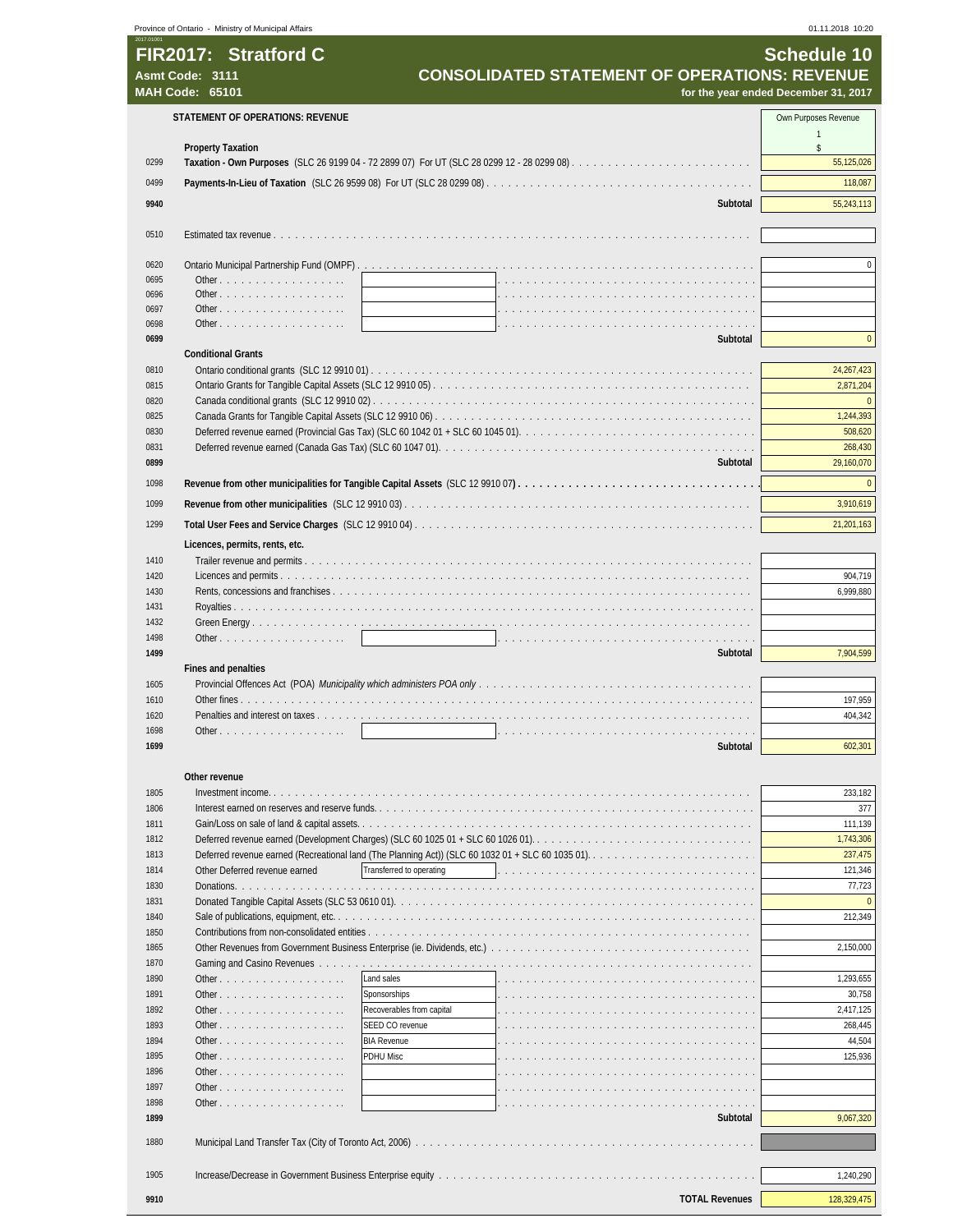# FIR2017: Stratford C

**Asmt Code: 3111**
**MAH Code: 65101**

## Schedule 10
## CONSOLIDATED STATEMENT OF OPERATIONS: REVENUE
**for the year ended December 31, 2017**

| | STATEMENT OF OPERATIONS: REVENUE | | Own Purposes Revenue |
|---|---|---|---|
| | | | 1 |
| | **Property Taxation** | | $ |
| 0299 | **Taxation - Own Purposes** (SLC 26 9199 04 - 72 2899 07) For UT (SLC 28 0299 12 - 28 0299 08) | | 55,125,026 |
| 0499 | **Payments-In-Lieu of Taxation** (SLC 26 9599 08) For UT (SLC 28 0299 08) | | 118,087 |
| **9940** | **Subtotal** | | 55,243,113 |
| 0510 | Estimated tax revenue | | |
| 0620 | Ontario Municipal Partnership Fund (OMPF) | | 0 |
| 0695 | Other | | |
| 0696 | Other | | |
| 0697 | Other | | |
| 0698 | Other | | |
| **0699** | **Subtotal** | | 0 |
| | **Conditional Grants** | | |
| 0810 | Ontario conditional grants (SLC 12 9910 01) | | 24,267,423 |
| 0815 | Ontario Grants for Tangible Capital Assets (SLC 12 9910 05) | | 2,871,204 |
| 0820 | Canada conditional grants (SLC 12 9910 02) | | 0 |
| 0825 | Canada Grants for Tangible Capital Assets (SLC 12 9910 06) | | 1,244,393 |
| 0830 | Deferred revenue earned (Provincial Gas Tax) (SLC 60 1042 01 + SLC 60 1045 01) | | 508,620 |
| 0831 | Deferred revenue earned (Canada Gas Tax) (SLC 60 1047 01) | | 268,430 |
| **0899** | **Subtotal** | | 29,160,070 |
| 1098 | **Revenue from other municipalities for Tangible Capital Assets** (SLC 12 9910 07) | | 0 |
| 1099 | **Revenue from other municipalities** (SLC 12 9910 03) | | 3,910,619 |
| 1299 | **Total User Fees and Service Charges** (SLC 12 9910 04) | | 21,201,163 |
| | **Licences, permits, rents, etc.** | | |
| 1410 | Trailer revenue and permits | | |
| 1420 | Licences and permits | | 904,719 |
| 1430 | Rents, concessions and franchises | | 6,999,880 |
| 1431 | Royalties | | |
| 1432 | Green Energy | | |
| 1498 | Other | | |
| **1499** | **Subtotal** | | 7,904,599 |
| | **Fines and penalties** | | |
| 1605 | Provincial Offences Act (POA) *Municipality which administers POA only* | | |
| 1610 | Other fines | | 197,959 |
| 1620 | Penalties and interest on taxes | | 404,342 |
| 1698 | Other | | |
| **1699** | **Subtotal** | | 602,301 |
| | **Other revenue** | | |
| 1805 | Investment income | | 233,182 |
| 1806 | Interest earned on reserves and reserve funds | | 377 |
| 1811 | Gain/Loss on sale of land & capital assets | | 111,139 |
| 1812 | Deferred revenue earned (Development Charges) (SLC 60 1025 01 + SLC 60 1026 01) | | 1,743,306 |
| 1813 | Deferred revenue earned (Recreational land (The Planning Act)) (SLC 60 1032 01 + SLC 60 1035 01) | | 237,475 |
| 1814 | Other Deferred revenue earned | Transferred to operating | 121,346 |
| 1830 | Donations | | 77,723 |
| 1831 | Donated Tangible Capital Assets (SLC 53 0610 01) | | 0 |
| 1840 | Sale of publications, equipment, etc. | | 212,349 |
| 1850 | Contributions from non-consolidated entities | | |
| 1865 | Other Revenues from Government Business Enterprise (ie. Dividends, etc.) | | 2,150,000 |
| 1870 | Gaming and Casino Revenues | | |
| 1890 | Other | Land sales | 1,293,655 |
| 1891 | Other | Sponsorships | 30,758 |
| 1892 | Other | Recoverables from capital | 2,417,125 |
| 1893 | Other | SEED CO revenue | 268,445 |
| 1894 | Other | BIA Revenue | 44,504 |
| 1895 | Other | PDHU Misc | 125,936 |
| 1896 | Other | | |
| 1897 | Other | | |
| 1898 | Other | | |
| **1899** | **Subtotal** | | 9,067,320 |
| 1880 | Municipal Land Transfer Tax (City of Toronto Act, 2006) | | |
| 1905 | Increase/Decrease in Government Business Enterprise equity | | 1,240,290 |
| **9910** | **TOTAL Revenues** | | 128,329,475 |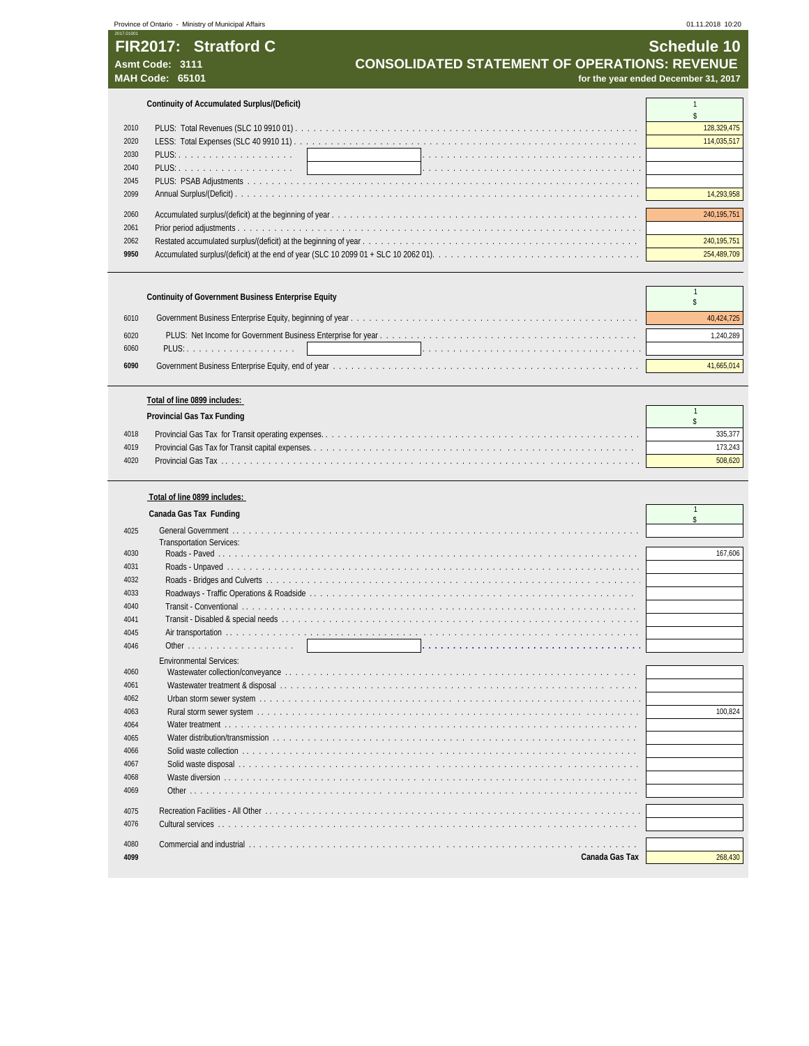Province of Ontario - Ministry of Municipal Affairs 01.11.2018 10:20

# FIR2017: Stratford C

## Schedule 10

## CONSOLIDATED STATEMENT OF OPERATIONS: REVENUE

**Asmt Code: 3111**

**MAH Code: 65101**

**for the year ended December 31, 2017**

### Continuity of Accumulated Surplus/(Deficit)

| | | 1 |
|---|---|---|
| | | $ |
| 2010 | PLUS: Total Revenues (SLC 10 9910 01) | 128,329,475 |
| 2020 | LESS: Total Expenses (SLC 40 9910 11) | 114,035,517 |
| 2030 | PLUS: | |
| 2040 | PLUS: | |
| 2045 | PLUS: PSAB Adjustments | |
| 2099 | Annual Surplus/(Deficit) | 14,293,958 |
| 2060 | Accumulated surplus/(deficit) at the beginning of year | 240,195,751 |
| 2061 | Prior period adjustments | |
| 2062 | Restated accumulated surplus/(deficit) at the beginning of year | 240,195,751 |
| **9950** | Accumulated surplus/(deficit) at the end of year (SLC 10 2099 01 + SLC 10 2062 01) | 254,489,709 |

### Continuity of Government Business Enterprise Equity

| | | 1 |
|---|---|---|
| | | $ |
| 6010 | Government Business Enterprise Equity, beginning of year | 40,424,725 |
| 6020 | PLUS: Net Income for Government Business Enterprise for year | 1,240,289 |
| 6060 | PLUS: | |
| **6090** | Government Business Enterprise Equity, end of year | 41,665,014 |

**Total of line 0899 includes:**

### Provincial Gas Tax Funding

| | | 1 |
|---|---|---|
| | | $ |
| 4018 | Provincial Gas Tax for Transit operating expenses. | 335,377 |
| 4019 | Provincial Gas Tax for Transit capital expenses. | 173,243 |
| 4020 | Provincial Gas Tax | 508,620 |

**Total of line 0899 includes:**

### Canada Gas Tax Funding

| | | 1 |
|---|---|---|
| | | $ |
| 4025 | General Government | |
| | Transportation Services: | |
| 4030 | Roads - Paved | 167,606 |
| 4031 | Roads - Unpaved | |
| 4032 | Roads - Bridges and Culverts | |
| 4033 | Roadways - Traffic Operations & Roadside | |
| 4040 | Transit - Conventional | |
| 4041 | Transit - Disabled & special needs | |
| 4045 | Air transportation | |
| 4046 | Other | |
| | Environmental Services: | |
| 4060 | Wastewater collection/conveyance | |
| 4061 | Wastewater treatment & disposal | |
| 4062 | Urban storm sewer system | |
| 4063 | Rural storm sewer system | 100,824 |
| 4064 | Water treatment | |
| 4065 | Water distribution/transmission | |
| 4066 | Solid waste collection | |
| 4067 | Solid waste disposal | |
| 4068 | Waste diversion | |
| 4069 | Other | |
| 4075 | Recreation Facilities - All Other | |
| 4076 | Cultural services | |
| 4080 | Commercial and industrial | |
| **4099** | **Canada Gas Tax** | 268,430 |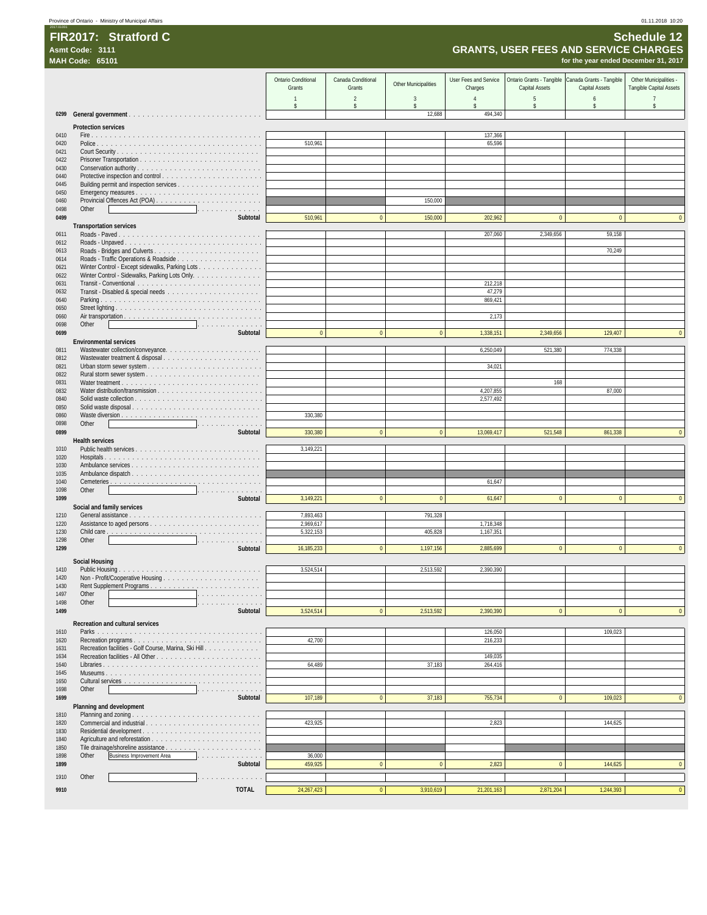Province of Ontario - Ministry of Municipal Affairs

# FIR2017: Stratford C

**Asmt Code: 3111**
**MAH Code: 65101**

## Schedule 12
### GRANTS, USER FEES AND SERVICE CHARGES
**for the year ended December 31, 2017**

| | | Ontario Conditional Grants | Canada Conditional Grants | Other Municipalities | User Fees and Service Charges | Ontario Grants - Tangible Capital Assets | Canada Grants - Tangible Capital Assets | Other Municipalities - Tangible Capital Assets |
|---|---|---|---|---|---|---|---|---|
| | | 1 | 2 | 3 | 4 | 5 | 6 | 7 |
| | | $ | $ | $ | $ | $ | $ | $ |
| 0299 | **General government** | | | 12,688 | 494,340 | | | |
| | **Protection services** | | | | | | | |
| 0410 | Fire | | | | 137,366 | | | |
| 0420 | Police | 510,961 | | | 65,596 | | | |
| 0421 | Court Security | | | | | | | |
| 0422 | Prisoner Transportation | | | | | | | |
| 0430 | Conservation authority | | | | | | | |
| 0440 | Protective inspection and control | | | | | | | |
| 0445 | Building permit and inspection services | | | | | | | |
| 0450 | Emergency measures | | | | | | | |
| 0460 | Provincial Offences Act (POA) | | | 150,000 | | | | |
| 0498 | Other | | | | | | | |
| 0499 | **Subtotal** | 510,961 | 0 | 150,000 | 202,962 | 0 | 0 | 0 |
| | **Transportation services** | | | | | | | |
| 0611 | Roads - Paved | | | | 207,060 | 2,349,656 | 59,158 | |
| 0612 | Roads - Unpaved | | | | | | | |
| 0613 | Roads - Bridges and Culverts | | | | | | 70,249 | |
| 0614 | Roads - Traffic Operations & Roadside | | | | | | | |
| 0621 | Winter Control - Except sidewalks, Parking Lots | | | | | | | |
| 0622 | Winter Control - Sidewalks, Parking Lots Only. | | | | | | | |
| 0631 | Transit - Conventional | | | | 212,218 | | | |
| 0632 | Transit - Disabled & special needs | | | | 47,279 | | | |
| 0640 | Parking | | | | 869,421 | | | |
| 0650 | Street lighting | | | | | | | |
| 0660 | Air transportation | | | | 2,173 | | | |
| 0698 | Other | | | | | | | |
| 0699 | **Subtotal** | 0 | 0 | 0 | 1,338,151 | 2,349,656 | 129,407 | 0 |
| | **Environmental services** | | | | | | | |
| 0811 | Wastewater collection/conveyance. | | | | 6,250,049 | 521,380 | 774,338 | |
| 0812 | Wastewater treatment & disposal | | | | | | | |
| 0821 | Urban storm sewer system | | | | 34,021 | | | |
| 0822 | Rural storm sewer system | | | | | | | |
| 0831 | Water treatment | | | | | 168 | | |
| 0832 | Water distribution/transmission | | | | 4,207,855 | | 87,000 | |
| 0840 | Solid waste collection | | | | 2,577,492 | | | |
| 0850 | Solid waste disposal | | | | | | | |
| 0860 | Waste diversion | 330,380 | | | | | | |
| 0898 | Other | | | | | | | |
| 0899 | **Subtotal** | 330,380 | 0 | 0 | 13,069,417 | 521,548 | 861,338 | 0 |
| | **Health services** | | | | | | | |
| 1010 | Public health services | 3,149,221 | | | | | | |
| 1020 | Hospitals | | | | | | | |
| 1030 | Ambulance services | | | | | | | |
| 1035 | Ambulance dispatch | | | | | | | |
| 1040 | Cemeteries | | | | 61,647 | | | |
| 1098 | Other | | | | | | | |
| 1099 | **Subtotal** | 3,149,221 | 0 | 0 | 61,647 | 0 | 0 | 0 |
| | **Social and family services** | | | | | | | |
| 1210 | General assistance | 7,893,463 | | 791,328 | | | | |
| 1220 | Assistance to aged persons | 2,969,617 | | | 1,718,348 | | | |
| 1230 | Child care | 5,322,153 | | 405,828 | 1,167,351 | | | |
| 1298 | Other | | | | | | | |
| 1299 | **Subtotal** | 16,185,233 | 0 | 1,197,156 | 2,885,699 | 0 | 0 | 0 |
| | **Social Housing** | | | | | | | |
| 1410 | Public Housing | 3,524,514 | | 2,513,592 | 2,390,390 | | | |
| 1420 | Non - Profit/Cooperative Housing | | | | | | | |
| 1430 | Rent Supplement Programs | | | | | | | |
| 1497 | Other | | | | | | | |
| 1498 | Other | | | | | | | |
| 1499 | **Subtotal** | 3,524,514 | 0 | 2,513,592 | 2,390,390 | 0 | 0 | 0 |
| | **Recreation and cultural services** | | | | | | | |
| 1610 | Parks | | | | 126,050 | | 109,023 | |
| 1620 | Recreation programs | 42,700 | | | 216,233 | | | |
| 1631 | Recreation facilities - Golf Course, Marina, Ski Hill | | | | | | | |
| 1634 | Recreation facilities - All Other | | | | 149,035 | | | |
| 1640 | Libraries | 64,489 | | 37,183 | 264,416 | | | |
| 1645 | Museums | | | | | | | |
| 1650 | Cultural services | | | | | | | |
| 1698 | Other | | | | | | | |
| 1699 | **Subtotal** | 107,189 | 0 | 37,183 | 755,734 | 0 | 109,023 | 0 |
| | **Planning and development** | | | | | | | |
| 1810 | Planning and zoning | | | | | | | |
| 1820 | Commercial and industrial | 423,925 | | | 2,823 | | 144,625 | |
| 1830 | Residential development | | | | | | | |
| 1840 | Agriculture and reforestation | | | | | | | |
| 1850 | Tile drainage/shoreline assistance | | | | | | | |
| 1898 | Other Business Improvement Area | 36,000 | | | | | | |
| 1899 | **Subtotal** | 459,925 | 0 | 0 | 2,823 | 0 | 144,625 | 0 |
| 1910 | Other | | | | | | | |
| 9910 | **TOTAL** | 24,267,423 | 0 | 3,910,619 | 21,201,163 | 2,871,204 | 1,244,393 | 0 |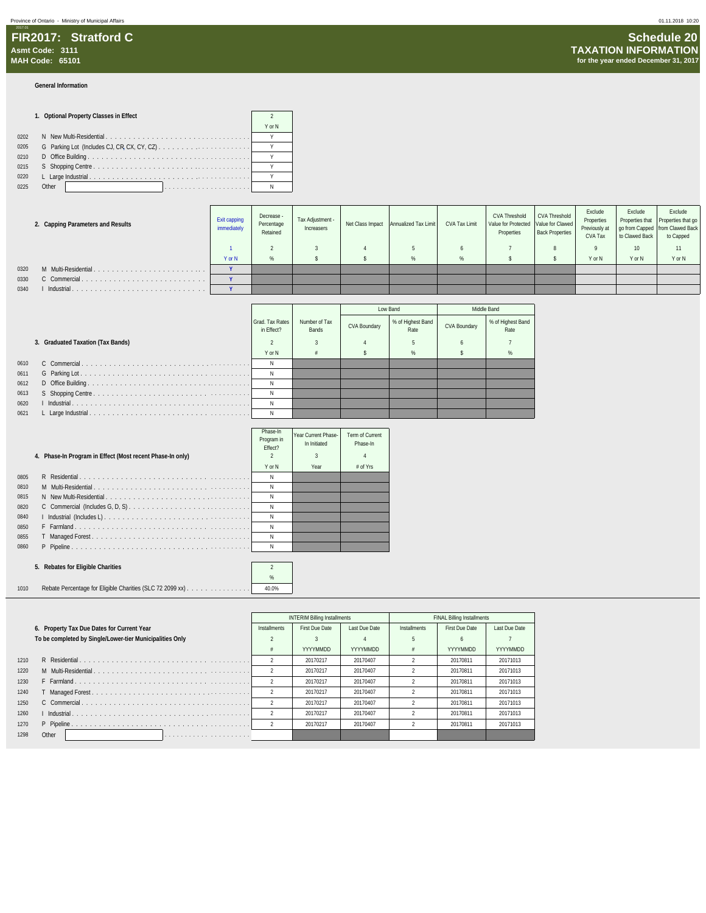# FIR2017: Stratford C

**Asmt Code: 3111**
**MAH Code: 65101**

## Schedule 20
## TAXATION INFORMATION
**for the year ended December 31, 2017**

### General Information

| | 1. Optional Property Classes in Effect | 2 |
|---|---|---|
| | | Y or N |
| 0202 | N New Multi-Residential | Y |
| 0205 | G Parking Lot (Includes CJ, CR, CX, CY, CZ) | Y |
| 0210 | D Office Building | Y |
| 0215 | S Shopping Centre | Y |
| 0220 | L Large Industrial | Y |
| 0225 | Other | N |

| | 2. Capping Parameters and Results | Exit capping immediately | Decrease - Percentage Retained | Tax Adjustment - Increasers | Net Class Impact | Annualized Tax Limit | CVA Tax Limit | CVA Threshold Value for Protected Properties | CVA Threshold Value for Clawed Back Properties | Exclude Properties Previously at CVA Tax | Exclude Properties that go from Capped to Clawed Back | Exclude Properties that go from Clawed Back to Capped |
|---|---|---|---|---|---|---|---|---|---|---|---|---|
| | | 1 | 2 | 3 | 4 | 5 | 6 | 7 | 8 | 9 | 10 | 11 |
| | | Y or N | % | $ | $ | % | % | $ | $ | Y or N | Y or N | Y or N |
| 0320 | M Multi-Residential | Y | | | | | | | | | | |
| 0330 | C Commercial | Y | | | | | | | | | | |
| 0340 | I Industrial | Y | | | | | | | | | | |

| | 3. Graduated Taxation (Tax Bands) | Grad. Tax Rates in Effect? | Number of Tax Bands | Low Band | | Middle Band | |
|---|---|---|---|---|---|---|---|
| | | | | CVA Boundary | % of Highest Band Rate | CVA Boundary | % of Highest Band Rate |
| | | 2 | 3 | 4 | 5 | 6 | 7 |
| | | Y or N | # | $ | % | $ | % |
| 0610 | C Commercial | N | | | | | |
| 0611 | G Parking Lot | N | | | | | |
| 0612 | D Office Building | N | | | | | |
| 0613 | S Shopping Centre | N | | | | | |
| 0620 | I Industrial | N | | | | | |
| 0621 | L Large Industrial | N | | | | | |

| | 4. Phase-In Program in Effect (Most recent Phase-In only) | Phase-In Program in Effect? | Year Current Phase-In Initiated | Term of Current Phase-In |
|---|---|---|---|---|
| | | 2 | 3 | 4 |
| | | Y or N | Year | # of Yrs |
| 0805 | R Residential | N | | |
| 0810 | M Multi-Residential | N | | |
| 0815 | N New Multi-Residential | N | | |
| 0820 | C Commercial (Includes G, D, S) | N | | |
| 0840 | I Industrial (Includes L) | N | | |
| 0850 | F Farmland | N | | |
| 0855 | T Managed Forest | N | | |
| 0860 | P Pipeline | N | | |

| | 5. Rebates for Eligible Charities | 2 |
|---|---|---|
| | | % |
| 1010 | Rebate Percentage for Eligible Charities (SLC 72 2099 xx) | 40.0% |

| | 6. Property Tax Due Dates for Current Year<br>To be completed by Single/Lower-tier Municipalities Only | INTERIM Billing Installments | | | FINAL Billing Installments | | |
|---|---|---|---|---|---|---|---|
| | | Installments | First Due Date | Last Due Date | Installments | First Due Date | Last Due Date |
| | | 2 | 3 | 4 | 5 | 6 | 7 |
| | | # | YYYYMMDD | YYYYMMDD | # | YYYYMMDD | YYYYMMDD |
| 1210 | R Residential | 2 | 20170217 | 20170407 | 2 | 20170811 | 20171013 |
| 1220 | M Multi-Residential | 2 | 20170217 | 20170407 | 2 | 20170811 | 20171013 |
| 1230 | F Farmland | 2 | 20170217 | 20170407 | 2 | 20170811 | 20171013 |
| 1240 | T Managed Forest | 2 | 20170217 | 20170407 | 2 | 20170811 | 20171013 |
| 1250 | C Commercial | 2 | 20170217 | 20170407 | 2 | 20170811 | 20171013 |
| 1260 | I Industrial | 2 | 20170217 | 20170407 | 2 | 20170811 | 20171013 |
| 1270 | P Pipeline | 2 | 20170217 | 20170407 | 2 | 20170811 | 20171013 |
| 1298 | Other | | | | | | |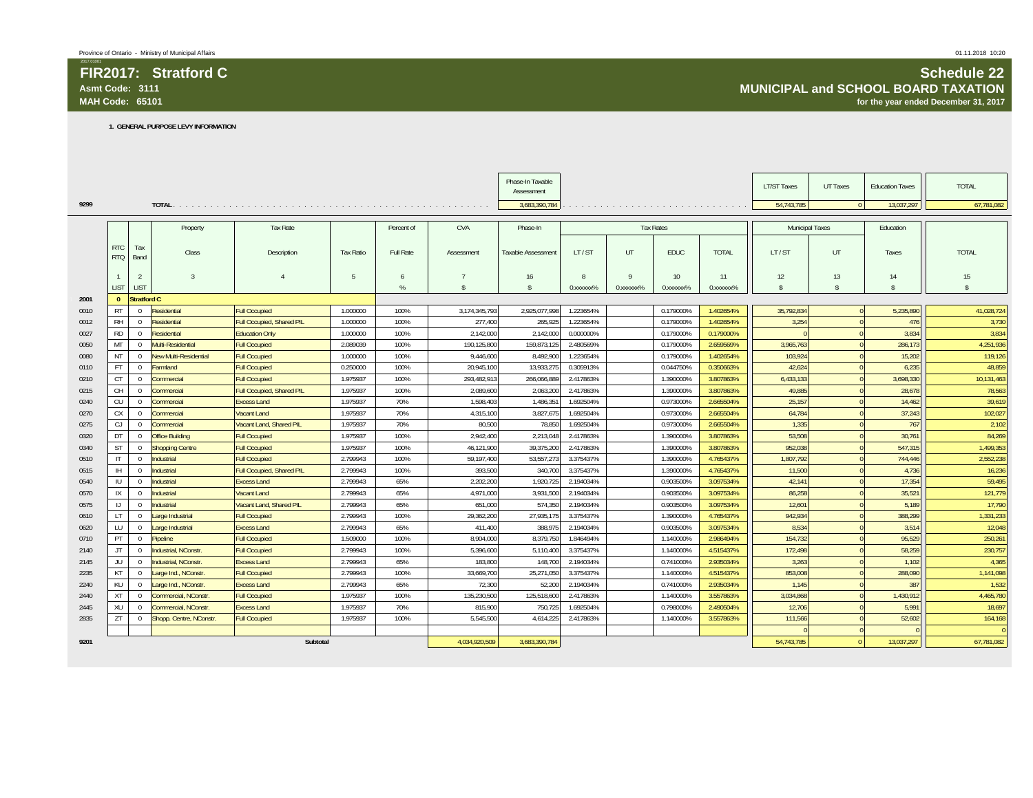Province of Ontario - Ministry of Municipal Affairs

2017.01001

# FIR2017: Stratford C

**Asmt Code: 3111**
**MAH Code: 65101**

# Schedule 22
## MUNICIPAL and SCHOOL BOARD TAXATION
**for the year ended December 31, 2017**

**1. GENERAL PURPOSE LEVY INFORMATION**

| | | Phase-In Taxable Assessment | LT/ST Taxes | UT Taxes | Education Taxes | TOTAL |
|---|---|---|---|---|---|---|
| 9299 | TOTAL | 3,683,390,784 | 54,743,785 | 0 | 13,037,297 | 67,781,082 |

| | RTC RTQ | Tax Band | Property Class | Tax Rate Description | Tax Ratio | Percent of Full Rate | CVA Assessment | Phase-In Taxable Assessment | Tax Rates LT / ST | Tax Rates UT | Tax Rates EDUC | Tax Rates TOTAL | Municipal Taxes LT / ST | Municipal Taxes UT | Education Taxes | TOTAL |
|---|---|---|---|---|---|---|---|---|---|---|---|---|---|---|---|---|
| | 1 | 2 | 3 | 4 | 5 | 6 | 7 | 16 | 8 | 9 | 10 | 11 | 12 | 13 | 14 | 15 |
| | LIST | LIST | | | | % | $ | $ | 0.xxxxxx% | 0.xxxxxx% | 0.xxxxxx% | 0.xxxxxx% | $ | $ | $ | $ |
| 2001 | 0 | Stratford C | | | | | | | | | | | | | | |
| 0010 | RT | 0 | Residential | Full Occupied | 1.000000 | 100% | 3,174,345,793 | 2,925,077,996 | 1.223654% | | 0.179000% | 1.402654% | 35,792,834 | 0 | 5,235,890 | 41,028,724 |
| 0012 | RH | 0 | Residential | Full Occupied, Shared PIL | 1.000000 | 100% | 277,400 | 265,925 | 1.223654% | | 0.179000% | 1.402654% | 3,254 | 0 | 476 | 3,730 |
| 0027 | RD | 0 | Residential | Education Only | 1.000000 | 100% | 2,142,000 | 2,142,000 | 0.000000% | | 0.179000% | 0.179000% | 0 | 0 | 3,834 | 3,834 |
| 0050 | MT | 0 | Multi-Residential | Full Occupied | 2.089039 | 100% | 190,125,800 | 159,873,125 | 2.480569% | | 0.179000% | 2.659569% | 3,965,763 | 0 | 286,173 | 4,251,936 |
| 0080 | NT | 0 | New Multi-Residential | Full Occupied | 1.000000 | 100% | 9,446,600 | 8,492,900 | 1.223654% | | 0.179000% | 1.402654% | 103,924 | 0 | 15,202 | 119,126 |
| 0110 | FT | 0 | Farmland | Full Occupied | 0.250000 | 100% | 20,945,100 | 13,933,275 | 0.305913% | | 0.044750% | 0.350663% | 42,624 | 0 | 6,235 | 48,859 |
| 0210 | CT | 0 | Commercial | Full Occupied | 1.975937 | 100% | 293,482,913 | 266,066,889 | 2.417863% | | 1.390000% | 3.807863% | 6,433,133 | 0 | 3,698,330 | 10,131,463 |
| 0215 | CH | 0 | Commercial | Full Occupied, Shared PIL | 1.975937 | 100% | 2,089,600 | 2,063,200 | 2.417863% | | 1.390000% | 3.807863% | 49,885 | 0 | 28,678 | 78,563 |
| 0240 | CU | 0 | Commercial | Excess Land | 1.975937 | 70% | 1,598,403 | 1,486,351 | 1.692504% | | 0.973000% | 2.665504% | 25,157 | 0 | 14,462 | 39,619 |
| 0270 | CX | 0 | Commercial | Vacant Land | 1.975937 | 70% | 4,315,100 | 3,827,675 | 1.692504% | | 0.973000% | 2.665504% | 64,784 | 0 | 37,243 | 102,027 |
| 0275 | CJ | 0 | Commercial | Vacant Land, Shared PIL | 1.975937 | 70% | 80,500 | 78,850 | 1.692504% | | 0.973000% | 2.665504% | 1,335 | 0 | 767 | 2,102 |
| 0320 | DT | 0 | Office Building | Full Occupied | 1.975937 | 100% | 2,942,400 | 2,213,048 | 2.417863% | | 1.390000% | 3.807863% | 53,508 | 0 | 30,761 | 84,269 |
| 0340 | ST | 0 | Shopping Centre | Full Occupied | 1.975937 | 100% | 46,121,900 | 39,375,200 | 2.417863% | | 1.390000% | 3.807863% | 952,038 | 0 | 547,315 | 1,499,353 |
| 0510 | IT | 0 | Industrial | Full Occupied | 2.799943 | 100% | 59,197,400 | 53,557,273 | 3.375437% | | 1.390000% | 4.765437% | 1,807,792 | 0 | 744,446 | 2,552,238 |
| 0515 | IH | 0 | Industrial | Full Occupied, Shared PIL | 2.799943 | 100% | 393,500 | 340,700 | 3.375437% | | 1.390000% | 4.765437% | 11,500 | 0 | 4,736 | 16,236 |
| 0540 | IU | 0 | Industrial | Excess Land | 2.799943 | 65% | 2,202,200 | 1,920,725 | 2.194034% | | 0.903500% | 3.097534% | 42,141 | 0 | 17,354 | 59,495 |
| 0570 | IX | 0 | Industrial | Vacant Land | 2.799943 | 65% | 4,971,000 | 3,931,500 | 2.194034% | | 0.903500% | 3.097534% | 86,258 | 0 | 35,521 | 121,779 |
| 0575 | IJ | 0 | Industrial | Vacant Land, Shared PIL | 2.799943 | 65% | 651,000 | 574,350 | 2.194034% | | 0.903500% | 3.097534% | 12,601 | 0 | 5,189 | 17,790 |
| 0610 | LT | 0 | Large Industrial | Full Occupied | 2.799943 | 100% | 29,362,200 | 27,935,175 | 3.375437% | | 1.390000% | 4.765437% | 942,934 | 0 | 388,299 | 1,331,233 |
| 0620 | LU | 0 | Large Industrial | Excess Land | 2.799943 | 65% | 411,400 | 388,975 | 2.194034% | | 0.903500% | 3.097534% | 8,534 | 0 | 3,514 | 12,048 |
| 0710 | PT | 0 | Pipeline | Full Occupied | 1.509000 | 100% | 8,904,000 | 8,379,750 | 1.846494% | | 1.140000% | 2.986494% | 154,732 | 0 | 95,529 | 250,261 |
| 2140 | JT | 0 | Industrial, NConstr. | Full Occupied | 2.799943 | 100% | 5,396,600 | 5,110,400 | 3.375437% | | 1.140000% | 4.515437% | 172,498 | 0 | 58,259 | 230,757 |
| 2145 | JU | 0 | Industrial, NConstr. | Excess Land | 2.799943 | 65% | 183,800 | 148,700 | 2.194034% | | 0.741000% | 2.935034% | 3,263 | 0 | 1,102 | 4,365 |
| 2235 | KT | 0 | Large Ind., NConstr. | Full Occupied | 2.799943 | 100% | 33,669,700 | 25,271,050 | 3.375437% | | 1.140000% | 4.515437% | 853,008 | 0 | 288,090 | 1,141,098 |
| 2240 | KU | 0 | Large Ind., NConstr. | Excess Land | 2.799943 | 65% | 72,300 | 52,200 | 2.194034% | | 0.741000% | 2.935034% | 1,145 | 0 | 387 | 1,532 |
| 2440 | XT | 0 | Commercial, NConstr. | Full Occupied | 1.975937 | 100% | 135,230,500 | 125,518,600 | 2.417863% | | 1.140000% | 3.557863% | 3,034,868 | 0 | 1,430,912 | 4,465,780 |
| 2445 | XU | 0 | Commercial, NConstr. | Excess Land | 1.975937 | 70% | 815,900 | 750,725 | 1.692504% | | 0.798000% | 2.490504% | 12,706 | 0 | 5,991 | 18,697 |
| 2835 | ZT | 0 | Shopp. Centre, NConstr. | Full Occupied | 1.975937 | 100% | 5,545,500 | 4,614,225 | 2.417863% | | 1.140000% | 3.557863% | 111,566 | 0 | 52,602 | 164,168 |
| | | | | | | | | | | | | | 0 | 0 | 0 | 0 |
| 9201 | | | | Subtotal | | | 4,034,920,509 | 3,683,390,784 | | | | | 54,743,785 | 0 | 13,037,297 | 67,781,082 |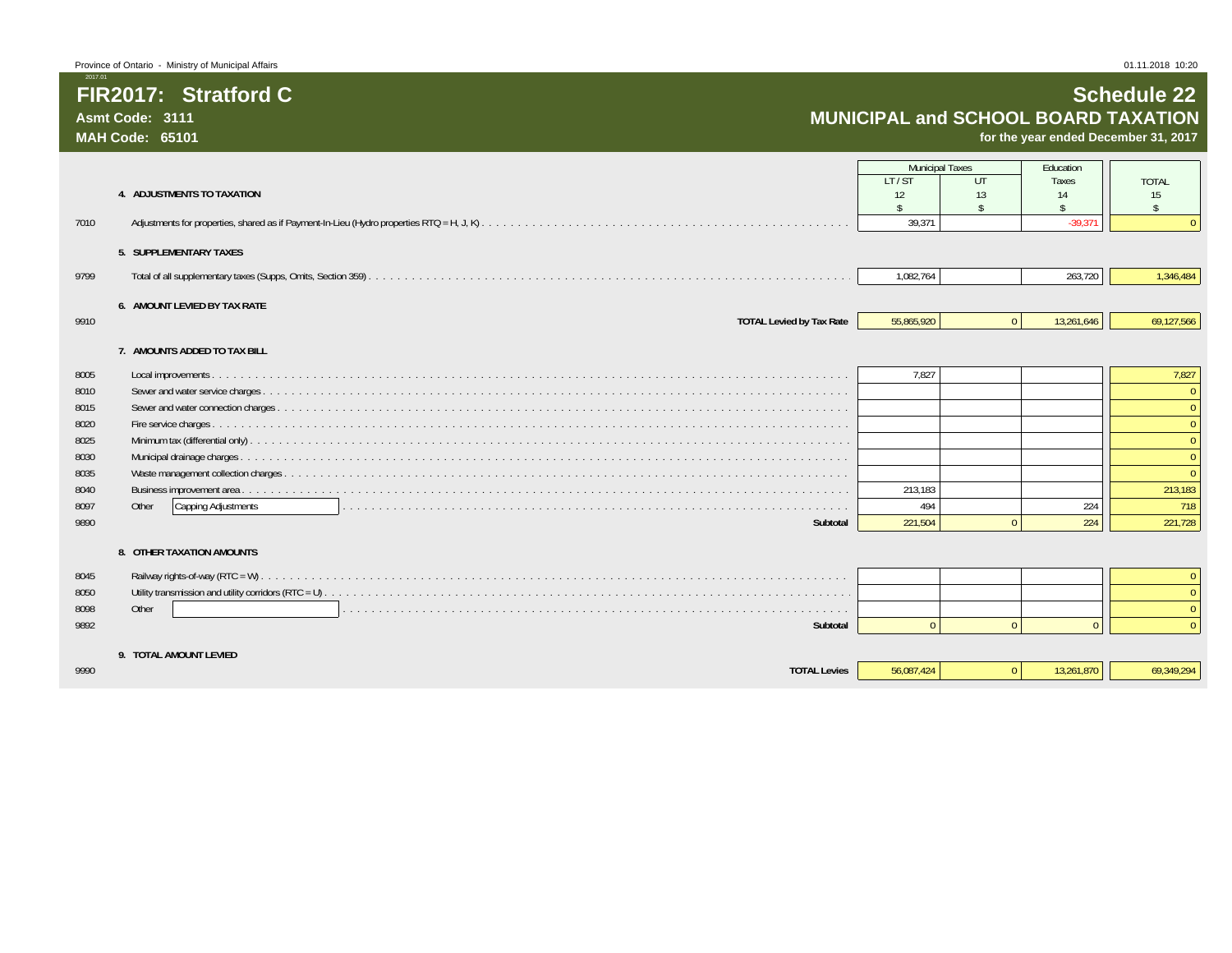Province of Ontario - Ministry of Municipal Affairs

01.11.2018 10:20

2017.01

# FIR2017: Stratford C

**Asmt Code: 3111**

**MAH Code: 65101**

# Schedule 22

## MUNICIPAL and SCHOOL BOARD TAXATION

**for the year ended December 31, 2017**

| | | Municipal Taxes | | Education | |
|---|---|---|---|---|---|
| | | LT / ST | UT | Taxes | TOTAL |
| | | 12 | 13 | 14 | 15 |
| | **4. ADJUSTMENTS TO TAXATION** | $ | $ | $ | $ |
| 7010 | Adjustments for properties, shared as if Payment-In-Lieu (Hydro properties RTQ = H, J, K) | 39,371 | | -39,371 | 0 |
| | **5. SUPPLEMENTARY TAXES** | | | | |
| 9799 | Total of all supplementary taxes (Supps, Omits, Section 359) | 1,082,764 | | 263,720 | 1,346,484 |
| | **6. AMOUNT LEVIED BY TAX RATE** | | | | |
| 9910 | **TOTAL Levied by Tax Rate** | 55,865,920 | 0 | 13,261,646 | 69,127,566 |
| | **7. AMOUNTS ADDED TO TAX BILL** | | | | |
| 8005 | Local improvements | 7,827 | | | 7,827 |
| 8010 | Sewer and water service charges | | | | 0 |
| 8015 | Sewer and water connection charges | | | | 0 |
| 8020 | Fire service charges | | | | 0 |
| 8025 | Minimum tax (differential only) | | | | 0 |
| 8030 | Municipal drainage charges | | | | 0 |
| 8035 | Waste management collection charges | | | | 0 |
| 8040 | Business improvement area | 213,183 | | | 213,183 |
| 8097 | Other: Capping Adjustments | 494 | | 224 | 718 |
| 9890 | **Subtotal** | 221,504 | 0 | 224 | 221,728 |
| | **8. OTHER TAXATION AMOUNTS** | | | | |
| 8045 | Railway rights-of-way (RTC = W) | | | | 0 |
| 8050 | Utility transmission and utility corridors (RTC = U) | | | | 0 |
| 8098 | Other | | | | 0 |
| 9892 | **Subtotal** | 0 | 0 | 0 | 0 |
| | **9. TOTAL AMOUNT LEVIED** | | | | |
| 9990 | **TOTAL Levies** | 56,087,424 | 0 | 13,261,870 | 69,349,294 |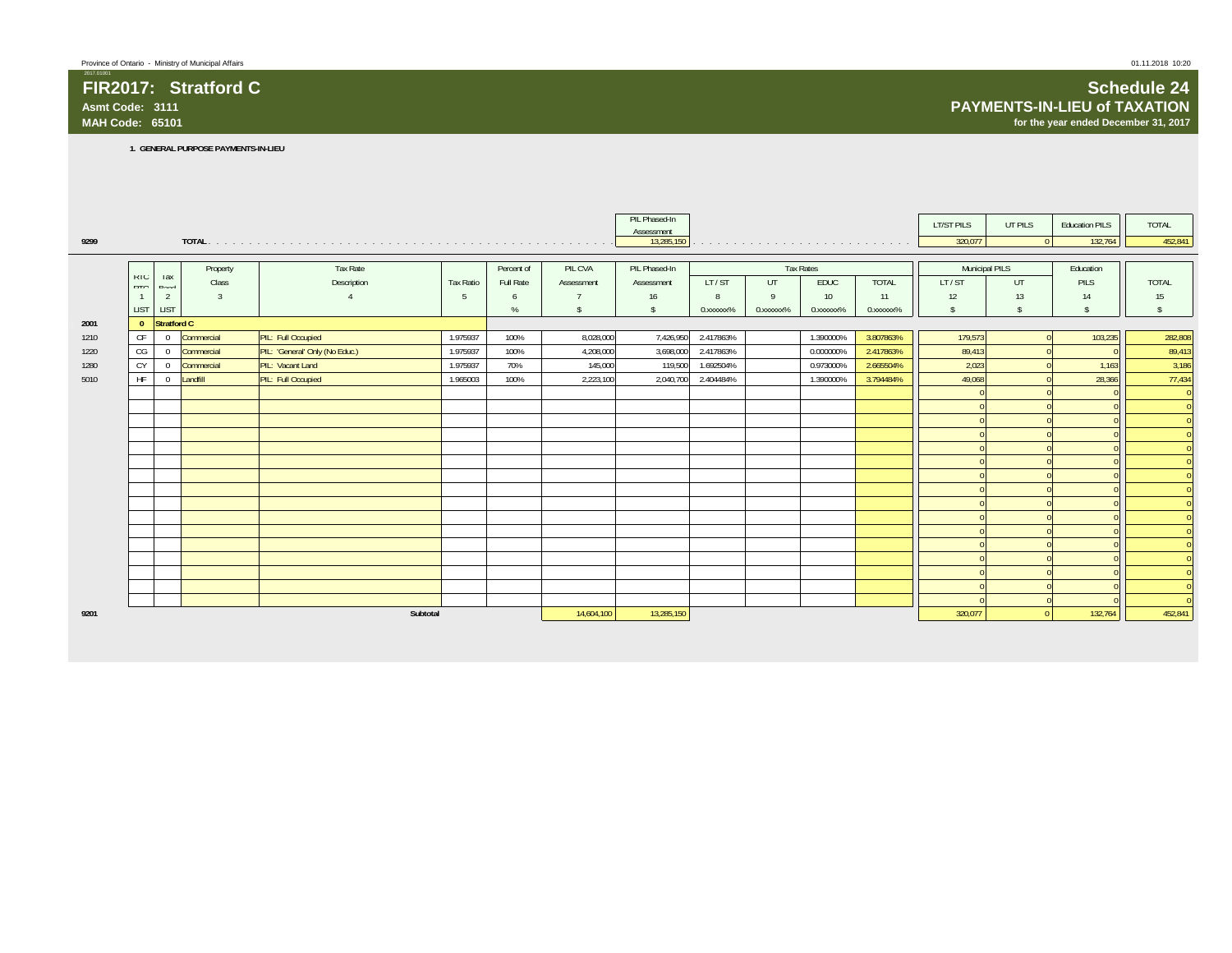Province of Ontario - Ministry of Municipal Affairs

# FIR2017: Stratford C

**Asmt Code: 3111**
**MAH Code: 65101**

## Schedule 24
## PAYMENTS-IN-LIEU of TAXATION
**for the year ended December 31, 2017**

**1. GENERAL PURPOSE PAYMENTS-IN-LIEU**

| | | PIL Phased-In Assessment | LT/ST PILS | UT PILS | Education PILS | TOTAL |
|---|---|---|---|---|---|---|
| 9299 | TOTAL | 13,285,150 | 320,077 | 0 | 132,764 | 452,841 |

| | RTC RTQ | Tax Band | Property Class | Tax Rate Description | Tax Ratio | Percent of Full Rate | PIL CVA Assessment | PIL Phased-In Assessment | Tax Rates LT / ST | UT | EDUC | TOTAL | Municipal PILS LT / ST | UT | Education PILS | TOTAL |
|---|---|---|---|---|---|---|---|---|---|---|---|---|---|---|---|---|
| | 1 | 2 | 3 | 4 | 5 | 6 | 7 | 16 | 8 | 9 | 10 | 11 | 12 | 13 | 14 | 15 |
| | LIST | LIST | | | | % | $ | $ | 0.xxxxxx% | 0.xxxxxx% | 0.xxxxxx% | 0.xxxxxx% | $ | $ | $ | $ |
| 2001 | 0 | Stratford C | | | | | | | | | | | | | | |
| 1210 | CF | 0 | Commercial | PIL: Full Occupied | 1.975937 | 100% | 8,028,000 | 7,426,950 | 2.417863% | | 1.390000% | 3.807863% | 179,573 | 0 | 103,235 | 282,808 |
| 1220 | CG | 0 | Commercial | PIL: 'General' Only (No Educ.) | 1.975937 | 100% | 4,208,000 | 3,698,000 | 2.417863% | | 0.000000% | 2.417863% | 89,413 | 0 | 0 | 89,413 |
| 1280 | CY | 0 | Commercial | PIL: Vacant Land | 1.975937 | 70% | 145,000 | 119,500 | 1.692504% | | 0.973000% | 2.665504% | 2,023 | 0 | 1,163 | 3,186 |
| 5010 | HF | 0 | Landfill | PIL: Full Occupied | 1.965003 | 100% | 2,223,100 | 2,040,700 | 2.404484% | | 1.390000% | 3.794484% | 49,068 | 0 | 28,366 | 77,434 |
| | | | | | | | | | | | | | 0 | 0 | 0 | 0 |
| | | | | | | | | | | | | | 0 | 0 | 0 | 0 |
| | | | | | | | | | | | | | 0 | 0 | 0 | 0 |
| | | | | | | | | | | | | | 0 | 0 | 0 | 0 |
| | | | | | | | | | | | | | 0 | 0 | 0 | 0 |
| | | | | | | | | | | | | | 0 | 0 | 0 | 0 |
| | | | | | | | | | | | | | 0 | 0 | 0 | 0 |
| | | | | | | | | | | | | | 0 | 0 | 0 | 0 |
| | | | | | | | | | | | | | 0 | 0 | 0 | 0 |
| | | | | | | | | | | | | | 0 | 0 | 0 | 0 |
| | | | | | | | | | | | | | 0 | 0 | 0 | 0 |
| | | | | | | | | | | | | | 0 | 0 | 0 | 0 |
| | | | | | | | | | | | | | 0 | 0 | 0 | 0 |
| | | | | | | | | | | | | | 0 | 0 | 0 | 0 |
| | | | | | | | | | | | | | 0 | 0 | 0 | 0 |
| | | | | | | | | | | | | | 0 | 0 | 0 | 0 |
| 9201 | | | | Subtotal | | | 14,604,100 | 13,285,150 | | | | | 320,077 | 0 | 132,764 | 452,841 |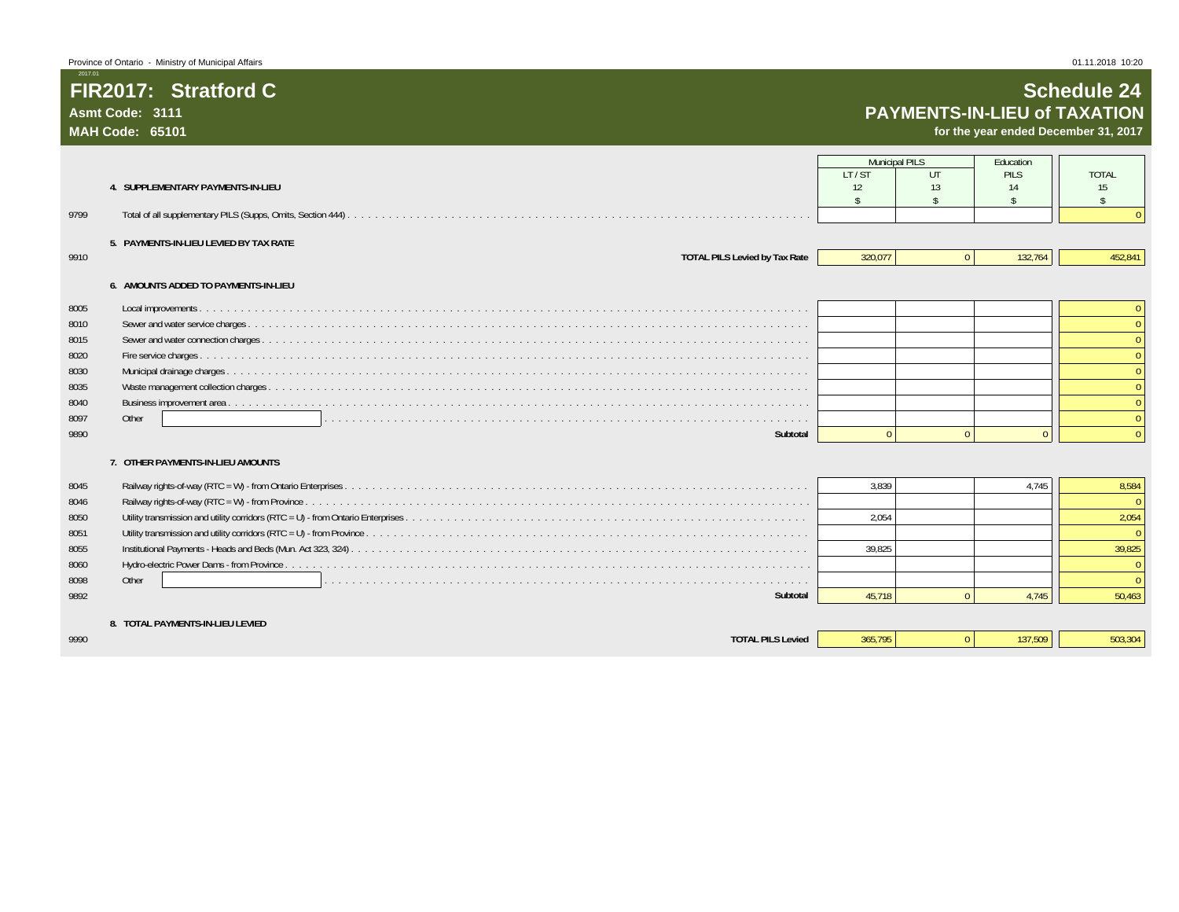Province of Ontario - Ministry of Municipal Affairs

# FIR2017: Stratford C

**Asmt Code: 3111**

**MAH Code: 65101**

## Schedule 24
## PAYMENTS-IN-LIEU of TAXATION
**for the year ended December 31, 2017**

| | | Municipal PILS | | Education | |
|---|---|---|---|---|---|
| | | LT / ST | UT | PILS | TOTAL |
| | **4. SUPPLEMENTARY PAYMENTS-IN-LIEU** | 12 | 13 | 14 | 15 |
| | | $ | $ | $ | $ |
| 9799 | Total of all supplementary PILS (Supps, Omits, Section 444) | | | | 0 |
| | **5. PAYMENTS-IN-LIEU LEVIED BY TAX RATE** | | | | |
| 9910 | **TOTAL PILS Levied by Tax Rate** | 320,077 | 0 | 132,764 | 452,841 |
| | **6. AMOUNTS ADDED TO PAYMENTS-IN-LIEU** | | | | |
| 8005 | Local improvements | | | | 0 |
| 8010 | Sewer and water service charges | | | | 0 |
| 8015 | Sewer and water connection charges | | | | 0 |
| 8020 | Fire service charges | | | | 0 |
| 8030 | Municipal drainage charges | | | | 0 |
| 8035 | Waste management collection charges | | | | 0 |
| 8040 | Business improvement area | | | | 0 |
| 8097 | Other | | | | 0 |
| 9890 | **Subtotal** | 0 | 0 | 0 | 0 |
| | **7. OTHER PAYMENTS-IN-LIEU AMOUNTS** | | | | |
| 8045 | Railway rights-of-way (RTC = W) - from Ontario Enterprises | 3,839 | | 4,745 | 8,584 |
| 8046 | Railway rights-of-way (RTC = W) - from Province | | | | 0 |
| 8050 | Utility transmission and utility corridors (RTC = U) - from Ontario Enterprises | 2,054 | | | 2,054 |
| 8051 | Utility transmission and utility corridors (RTC = U) - from Province | | | | 0 |
| 8055 | Institutional Payments - Heads and Beds (Mun. Act 323, 324) | 39,825 | | | 39,825 |
| 8060 | Hydro-electric Power Dams - from Province | | | | 0 |
| 8098 | Other | | | | 0 |
| 9892 | **Subtotal** | 45,718 | 0 | 4,745 | 50,463 |
| | **8. TOTAL PAYMENTS-IN-LIEU LEVIED** | | | | |
| 9990 | **TOTAL PILS Levied** | 365,795 | 0 | 137,509 | 503,304 |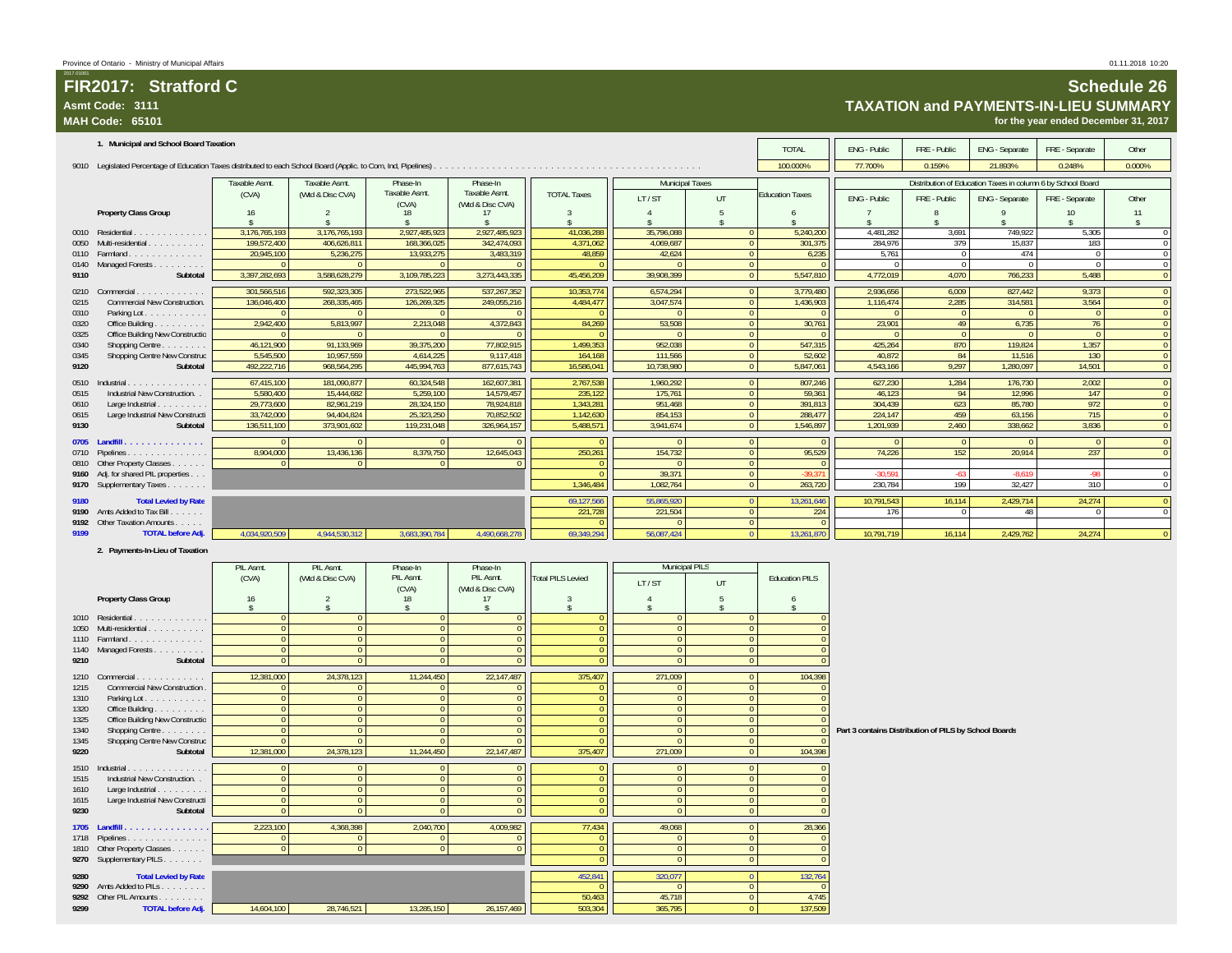Province of Ontario - Ministry of Municipal Affairs

# FIR2017: Stratford C

**Asmt Code: 3111**
**MAH Code: 65101**

## Schedule 26
### TAXATION and PAYMENTS-IN-LIEU SUMMARY
**for the year ended December 31, 2017**

### 1. Municipal and School Board Taxation

| | | TOTAL | ENG - Public | FRE - Public | ENG - Separate | FRE - Separate | Other |
|---|---|---|---|---|---|---|---|
| 9010 | Legislated Percentage of Education Taxes distributed to each School Board (Applic. to Com, Ind, Pipelines) | 100.000% | 77.700% | 0.159% | 21.893% | 0.248% | 0.000% |

| | Property Class Group | Taxable Asmt. (CVA) 16 $ | Taxable Asmt. (Wtd & Disc CVA) 2 $ | Phase-In Taxable Asmt. (CVA) 18 $ | Phase-In Taxable Asmt. (Wtd & Disc CVA) 17 $ | TOTAL Taxes 3 $ | Municipal Taxes LT / ST 4 $ | Municipal Taxes UT 5 $ | Education Taxes 6 $ | Distribution of Education Taxes in column 6 by School Board: ENG - Public 7 $ | FRE - Public 8 $ | ENG - Separate 9 $ | FRE - Separate 10 $ | Other 11 $ |
|---|---|---|---|---|---|---|---|---|---|---|---|---|---|---|
| 0010 | Residential | 3,176,765,193 | 3,176,765,193 | 2,927,485,923 | 2,927,485,923 | 41,036,288 | 35,796,088 | 0 | 5,240,200 | 4,481,282 | 3,691 | 749,922 | 5,305 | 0 |
| 0050 | Multi-residential | 199,572,400 | 406,626,811 | 168,366,025 | 342,474,093 | 4,371,062 | 4,069,687 | 0 | 301,375 | 284,976 | 379 | 15,837 | 183 | 0 |
| 0110 | Farmland | 20,945,100 | 5,236,275 | 13,933,275 | 3,483,319 | 48,859 | 42,624 | 0 | 6,235 | 5,761 | 0 | 474 | 0 | 0 |
| 0140 | Managed Forests | 0 | 0 | 0 | 0 | 0 | 0 | 0 | 0 | 0 | 0 | 0 | 0 | 0 |
| 9110 | Subtotal | 3,397,282,693 | 3,588,628,279 | 3,109,785,223 | 3,273,443,335 | 45,456,209 | 39,908,399 | 0 | 5,547,810 | 4,772,019 | 4,070 | 766,233 | 5,488 | 0 |
| 0210 | Commercial | 301,566,516 | 592,323,305 | 273,522,965 | 537,267,352 | 10,353,774 | 6,574,294 | 0 | 3,779,480 | 2,936,656 | 6,009 | 827,442 | 9,373 | 0 |
| 0215 | Commercial New Construction | 136,046,400 | 268,335,465 | 126,269,325 | 249,055,216 | 4,484,477 | 3,047,574 | 0 | 1,436,903 | 1,116,474 | 2,285 | 314,581 | 3,564 | 0 |
| 0310 | Parking Lot | 0 | 0 | 0 | 0 | 0 | 0 | 0 | 0 | 0 | 0 | 0 | 0 | 0 |
| 0320 | Office Building | 2,942,400 | 5,813,997 | 2,213,048 | 4,372,843 | 84,269 | 53,508 | 0 | 30,761 | 23,901 | 49 | 6,735 | 76 | 0 |
| 0325 | Office Building New Constructio | 0 | 0 | 0 | 0 | 0 | 0 | 0 | 0 | 0 | 0 | 0 | 0 | 0 |
| 0340 | Shopping Centre | 46,121,900 | 91,133,969 | 39,375,200 | 77,802,915 | 1,499,353 | 952,038 | 0 | 547,315 | 425,264 | 870 | 119,824 | 1,357 | 0 |
| 0345 | Shopping Centre New Construc | 5,545,500 | 10,957,559 | 4,614,225 | 9,117,418 | 164,168 | 111,566 | 0 | 52,602 | 40,872 | 84 | 11,516 | 130 | 0 |
| 9120 | Subtotal | 492,222,716 | 968,564,295 | 445,994,763 | 877,615,743 | 16,586,041 | 10,738,980 | 0 | 5,847,061 | 4,543,166 | 9,297 | 1,280,097 | 14,501 | 0 |
| 0510 | Industrial | 67,415,100 | 181,090,877 | 60,324,548 | 162,607,381 | 2,767,538 | 1,960,292 | 0 | 807,246 | 627,230 | 1,284 | 176,730 | 2,002 | 0 |
| 0515 | Industrial New Construction | 5,580,400 | 15,444,682 | 5,259,100 | 14,579,457 | 235,122 | 175,761 | 0 | 59,361 | 46,123 | 94 | 12,996 | 147 | 0 |
| 0610 | Large Industrial | 29,773,600 | 82,961,219 | 28,324,150 | 78,924,818 | 1,343,281 | 951,468 | 0 | 391,813 | 304,439 | 623 | 85,780 | 972 | 0 |
| 0615 | Large Industrial New Constructi | 33,742,000 | 94,404,824 | 25,323,250 | 70,852,502 | 1,142,630 | 854,153 | 0 | 288,477 | 224,147 | 459 | 63,156 | 715 | 0 |
| 9130 | Subtotal | 136,511,100 | 373,901,602 | 119,231,048 | 326,964,157 | 5,488,571 | 3,941,674 | 0 | 1,546,897 | 1,201,939 | 2,460 | 338,662 | 3,836 | 0 |
| 0705 | Landfill | 0 | 0 | 0 | 0 | 0 | 0 | 0 | 0 | 0 | 0 | 0 | 0 | 0 |
| 0710 | Pipelines | 8,904,000 | 13,436,136 | 8,379,750 | 12,645,043 | 250,261 | 154,732 | 0 | 95,529 | 74,226 | 152 | 20,914 | 237 | 0 |
| 0810 | Other Property Classes | 0 | 0 | 0 | 0 | 0 | 0 | 0 | 0 | | | | | |
| 9160 | Adj. for shared PIL properties | | | | | 0 | 39,371 | 0 | -39,371 | -30,591 | -63 | -8,619 | -98 | 0 |
| 9170 | Supplementary Taxes | | | | | 1,346,484 | 1,082,764 | 0 | 263,720 | 230,784 | 199 | 32,427 | 310 | 0 |
| 9180 | Total Levied by Rate | | | | | 69,127,566 | 55,865,920 | 0 | 13,261,646 | 10,791,543 | 16,114 | 2,429,714 | 24,274 | 0 |
| 9190 | Amts Added to Tax Bill | | | | | 221,728 | 221,504 | 0 | 224 | 176 | 0 | 48 | 0 | 0 |
| 9192 | Other Taxation Amounts | | | | | 0 | 0 | 0 | 0 | | | | | |
| 9199 | TOTAL before Adj. | 4,034,920,509 | 4,944,530,312 | 3,683,390,784 | 4,490,668,278 | 69,349,294 | 56,087,424 | 0 | 13,261,870 | 10,791,719 | 16,114 | 2,429,762 | 24,274 | 0 |

### 2. Payments-In-Lieu of Taxation

| | Property Class Group | PIL Asmt. (CVA) 16 $ | PIL Asmt. (Wtd & Disc CVA) 2 $ | Phase-In PIL Asmt. (CVA) 18 $ | Phase-In PIL Asmt. (Wtd & Disc CVA) 17 $ | Total PILS Levied 3 $ | Municipal PILS LT / ST 4 $ | Municipal PILS UT 5 $ | Education PILS 6 $ |
|---|---|---|---|---|---|---|---|---|---|
| 1010 | Residential | 0 | 0 | 0 | 0 | 0 | 0 | 0 | 0 |
| 1050 | Multi-residential | 0 | 0 | 0 | 0 | 0 | 0 | 0 | 0 |
| 1110 | Farmland | 0 | 0 | 0 | 0 | 0 | 0 | 0 | 0 |
| 1140 | Managed Forests | 0 | 0 | 0 | 0 | 0 | 0 | 0 | 0 |
| 9210 | Subtotal | 0 | 0 | 0 | 0 | 0 | 0 | 0 | 0 |
| 1210 | Commercial | 12,381,000 | 24,378,123 | 11,244,450 | 22,147,487 | 375,407 | 271,009 | 0 | 104,398 |
| 1215 | Commercial New Construction | 0 | 0 | 0 | 0 | 0 | 0 | 0 | 0 |
| 1310 | Parking Lot | 0 | 0 | 0 | 0 | 0 | 0 | 0 | 0 |
| 1320 | Office Building | 0 | 0 | 0 | 0 | 0 | 0 | 0 | 0 |
| 1325 | Office Building New Constructio | 0 | 0 | 0 | 0 | 0 | 0 | 0 | 0 |
| 1340 | Shopping Centre | 0 | 0 | 0 | 0 | 0 | 0 | 0 | 0 |
| 1345 | Shopping Centre New Construc | 0 | 0 | 0 | 0 | 0 | 0 | 0 | 0 |
| 9220 | Subtotal | 12,381,000 | 24,378,123 | 11,244,450 | 22,147,487 | 375,407 | 271,009 | 0 | 104,398 |
| 1510 | Industrial | 0 | 0 | 0 | 0 | 0 | 0 | 0 | 0 |
| 1515 | Industrial New Construction | 0 | 0 | 0 | 0 | 0 | 0 | 0 | 0 |
| 1610 | Large Industrial | 0 | 0 | 0 | 0 | 0 | 0 | 0 | 0 |
| 1615 | Large Industrial New Constructi | 0 | 0 | 0 | 0 | 0 | 0 | 0 | 0 |
| 9230 | Subtotal | 0 | 0 | 0 | 0 | 0 | 0 | 0 | 0 |
| 1705 | Landfill | 2,223,100 | 4,368,398 | 2,040,700 | 4,009,982 | 77,434 | 49,068 | 0 | 28,366 |
| 1718 | Pipelines | 0 | 0 | 0 | 0 | 0 | 0 | 0 | 0 |
| 1810 | Other Property Classes | 0 | 0 | 0 | 0 | 0 | 0 | 0 | 0 |
| 9270 | Supplementary PILS | | | | | 0 | 0 | 0 | 0 |
| 9280 | Total Levied by Rate | | | | | 452,841 | 320,077 | 0 | 132,764 |
| 9290 | Amts Added to PILs | | | | | 0 | 0 | 0 | 0 |
| 9292 | Other PIL Amounts | | | | | 50,463 | 45,718 | 0 | 4,745 |
| 9299 | TOTAL before Adj. | 14,604,100 | 28,746,521 | 13,285,150 | 26,157,469 | 503,304 | 365,795 | 0 | 137,509 |

**Part 3 contains Distribution of PILS by School Boards**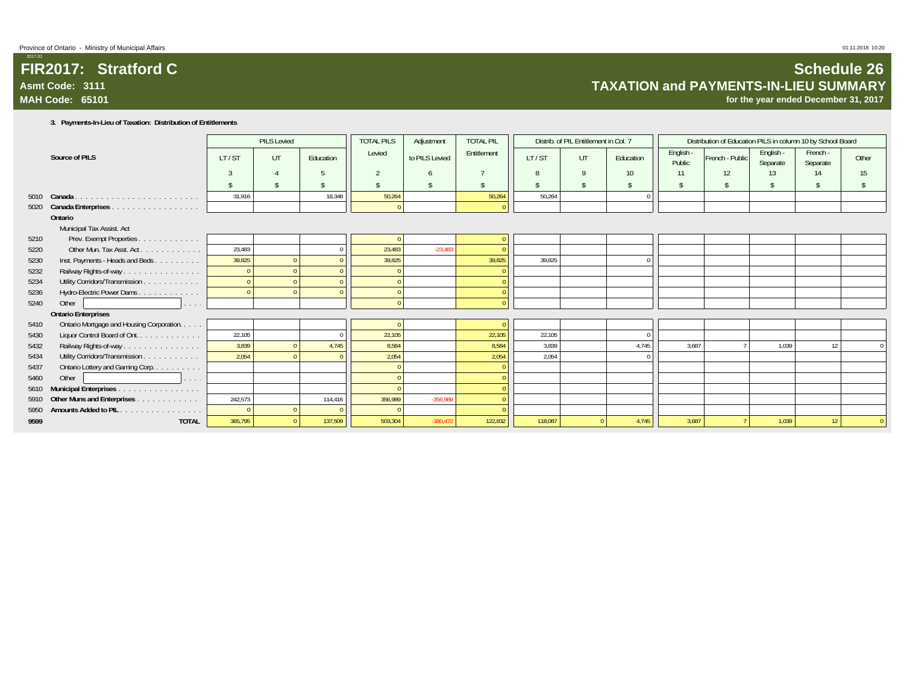Province of Ontario - Ministry of Municipal Affairs

# FIR2017: Stratford C

**Asmt Code: 3111**

**MAH Code: 65101**

# Schedule 26

## TAXATION and PAYMENTS-IN-LIEU SUMMARY

**for the year ended December 31, 2017**

### 3. Payments-In-Lieu of Taxation: Distribution of Entitlements

| | Source of PILS | PILS Levied | | | TOTAL PILS | Adjustment | TOTAL PIL | Distrib. of PIL Entitlement in Col. 7 | | | Distribution of Education PILS in column 10 by School Board | | | | |
|---|---|---|---|---|---|---|---|---|---|---|---|---|---|---|---|
| | | LT / ST | UT | Education | Levied | to PILS Levied | Entitlement | LT / ST | UT | Education | English - Public | French - Public | English - Separate | French - Separate | Other |
| | | 3 | 4 | 5 | 2 | 6 | 7 | 8 | 9 | 10 | 11 | 12 | 13 | 14 | 15 |
| | | $ | $ | $ | $ | $ | $ | $ | $ | $ | $ | $ | $ | $ | $ |
| 5010 | **Canada** | 31,916 | | 18,348 | 50,264 | | 50,264 | 50,264 | | 0 | | | | | |
| 5020 | **Canada Enterprises** | | | | 0 | | 0 | | | | | | | | |
| | **Ontario** | | | | | | | | | | | | | | |
| | Municipal Tax Assist. Act | | | | | | | | | | | | | | |
| 5210 | Prev. Exempt Properties | | | | 0 | | 0 | | | | | | | | |
| 5220 | Other Mun. Tax Asst. Act | 23,483 | | 0 | 23,483 | -23,483 | 0 | | | | | | | | |
| 5230 | Inst. Payments - Heads and Beds | 39,825 | 0 | 0 | 39,825 | | 39,825 | 39,825 | | 0 | | | | | |
| 5232 | Railway Rights-of-way | 0 | 0 | 0 | 0 | | 0 | | | | | | | | |
| 5234 | Utility Corridors/Transmission | 0 | 0 | 0 | 0 | | 0 | | | | | | | | |
| 5236 | Hydro-Electric Power Dams | 0 | 0 | 0 | 0 | | 0 | | | | | | | | |
| 5240 | Other | | | | 0 | | 0 | | | | | | | | |
| | **Ontario Enterprises** | | | | | | | | | | | | | | |
| 5410 | Ontario Mortgage and Housing Corporation | | | | 0 | | 0 | | | | | | | | |
| 5430 | Liquor Control Board of Ont. | 22,105 | | 0 | 22,105 | | 22,105 | 22,105 | | 0 | | | | | |
| 5432 | Railway Rights-of-way | 3,839 | 0 | 4,745 | 8,584 | | 8,584 | 3,839 | | 4,745 | 3,687 | 7 | 1,039 | 12 | 0 |
| 5434 | Utility Corridors/Transmission | 2,054 | 0 | 0 | 2,054 | | 2,054 | 2,054 | | 0 | | | | | |
| 5437 | Ontario Lottery and Gaming Corp. | | | | 0 | | 0 | | | | | | | | |
| 5460 | Other | | | | 0 | | 0 | | | | | | | | |
| 5610 | **Municipal Enterprises** | | | | 0 | | 0 | | | | | | | | |
| 5910 | **Other Muns and Enterprises** | 242,573 | | 114,416 | 356,989 | -356,989 | 0 | | | | | | | | |
| 5950 | **Amounts Added to PIL** | 0 | 0 | 0 | 0 | | 0 | | | | | | | | |
| **9599** | **TOTAL** | 365,795 | 0 | 137,509 | 503,304 | -380,472 | 122,832 | 118,087 | 0 | 4,745 | 3,687 | 7 | 1,039 | 12 | 0 |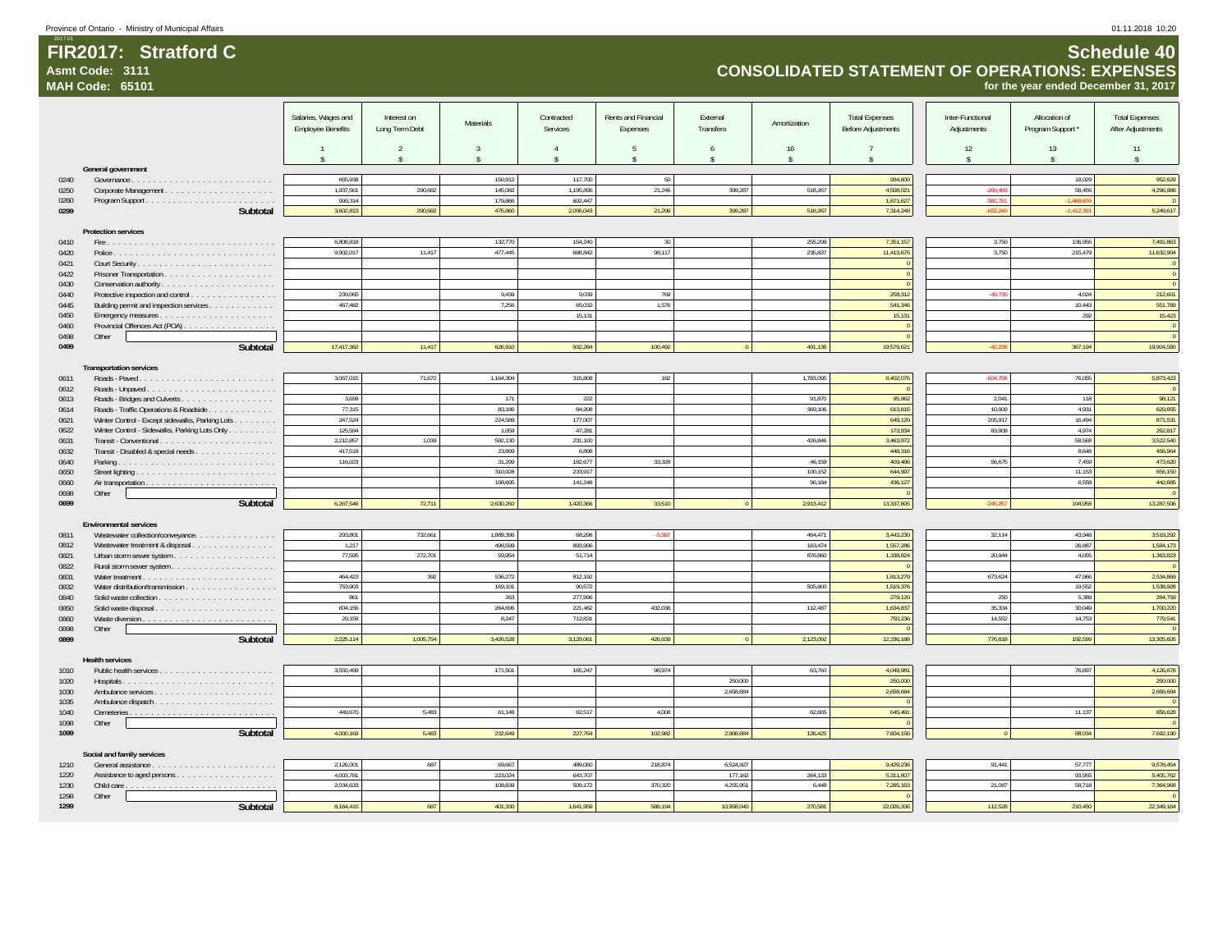Province of Ontario - Ministry of Municipal Affairs

# FIR2017: Stratford C

**Asmt Code: 3111**
**MAH Code: 65101**

## Schedule 40
## CONSOLIDATED STATEMENT OF OPERATIONS: EXPENSES
**for the year ended December 31, 2017**

| | | Salaries, Wages and Employee Benefits | Interest on Long Term Debt | Materials | Contracted Services | Rents and Financial Expenses | External Transfers | Amortization | Total Expenses Before Adjustments | Inter-Functional Adjustments | Allocation of Program Support * | Total Expenses After Adjustments |
|---|---|---|---|---|---|---|---|---|---|---|---|---|
| | | 1 | 2 | 3 | 4 | 5 | 6 | 16 | 7 | 12 | 13 | 11 |
| | | $ | $ | $ | $ | $ | $ | $ | $ | $ | $ | $ |
| | **General government** | | | | | | | | | | | |
| 0240 | Governance | 665,938 | | 150,912 | 117,700 | 50 | | | 934,600 | | 18,029 | 952,629 |
| 0250 | Corporate Management | 1,937,561 | 290,682 | 145,082 | 1,195,896 | 21,246 | 399,287 | 518,267 | 4,508,021 | -269,489 | 58,456 | 4,296,988 |
| 0260 | Program Support | 999,314 | | 179,866 | 692,447 | | | | 1,871,627 | -382,751 | -1,488,876 | 0 |
| 0299 | **Subtotal** | 3,602,813 | 290,682 | 475,860 | 2,006,043 | 21,296 | 399,287 | 518,267 | 7,314,248 | -652,240 | -1,412,391 | 5,249,617 |
| | **Protection services** | | | | | | | | | | | |
| 0410 | Fire | 6,808,818 | | 132,770 | 154,240 | 30 | | 255,299 | 7,351,157 | 3,750 | 136,956 | 7,491,863 |
| 0420 | Police | 9,902,017 | 11,417 | 477,445 | 688,842 | 98,117 | | 235,837 | 11,413,675 | 3,750 | 215,479 | 11,632,904 |
| 0421 | Court Security | | | | | | | | 0 | | | 0 |
| 0422 | Prisoner Transportation | | | | | | | | 0 | | | 0 |
| 0430 | Conservation authority | | | | | | | | 0 | | | 0 |
| 0440 | Protective inspection and control | 239,065 | | 9,439 | 9,039 | 769 | | | 258,312 | -49,735 | 4,024 | 212,601 |
| 0445 | Building permit and inspection services | 467,482 | | 7,256 | 65,032 | 1,576 | | | 541,346 | | 10,443 | 551,789 |
| 0450 | Emergency measures | | | | 15,131 | | | | 15,131 | | 292 | 15,423 |
| 0460 | Provincial Offences Act (POA) | | | | | | | | 0 | | | 0 |
| 0498 | Other | | | | | | | | 0 | | | 0 |
| 0499 | **Subtotal** | 17,417,382 | 11,417 | 626,910 | 932,284 | 100,492 | 0 | 491,136 | 19,579,621 | -42,235 | 367,194 | 19,904,580 |
| | **Transportation services** | | | | | | | | | | | |
| 0611 | Roads - Paved | 3,067,015 | 71,672 | 1,164,304 | 315,808 | 182 | | 1,783,095 | 6,402,076 | -604,708 | 76,055 | 5,873,423 |
| 0612 | Roads - Unpaved | | | | | | | | 0 | | | 0 |
| 0613 | Roads - Bridges and Culverts | 3,699 | | 171 | 222 | | | 91,870 | 95,962 | 2,041 | 118 | 98,121 |
| 0614 | Roads - Traffic Operations & Roadside | 77,315 | | 83,186 | 84,208 | | | 369,106 | 613,815 | 10,909 | 4,931 | 629,655 |
| 0621 | Winter Control - Except sidewalks, Parking Lots | 247,524 | | 224,589 | 177,007 | | | | 649,120 | 205,917 | 16,494 | 871,531 |
| 0622 | Winter Control - Sidewalks, Parking Lots Only | 125,594 | | 1,059 | 47,281 | | | | 173,934 | 83,909 | 4,974 | 262,817 |
| 0631 | Transit - Conventional | 2,212,857 | 1,039 | 592,130 | 231,100 | | | 426,846 | 3,463,972 | | 58,568 | 3,522,540 |
| 0632 | Transit - Disabled & special needs | 417,519 | | 23,899 | 6,898 | | | | 448,316 | | 8,648 | 456,964 |
| 0640 | Parking | 116,023 | | 31,299 | 182,677 | 33,328 | | 46,159 | 409,486 | 56,675 | 7,459 | 473,620 |
| 0650 | Street lighting | | | 310,928 | 233,917 | | | 100,152 | 644,997 | | 11,153 | 656,150 |
| 0660 | Air transportation | | | 198,695 | 141,248 | | | 96,184 | 436,127 | | 6,558 | 442,685 |
| 0698 | Other | | | | | | | | 0 | | | 0 |
| 0699 | **Subtotal** | 6,267,546 | 72,711 | 2,630,260 | 1,420,366 | 33,510 | 0 | 2,913,412 | 13,337,805 | -245,257 | 194,958 | 13,287,506 |
| | **Environmental services** | | | | | | | | | | | |
| 0811 | Wastewater collection/conveyance | 293,801 | 732,661 | 1,889,396 | 68,298 | -5,397 | | 464,471 | 3,443,230 | 32,114 | 43,948 | 3,519,292 |
| 0812 | Wastewater treatment & disposal | 1,217 | | 498,599 | 893,996 | | | 163,474 | 1,557,286 | | 26,887 | 1,584,173 |
| 0821 | Urban storm sewer system | 77,505 | 272,701 | 59,954 | 51,714 | | | 876,860 | 1,338,824 | 20,944 | 4,055 | 1,363,823 |
| 0822 | Rural storm sewer system | | | | | | | | 0 | | | 0 |
| 0831 | Water treatment | 464,423 | 392 | 536,272 | 812,192 | | | | 1,813,279 | 673,624 | 47,966 | 2,534,869 |
| 0832 | Water distribution/transmission | 753,903 | | 169,101 | 90,572 | | | 505,800 | 1,519,376 | | 19,552 | 1,538,928 |
| 0840 | Solid waste collection | 861 | | 263 | 277,996 | | | | 279,120 | 250 | 5,389 | 284,759 |
| 0850 | Solid waste disposal | 604,156 | | 264,696 | 221,462 | 432,036 | | 112,487 | 1,634,837 | 35,334 | 30,049 | 1,700,220 |
| 0860 | Waste diversion | 29,158 | | 8,247 | 712,831 | | | | 750,236 | 14,552 | 14,753 | 779,541 |
| 0898 | Other | | | | | | | | 0 | | | 0 |
| 0899 | **Subtotal** | 2,225,114 | 1,005,754 | 3,426,528 | 3,129,061 | 426,639 | 0 | 2,123,092 | 12,336,188 | 776,818 | 192,599 | 13,305,605 |
| | **Health services** | | | | | | | | | | | |
| 1010 | Public health services | 3,550,499 | | 171,501 | 165,247 | 98,974 | | 63,760 | 4,049,981 | | 76,897 | 4,126,878 |
| 1020 | Hospitals | | | | | | 250,000 | | 250,000 | | | 250,000 |
| 1030 | Ambulance services | | | | | | 2,658,684 | | 2,658,684 | | | 2,658,684 |
| 1035 | Ambulance dispatch | | | | | | | | 0 | | | 0 |
| 1040 | Cemeteries | 449,670 | 5,483 | 61,148 | 62,517 | 4,008 | | 62,665 | 645,491 | | 11,137 | 656,628 |
| 1098 | Other | | | | | | | | 0 | | | 0 |
| 1099 | **Subtotal** | 4,000,169 | 5,483 | 232,649 | 227,764 | 102,982 | 2,908,684 | 126,425 | 7,604,156 | 0 | 88,034 | 7,692,190 |
| | **Social and family services** | | | | | | | | | | | |
| 1210 | General assistance | 2,126,001 | 687 | 69,667 | 489,080 | 218,874 | 6,524,927 | | 9,429,236 | 91,441 | 57,777 | 9,578,454 |
| 1220 | Assistance to aged persons | 4,003,781 | | 223,024 | 643,707 | | 177,162 | 264,133 | 5,311,807 | | 93,955 | 5,405,762 |
| 1230 | Child care | 2,034,633 | | 108,639 | 509,172 | 370,320 | 4,255,951 | 6,448 | 7,285,163 | 21,087 | 58,718 | 7,364,968 |
| 1298 | Other | | | | | | | | 0 | | | 0 |
| 1299 | **Subtotal** | 8,164,415 | 687 | 401,330 | 1,641,959 | 589,194 | 10,958,040 | 270,581 | 22,026,206 | 112,528 | 210,450 | 22,349,184 |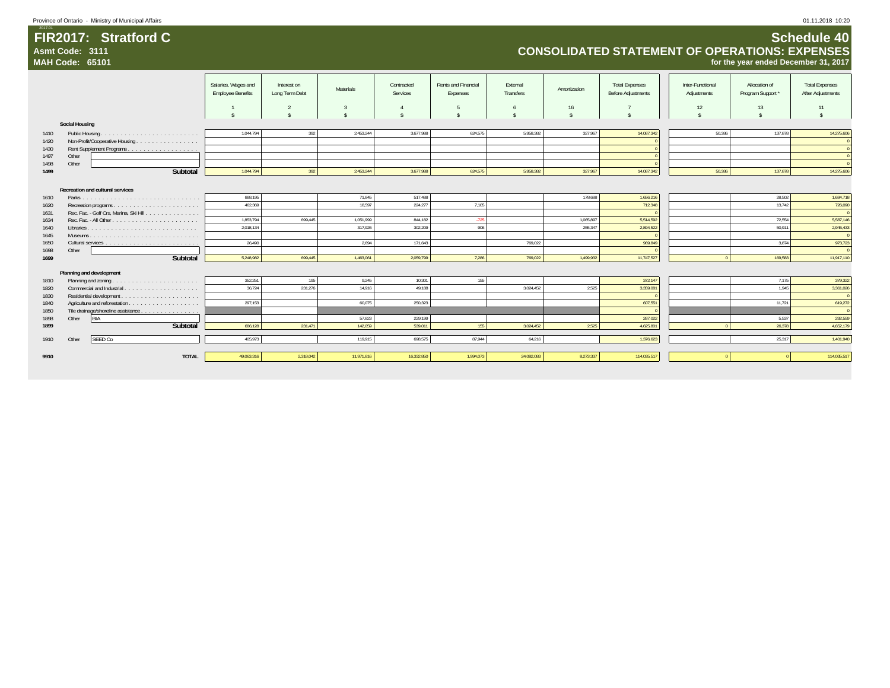Province of Ontario - Ministry of Municipal Affairs

# FIR2017: Stratford C

**Asmt Code: 3111**

**MAH Code: 65101**

# Schedule 40

## CONSOLIDATED STATEMENT OF OPERATIONS: EXPENSES

**for the year ended December 31, 2017**

| | | Salaries, Wages and Employee Benefits | Interest on Long Term Debt | Materials | Contracted Services | Rents and Financial Expenses | External Transfers | Amortization | Total Expenses Before Adjustments | Inter-Functional Adjustments | Allocation of Program Support * | Total Expenses After Adjustments |
|---|---|---|---|---|---|---|---|---|---|---|---|---|
| | | 1 | 2 | 3 | 4 | 5 | 6 | 16 | 7 | 12 | 13 | 11 |
| | | $ | $ | $ | $ | $ | $ | $ | $ | $ | $ | $ |
| | **Social Housing** | | | | | | | | | | | |
| 1410 | Public Housing | 1,044,794 | 392 | 2,453,244 | 3,677,988 | 624,575 | 5,958,382 | 327,967 | 14,087,342 | 50,386 | 137,878 | 14,275,606 |
| 1420 | Non-Profit/Cooperative Housing | | | | | | | | 0 | | | 0 |
| 1430 | Rent Supplement Programs | | | | | | | | 0 | | | 0 |
| 1497 | Other | | | | | | | | 0 | | | 0 |
| 1498 | Other | | | | | | | | 0 | | | 0 |
| **1499** | **Subtotal** | 1,044,794 | 392 | 2,453,244 | 3,677,988 | 624,575 | 5,958,382 | 327,967 | 14,087,342 | 50,386 | 137,878 | 14,275,606 |
| | **Recreation and cultural services** | | | | | | | | | | | |
| 1610 | Parks | 888,195 | | 71,845 | 517,488 | | | 178,688 | 1,656,216 | | 28,502 | 1,684,718 |
| 1620 | Recreation programs | 462,369 | | 18,597 | 224,277 | 7,105 | | | 712,348 | | 13,742 | 726,090 |
| 1631 | Rec. Fac. - Golf Crs, Marina, Ski Hill | | | | | | | | 0 | | | 0 |
| 1634 | Rec. Fac. - All Other | 1,853,794 | 699,445 | 1,051,999 | 844,182 | -725 | | 1,065,897 | 5,514,592 | | 72,554 | 5,587,146 |
| 1640 | Libraries | 2,018,134 | | 317,926 | 302,209 | 906 | | 255,347 | 2,894,522 | | 50,911 | 2,945,433 |
| 1645 | Museums | | | | | | | | 0 | | | 0 |
| 1650 | Cultural services | 26,490 | | 2,694 | 171,643 | | 769,022 | | 969,849 | | 3,874 | 973,723 |
| 1698 | Other | | | | | | | | 0 | | | 0 |
| **1699** | **Subtotal** | 5,248,982 | 699,445 | 1,463,061 | 2,059,799 | 7,286 | 769,022 | 1,499,932 | 11,747,527 | 0 | 169,583 | 11,917,110 |
| | **Planning and development** | | | | | | | | | | | |
| 1810 | Planning and zoning | 352,251 | 195 | 9,245 | 10,301 | 155 | | | 372,147 | | 7,175 | 379,322 |
| 1820 | Commercial and Industrial | 36,724 | 231,276 | 14,916 | 49,188 | | 3,024,452 | 2,525 | 3,359,081 | | 1,945 | 3,361,026 |
| 1830 | Residential development | | | | | | | | 0 | | | 0 |
| 1840 | Agriculture and reforestation | 297,153 | | 60,075 | 250,323 | | | | 607,551 | | 11,721 | 619,272 |
| 1850 | Tile drainage/shoreline assistance | | | | | | | | 0 | | | 0 |
| 1898 | Other BIA | | | 57,823 | 229,199 | | | | 287,022 | | 5,537 | 292,559 |
| **1899** | **Subtotal** | 686,128 | 231,471 | 142,059 | 539,011 | 155 | 3,024,452 | 2,525 | 4,625,801 | 0 | 26,378 | 4,652,179 |
| 1910 | Other SEED Co | 405,973 | | 119,915 | 698,575 | 87,944 | 64,216 | | 1,376,623 | | 25,317 | 1,401,940 |
| **9910** | **TOTAL** | 49,063,316 | 2,318,042 | 11,971,816 | 16,332,850 | 1,994,073 | 24,082,083 | 8,273,337 | 114,035,517 | 0 | 0 | 114,035,517 |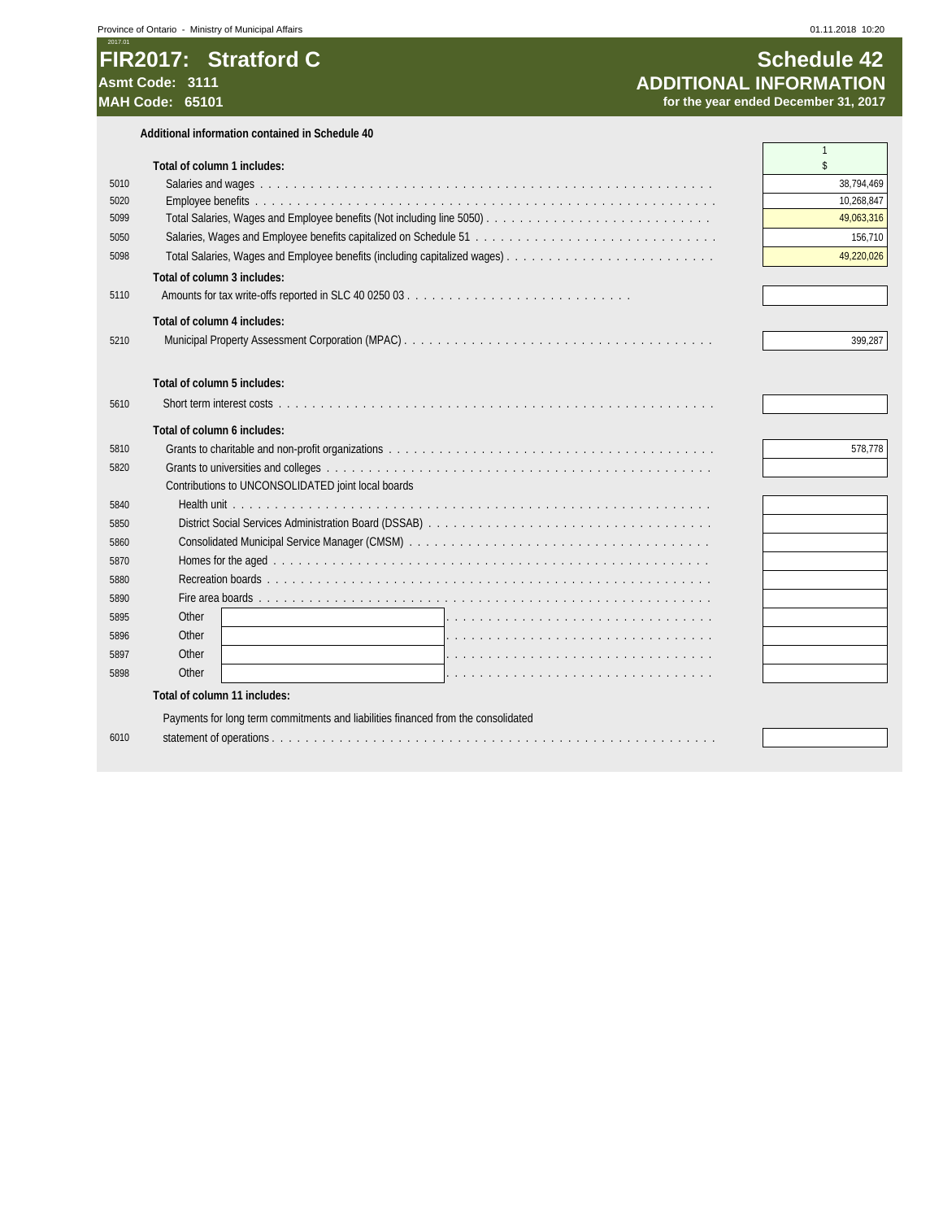# FIR2017: Stratford C

**Asmt Code: 3111**
**MAH Code: 65101**

## Schedule 42
## ADDITIONAL INFORMATION
**for the year ended December 31, 2017**

**Additional information contained in Schedule 40**

| Line | Description | 1<br>$ |
|---|---|---|
| | **Total of column 1 includes:** | |
| 5010 | Salaries and wages | 38,794,469 |
| 5020 | Employee benefits | 10,268,847 |
| 5099 | Total Salaries, Wages and Employee benefits (Not including line 5050) | 49,063,316 |
| 5050 | Salaries, Wages and Employee benefits capitalized on Schedule 51 | 156,710 |
| 5098 | Total Salaries, Wages and Employee benefits (including capitalized wages) | 49,220,026 |
| | **Total of column 3 includes:** | |
| 5110 | Amounts for tax write-offs reported in SLC 40 0250 03 | |
| | **Total of column 4 includes:** | |
| 5210 | Municipal Property Assessment Corporation (MPAC) | 399,287 |
| | **Total of column 5 includes:** | |
| 5610 | Short term interest costs | |
| | **Total of column 6 includes:** | |
| 5810 | Grants to charitable and non-profit organizations | 578,778 |
| 5820 | Grants to universities and colleges | |
| | Contributions to UNCONSOLIDATED joint local boards | |
| 5840 | Health unit | |
| 5850 | District Social Services Administration Board (DSSAB) | |
| 5860 | Consolidated Municipal Service Manager (CMSM) | |
| 5870 | Homes for the aged | |
| 5880 | Recreation boards | |
| 5890 | Fire area boards | |
| 5895 | Other | |
| 5896 | Other | |
| 5897 | Other | |
| 5898 | Other | |
| | **Total of column 11 includes:** | |
| 6010 | Payments for long term commitments and liabilities financed from the consolidated statement of operations | |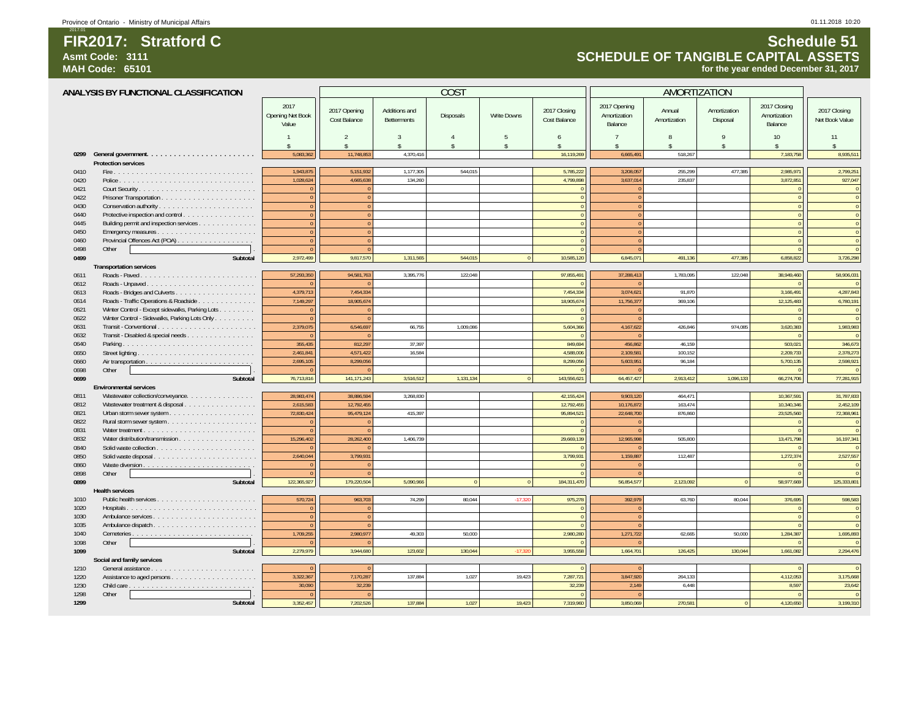# FIR2017: Stratford C

**Asmt Code: 3111**
**MAH Code: 65101**

## Schedule 51
## SCHEDULE OF TANGIBLE CAPITAL ASSETS
**for the year ended December 31, 2017**

### ANALYSIS BY FUNCTIONAL CLASSIFICATION

| | | | COST | | | | | AMORTIZATION | | | | |
|---|---|---|---|---|---|---|---|---|---|---|---|---|
| | | 2017 Opening Net Book Value | 2017 Opening Cost Balance | Additions and Betterments | Disposals | Write Downs | 2017 Closing Cost Balance | 2017 Opening Amortization Balance | Annual Amortization | Amortization Disposal | 2017 Closing Amortization Balance | 2017 Closing Net Book Value |
| | | 1 | 2 | 3 | 4 | 5 | 6 | 7 | 8 | 9 | 10 | 11 |
| | | $ | $ | $ | $ | $ | $ | $ | $ | $ | $ | $ |
| 0299 | **General government** | 5,083,362 | 11,748,853 | 4,370,416 | | | 16,119,269 | 6,665,491 | 518,267 | | 7,183,758 | 8,935,511 |
| | **Protection services** | | | | | | | | | | | |
| 0410 | Fire | 1,943,875 | 5,151,932 | 1,177,305 | 544,015 | | 5,785,222 | 3,208,057 | 255,299 | 477,385 | 2,985,971 | 2,799,251 |
| 0420 | Police | 1,028,624 | 4,665,638 | 134,260 | | | 4,799,898 | 3,637,014 | 235,837 | | 3,872,851 | 927,047 |
| 0421 | Court Security | 0 | 0 | | | | 0 | 0 | | | 0 | 0 |
| 0422 | Prisoner Transportation | 0 | 0 | | | | 0 | 0 | | | 0 | 0 |
| 0430 | Conservation authority | 0 | 0 | | | | 0 | 0 | | | 0 | 0 |
| 0440 | Protective inspection and control | 0 | 0 | | | | 0 | 0 | | | 0 | 0 |
| 0445 | Building permit and inspection services | 0 | 0 | | | | 0 | 0 | | | 0 | 0 |
| 0450 | Emergency measures | 0 | 0 | | | | 0 | 0 | | | 0 | 0 |
| 0460 | Provincial Offences Act (POA) | 0 | 0 | | | | 0 | 0 | | | 0 | 0 |
| 0498 | Other | 0 | 0 | | | | 0 | 0 | | | 0 | 0 |
| 0499 | **Subtotal** | 2,972,499 | 9,817,570 | 1,311,565 | 544,015 | 0 | 10,585,120 | 6,845,071 | 491,136 | 477,385 | 6,858,822 | 3,726,298 |
| | **Transportation services** | | | | | | | | | | | |
| 0611 | Roads - Paved | 57,293,350 | 94,581,763 | 3,395,776 | 122,048 | | 97,855,491 | 37,288,413 | 1,783,095 | 122,048 | 38,949,460 | 58,906,031 |
| 0612 | Roads - Unpaved | 0 | 0 | | | | 0 | 0 | | | 0 | 0 |
| 0613 | Roads - Bridges and Culverts | 4,379,713 | 7,454,334 | | | | 7,454,334 | 3,074,621 | 91,870 | | 3,166,491 | 4,287,843 |
| 0614 | Roads - Traffic Operations & Roadside | 7,149,297 | 18,905,674 | | | | 18,905,674 | 11,756,377 | 369,106 | | 12,125,483 | 6,780,191 |
| 0621 | Winter Control - Except sidewalks, Parking Lots | 0 | 0 | | | | 0 | 0 | | | 0 | 0 |
| 0622 | Winter Control - Sidewalks, Parking Lots Only | 0 | 0 | | | | 0 | 0 | | | 0 | 0 |
| 0631 | Transit - Conventional | 2,379,075 | 6,546,697 | 66,755 | 1,009,086 | | 5,604,366 | 4,167,622 | 426,846 | 974,085 | 3,620,383 | 1,983,983 |
| 0632 | Transit - Disabled & special needs | 0 | 0 | | | | 0 | 0 | | | 0 | 0 |
| 0640 | Parking | 355,435 | 812,297 | 37,397 | | | 849,694 | 456,862 | 46,159 | | 503,021 | 346,673 |
| 0650 | Street lighting | 2,461,841 | 4,571,422 | 16,584 | | | 4,588,006 | 2,109,581 | 100,152 | | 2,209,733 | 2,378,273 |
| 0660 | Air transportation | 2,695,105 | 8,299,056 | | | | 8,299,056 | 5,603,951 | 96,184 | | 5,700,135 | 2,598,921 |
| 0698 | Other | 0 | 0 | | | | 0 | 0 | | | 0 | 0 |
| 0699 | **Subtotal** | 76,713,816 | 141,171,243 | 3,516,512 | 1,131,134 | 0 | 143,556,621 | 64,457,427 | 2,913,412 | 1,096,133 | 66,274,706 | 77,281,915 |
| | **Environmental services** | | | | | | | | | | | |
| 0811 | Wastewater collection/conveyance | 28,983,474 | 38,886,594 | 3,268,830 | | | 42,155,424 | 9,903,120 | 464,471 | | 10,367,591 | 31,787,833 |
| 0812 | Wastewater treatment & disposal | 2,615,583 | 12,792,455 | | | | 12,792,455 | 10,176,872 | 163,474 | | 10,340,346 | 2,452,109 |
| 0821 | Urban storm sewer system | 72,830,424 | 95,479,124 | 415,397 | | | 95,894,521 | 22,648,700 | 876,860 | | 23,525,560 | 72,368,961 |
| 0822 | Rural storm sewer system | 0 | 0 | | | | 0 | 0 | | | 0 | 0 |
| 0831 | Water treatment | 0 | 0 | | | | 0 | 0 | | | 0 | 0 |
| 0832 | Water distribution/transmission | 15,296,402 | 28,262,400 | 1,406,739 | | | 29,669,139 | 12,965,998 | 505,800 | | 13,471,798 | 16,197,341 |
| 0840 | Solid waste collection | 0 | 0 | | | | 0 | 0 | | | 0 | 0 |
| 0850 | Solid waste disposal | 2,640,044 | 3,799,931 | | | | 3,799,931 | 1,159,887 | 112,487 | | 1,272,374 | 2,527,557 |
| 0860 | Waste diversion | 0 | 0 | | | | 0 | 0 | | | 0 | 0 |
| 0898 | Other | 0 | 0 | | | | 0 | 0 | | | 0 | 0 |
| 0899 | **Subtotal** | 122,365,927 | 179,220,504 | 5,090,966 | 0 | 0 | 184,311,470 | 56,854,577 | 2,123,092 | 0 | 58,977,669 | 125,333,801 |
| | **Health services** | | | | | | | | | | | |
| 1010 | Public health services | 570,724 | 963,703 | 74,299 | 80,044 | -17,320 | 975,278 | 392,979 | 63,760 | 80,044 | 376,695 | 598,583 |
| 1020 | Hospitals | 0 | 0 | | | | 0 | 0 | | | 0 | 0 |
| 1030 | Ambulance services | 0 | 0 | | | | 0 | 0 | | | 0 | 0 |
| 1035 | Ambulance dispatch | 0 | 0 | | | | 0 | 0 | | | 0 | 0 |
| 1040 | Cemeteries | 1,709,255 | 2,980,977 | 49,303 | 50,000 | | 2,980,280 | 1,271,722 | 62,665 | 50,000 | 1,284,387 | 1,695,893 |
| 1098 | Other | 0 | 0 | | | | 0 | 0 | | | 0 | 0 |
| 1099 | **Subtotal** | 2,279,979 | 3,944,680 | 123,602 | 130,044 | -17,320 | 3,955,558 | 1,664,701 | 126,425 | 130,044 | 1,661,082 | 2,294,476 |
| | **Social and family services** | | | | | | | | | | | |
| 1210 | General assistance | 0 | 0 | | | | 0 | 0 | | | 0 | 0 |
| 1220 | Assistance to aged persons | 3,322,367 | 7,170,287 | 137,884 | 1,027 | 19,423 | 7,287,721 | 3,847,920 | 264,133 | | 4,112,053 | 3,175,668 |
| 1230 | Child care | 30,090 | 32,239 | | | | 32,239 | 2,149 | 6,448 | | 8,597 | 23,642 |
| 1298 | Other | 0 | 0 | | | | 0 | 0 | | | 0 | 0 |
| 1299 | **Subtotal** | 3,352,457 | 7,202,526 | 137,884 | 1,027 | 19,423 | 7,319,960 | 3,850,069 | 270,581 | 0 | 4,120,650 | 3,199,310 |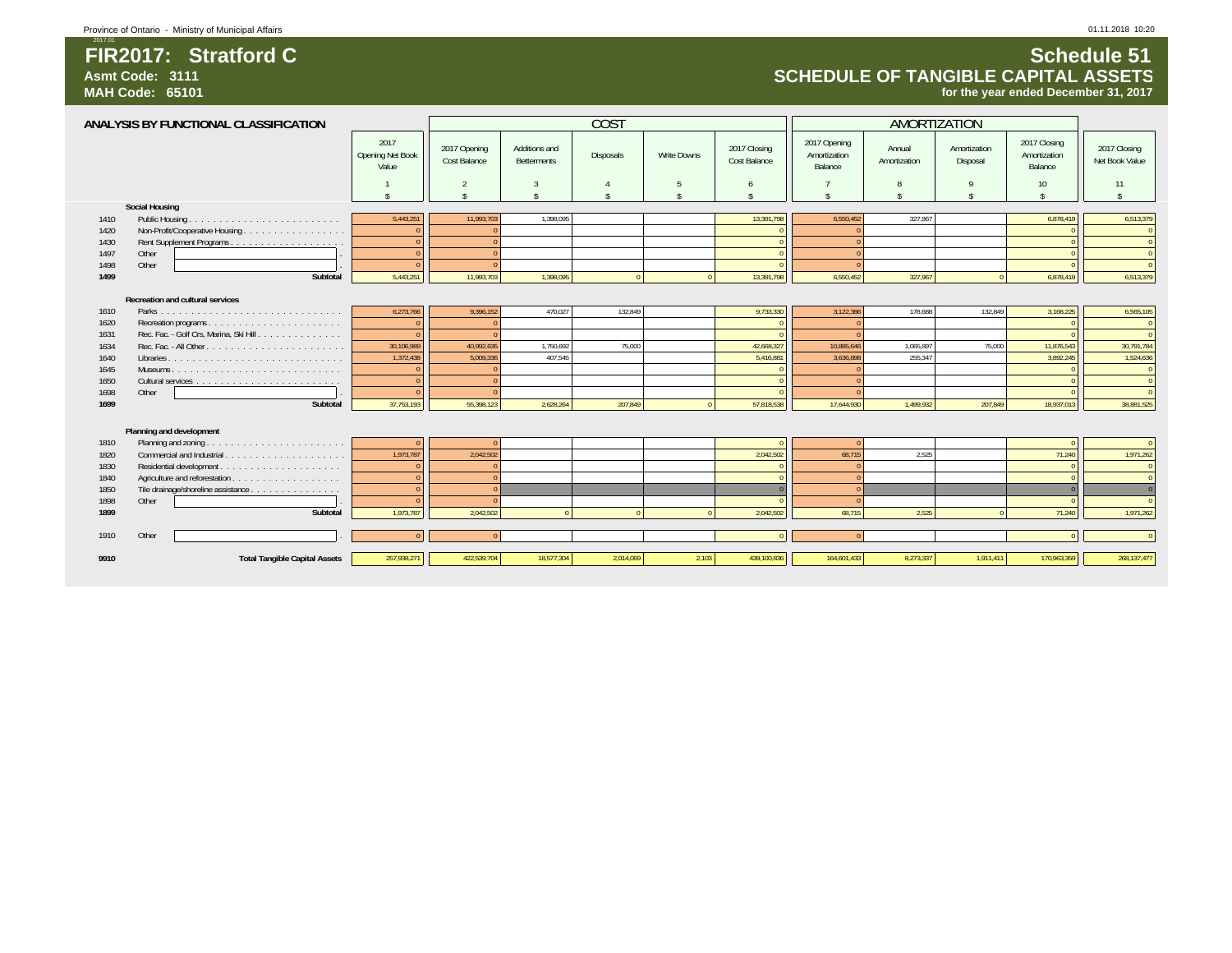Province of Ontario - Ministry of Municipal Affairs

# FIR2017: Stratford C

**Asmt Code: 3111**
**MAH Code: 65101**

## Schedule 51
## SCHEDULE OF TANGIBLE CAPITAL ASSETS
**for the year ended December 31, 2017**

| ANALYSIS BY FUNCTIONAL CLASSIFICATION | | 2017 Opening Net Book Value | COST | | | | | AMORTIZATION | | | | 2017 Closing Net Book Value |
|---|---|---|---|---|---|---|---|---|---|---|---|---|
| | | | 2017 Opening Cost Balance | Additions and Betterments | Disposals | Write Downs | 2017 Closing Cost Balance | 2017 Opening Amortization Balance | Annual Amortization | Amortization Disposal | 2017 Closing Amortization Balance | |
| | | 1 | 2 | 3 | 4 | 5 | 6 | 7 | 8 | 9 | 10 | 11 |
| | | $ | $ | $ | $ | $ | $ | $ | $ | $ | $ | $ |
| | **Social Housing** | | | | | | | | | | | |
| 1410 | Public Housing | 5,443,251 | 11,993,703 | 1,398,095 | | | 13,391,798 | 6,550,452 | 327,967 | | 6,878,419 | 6,513,379 |
| 1420 | Non-Profit/Cooperative Housing | 0 | 0 | | | | 0 | 0 | | | 0 | 0 |
| 1430 | Rent Supplement Programs | 0 | 0 | | | | 0 | 0 | | | 0 | 0 |
| 1497 | Other | 0 | 0 | | | | 0 | 0 | | | 0 | 0 |
| 1498 | Other | 0 | 0 | | | | 0 | 0 | | | 0 | 0 |
| **1499** | **Subtotal** | 5,443,251 | 11,993,703 | 1,398,095 | 0 | 0 | 13,391,798 | 6,550,452 | 327,967 | 0 | 6,878,419 | 6,513,379 |
| | **Recreation and cultural services** | | | | | | | | | | | |
| 1610 | Parks | 6,273,766 | 9,396,152 | 470,027 | 132,849 | | 9,733,330 | 3,122,386 | 178,688 | 132,849 | 3,168,225 | 6,565,105 |
| 1620 | Recreation programs | 0 | 0 | | | | 0 | 0 | | | 0 | 0 |
| 1631 | Rec. Fac. - Golf Crs, Marina, Ski Hill | 0 | 0 | | | | 0 | 0 | | | 0 | 0 |
| 1634 | Rec. Fac. - All Other | 30,106,989 | 40,992,635 | 1,750,692 | 75,000 | | 42,668,327 | 10,885,646 | 1,065,897 | 75,000 | 11,876,543 | 30,791,784 |
| 1640 | Libraries | 1,372,438 | 5,009,336 | 407,545 | | | 5,416,881 | 3,636,898 | 255,347 | | 3,892,245 | 1,524,636 |
| 1645 | Museums | 0 | 0 | | | | 0 | 0 | | | 0 | 0 |
| 1650 | Cultural services | 0 | 0 | | | | 0 | 0 | | | 0 | 0 |
| 1698 | Other | 0 | 0 | | | | 0 | 0 | | | 0 | 0 |
| **1699** | **Subtotal** | 37,753,193 | 55,398,123 | 2,628,264 | 207,849 | 0 | 57,818,538 | 17,644,930 | 1,499,932 | 207,849 | 18,937,013 | 38,881,525 |
| | **Planning and development** | | | | | | | | | | | |
| 1810 | Planning and zoning | 0 | 0 | | | | 0 | 0 | | | 0 | 0 |
| 1820 | Commercial and Industrial | 1,973,787 | 2,042,502 | | | | 2,042,502 | 68,715 | 2,525 | | 71,240 | 1,971,262 |
| 1830 | Residential development | 0 | 0 | | | | 0 | 0 | | | 0 | 0 |
| 1840 | Agriculture and reforestation | 0 | 0 | | | | 0 | 0 | | | 0 | 0 |
| 1850 | Tile drainage/shoreline assistance | 0 | 0 | | | | 0 | 0 | | | 0 | 0 |
| 1898 | Other | 0 | 0 | | | | 0 | 0 | | | 0 | 0 |
| **1899** | **Subtotal** | 1,973,787 | 2,042,502 | 0 | 0 | 0 | 2,042,502 | 68,715 | 2,525 | 0 | 71,240 | 1,971,262 |
| 1910 | Other | 0 | 0 | | | | 0 | 0 | | | 0 | 0 |
| **9910** | **Total Tangible Capital Assets** | 257,938,271 | 422,539,704 | 18,577,304 | 2,014,069 | 2,103 | 439,100,836 | 164,601,433 | 8,273,337 | 1,911,411 | 170,963,359 | 268,137,477 |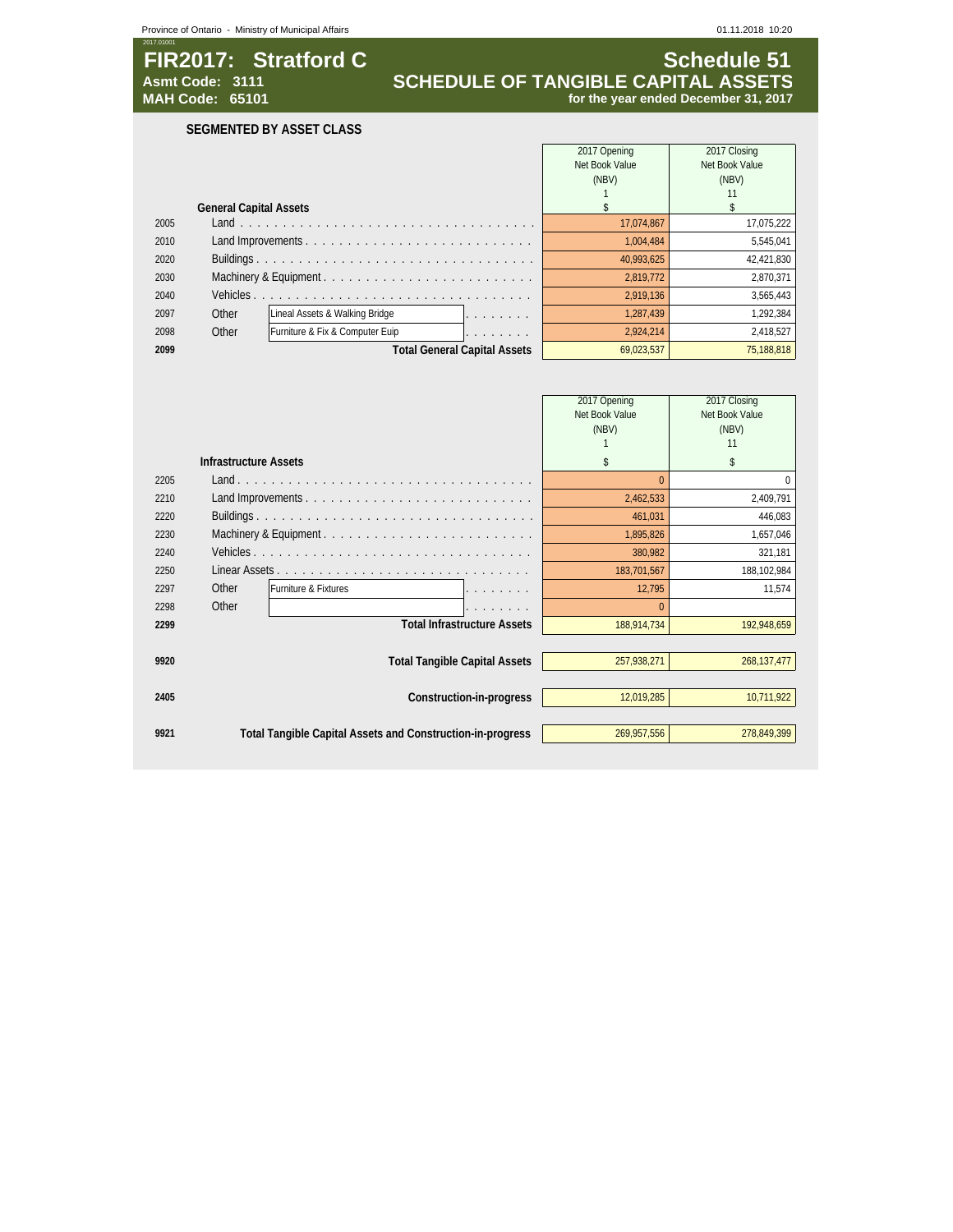# FIR2017: Stratford C

**Asmt Code: 3111**
**MAH Code: 65101**

## Schedule 51

## SCHEDULE OF TANGIBLE CAPITAL ASSETS

**for the year ended December 31, 2017**

### SEGMENTED BY ASSET CLASS

| | | 2017 Opening Net Book Value (NBV) 1 $ | 2017 Closing Net Book Value (NBV) 11 $ |
|---|---|---|---|
| | **General Capital Assets** | | |
| 2005 | Land | 17,074,867 | 17,075,222 |
| 2010 | Land Improvements | 1,004,484 | 5,545,041 |
| 2020 | Buildings | 40,993,625 | 42,421,830 |
| 2030 | Machinery & Equipment | 2,819,772 | 2,870,371 |
| 2040 | Vehicles | 2,919,136 | 3,565,443 |
| 2097 | Other: Lineal Assets & Walking Bridge | 1,287,439 | 1,292,384 |
| 2098 | Other: Furniture & Fix & Computer Euip | 2,924,214 | 2,418,527 |
| **2099** | **Total General Capital Assets** | 69,023,537 | 75,188,818 |

| | | 2017 Opening Net Book Value (NBV) 1 $ | 2017 Closing Net Book Value (NBV) 11 $ |
|---|---|---|---|
| | **Infrastructure Assets** | | |
| 2205 | Land | 0 | 0 |
| 2210 | Land Improvements | 2,462,533 | 2,409,791 |
| 2220 | Buildings | 461,031 | 446,083 |
| 2230 | Machinery & Equipment | 1,895,826 | 1,657,046 |
| 2240 | Vehicles | 380,982 | 321,181 |
| 2250 | Linear Assets | 183,701,567 | 188,102,984 |
| 2297 | Other: Furniture & Fixtures | 12,795 | 11,574 |
| 2298 | Other | 0 | |
| **2299** | **Total Infrastructure Assets** | 188,914,734 | 192,948,659 |
| | | | |
| **9920** | **Total Tangible Capital Assets** | 257,938,271 | 268,137,477 |
| | | | |
| **2405** | **Construction-in-progress** | 12,019,285 | 10,711,922 |
| | | | |
| **9921** | **Total Tangible Capital Assets and Construction-in-progress** | 269,957,556 | 278,849,399 |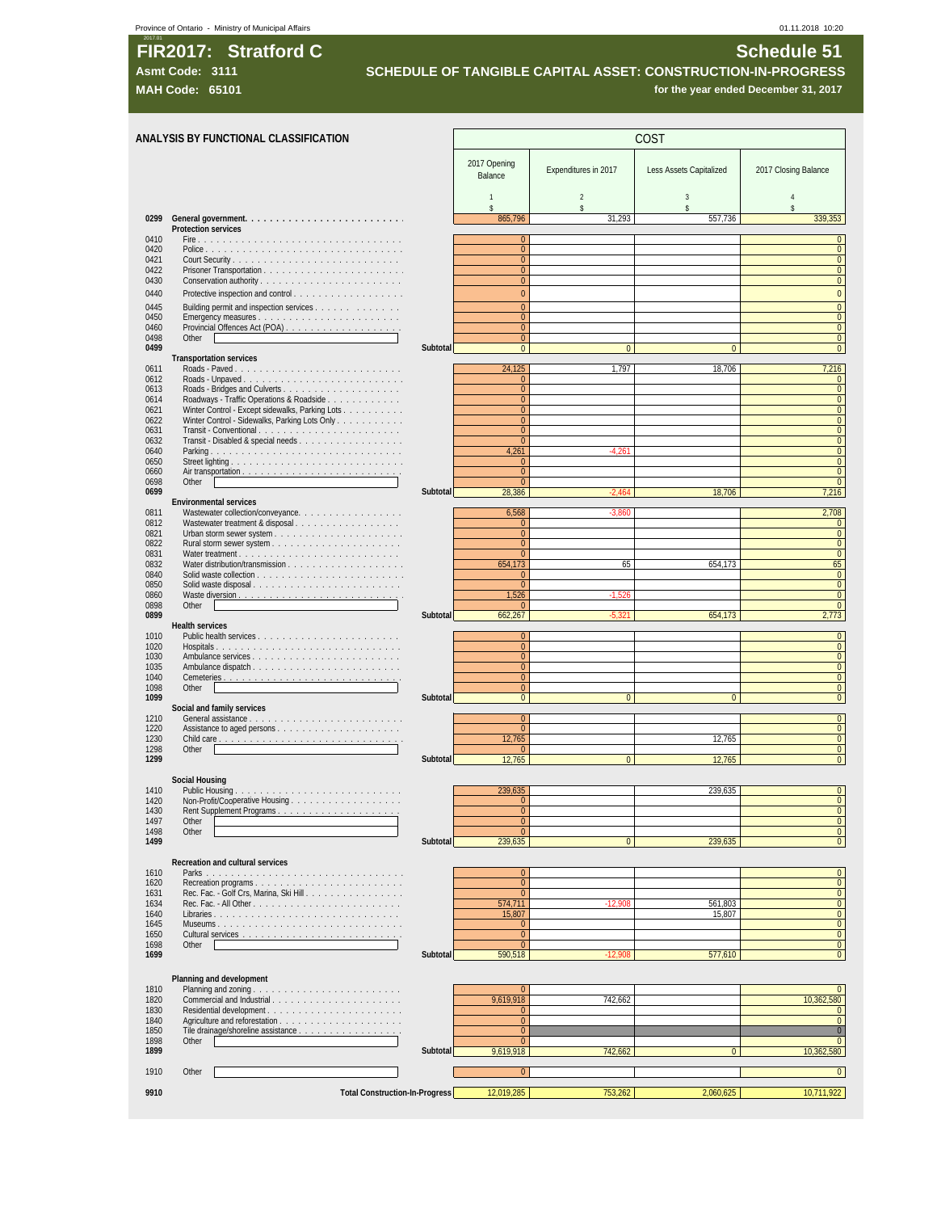Province of Ontario - Ministry of Municipal Affairs

01.11.2018 10:20

# FIR2017: Stratford C

**Asmt Code: 3111**

**MAH Code: 65101**

# Schedule 51

## SCHEDULE OF TANGIBLE CAPITAL ASSET: CONSTRUCTION-IN-PROGRESS

**for the year ended December 31, 2017**

### ANALYSIS BY FUNCTIONAL CLASSIFICATION

| Code | Description | | COST | | | |
|---|---|---|---|---|---|---|
| | | | 2017 Opening Balance | Expenditures in 2017 | Less Assets Capitalized | 2017 Closing Balance |
| | | | 1 | 2 | 3 | 4 |
| | | | $ | $ | $ | $ |
| 0299 | **General government** | | 865,796 | 31,293 | 557,736 | 339,353 |
| | **Protection services** | | | | | |
| 0410 | Fire | | 0 | | | 0 |
| 0420 | Police | | 0 | | | 0 |
| 0421 | Court Security | | 0 | | | 0 |
| 0422 | Prisoner Transportation | | 0 | | | 0 |
| 0430 | Conservation authority | | 0 | | | 0 |
| 0440 | Protective inspection and control | | 0 | | | 0 |
| 0445 | Building permit and inspection services | | 0 | | | 0 |
| 0450 | Emergency measures | | 0 | | | 0 |
| 0460 | Provincial Offences Act (POA) | | 0 | | | 0 |
| 0498 | Other | | 0 | | | 0 |
| 0499 | | Subtotal | 0 | 0 | 0 | 0 |
| | **Transportation services** | | | | | |
| 0611 | Roads - Paved | | 24,125 | 1,797 | 18,706 | 7,216 |
| 0612 | Roads - Unpaved | | 0 | | | 0 |
| 0613 | Roads - Bridges and Culverts | | 0 | | | 0 |
| 0614 | Roadways - Traffic Operations & Roadside | | 0 | | | 0 |
| 0621 | Winter Control - Except sidewalks, Parking Lots | | 0 | | | 0 |
| 0622 | Winter Control - Sidewalks, Parking Lots Only | | 0 | | | 0 |
| 0631 | Transit - Conventional | | 0 | | | 0 |
| 0632 | Transit - Disabled & special needs | | 0 | | | 0 |
| 0640 | Parking | | 4,261 | -4,261 | | 0 |
| 0650 | Street lighting | | 0 | | | 0 |
| 0660 | Air transportation | | 0 | | | 0 |
| 0698 | Other | | 0 | | | 0 |
| 0699 | | Subtotal | 28,386 | -2,464 | 18,706 | 7,216 |
| | **Environmental services** | | | | | |
| 0811 | Wastewater collection/conveyance | | 6,568 | -3,860 | | 2,708 |
| 0812 | Wastewater treatment & disposal | | 0 | | | 0 |
| 0821 | Urban storm sewer system | | 0 | | | 0 |
| 0822 | Rural storm sewer system | | 0 | | | 0 |
| 0831 | Water treatment | | 0 | | | 0 |
| 0832 | Water distribution/transmission | | 654,173 | 65 | 654,173 | 65 |
| 0840 | Solid waste collection | | 0 | | | 0 |
| 0850 | Solid waste disposal | | 0 | | | 0 |
| 0860 | Waste diversion | | 1,526 | -1,526 | | 0 |
| 0898 | Other | | 0 | | | 0 |
| 0899 | | Subtotal | 662,267 | -5,321 | 654,173 | 2,773 |
| | **Health services** | | | | | |
| 1010 | Public health services | | 0 | | | 0 |
| 1020 | Hospitals | | 0 | | | 0 |
| 1030 | Ambulance services | | 0 | | | 0 |
| 1035 | Ambulance dispatch | | 0 | | | 0 |
| 1040 | Cemeteries | | 0 | | | 0 |
| 1098 | Other | | 0 | | | 0 |
| 1099 | | Subtotal | 0 | 0 | 0 | 0 |
| | **Social and family services** | | | | | |
| 1210 | General assistance | | 0 | | | 0 |
| 1220 | Assistance to aged persons | | 0 | | | 0 |
| 1230 | Child care | | 12,765 | | 12,765 | 0 |
| 1298 | Other | | 0 | | | 0 |
| 1299 | | Subtotal | 12,765 | 0 | 12,765 | 0 |
| | **Social Housing** | | | | | |
| 1410 | Public Housing | | 239,635 | | 239,635 | 0 |
| 1420 | Non-Profit/Cooperative Housing | | 0 | | | 0 |
| 1430 | Rent Supplement Programs | | 0 | | | 0 |
| 1497 | Other | | 0 | | | 0 |
| 1498 | Other | | 0 | | | 0 |
| 1499 | | Subtotal | 239,635 | 0 | 239,635 | 0 |
| | **Recreation and cultural services** | | | | | |
| 1610 | Parks | | 0 | | | 0 |
| 1620 | Recreation programs | | 0 | | | 0 |
| 1631 | Rec. Fac. - Golf Crs, Marina, Ski Hill | | 0 | | | 0 |
| 1634 | Rec. Fac. - All Other | | 574,711 | -12,908 | 561,803 | 0 |
| 1640 | Libraries | | 15,807 | | 15,807 | 0 |
| 1645 | Museums | | 0 | | | 0 |
| 1650 | Cultural services | | 0 | | | 0 |
| 1698 | Other | | 0 | | | 0 |
| 1699 | | Subtotal | 590,518 | -12,908 | 577,610 | 0 |
| | **Planning and development** | | | | | |
| 1810 | Planning and zoning | | 0 | | | 0 |
| 1820 | Commercial and Industrial | | 9,619,918 | 742,662 | | 10,362,580 |
| 1830 | Residential development | | 0 | | | 0 |
| 1840 | Agriculture and reforestation | | 0 | | | 0 |
| 1850 | Tile drainage/shoreline assistance | | 0 | | | 0 |
| 1898 | Other | | 0 | | | 0 |
| 1899 | | Subtotal | 9,619,918 | 742,662 | 0 | 10,362,580 |
| 1910 | Other | | 0 | | | 0 |
| 9910 | | Total Construction-In-Progress | 12,019,285 | 753,262 | 2,060,625 | 10,711,922 |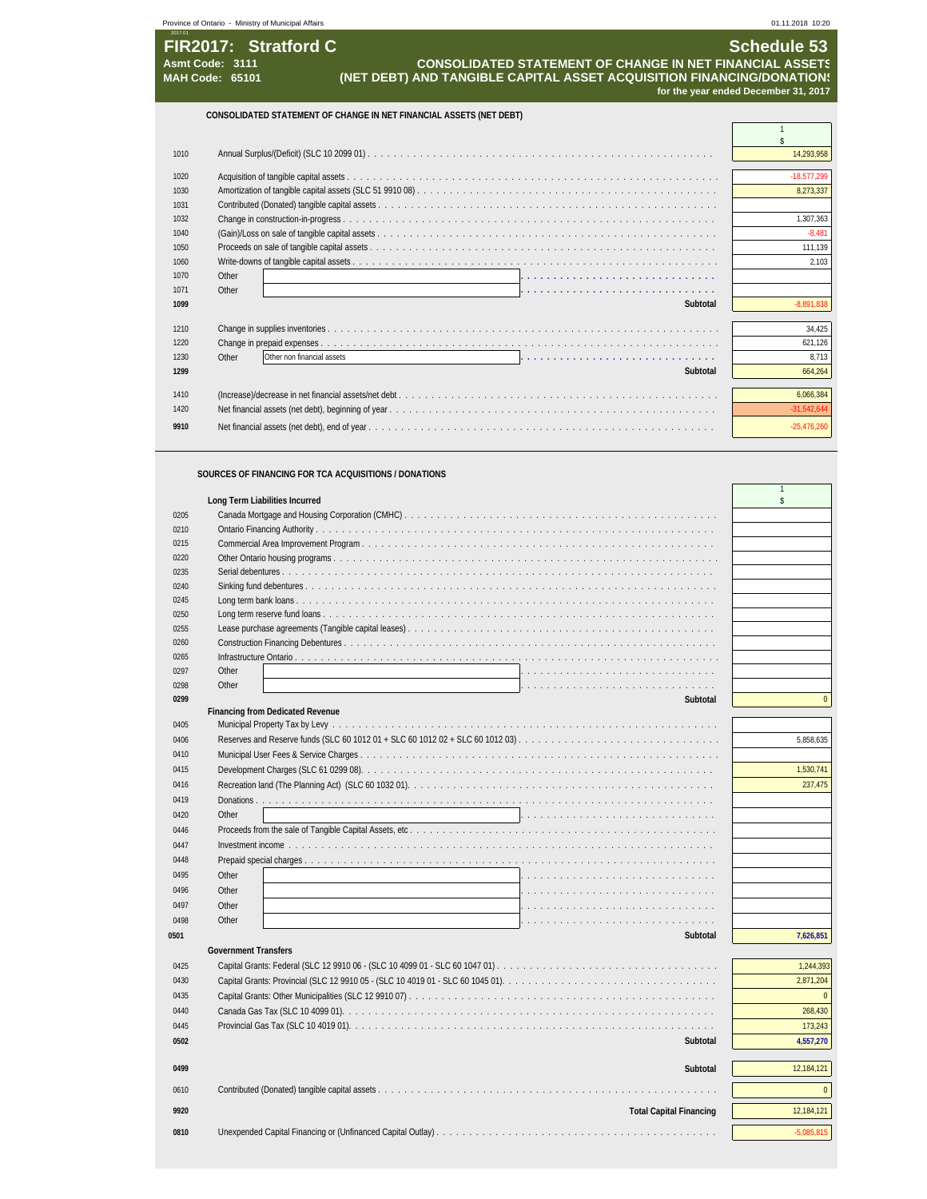Province of Ontario - Ministry of Municipal Affairs

# FIR2017: Stratford C

**Asmt Code: 3111**
**MAH Code: 65101**

## Schedule 53

**CONSOLIDATED STATEMENT OF CHANGE IN NET FINANCIAL ASSETS (NET DEBT) AND TANGIBLE CAPITAL ASSET ACQUISITION FINANCING/DONATIONS**

**for the year ended December 31, 2017**

### CONSOLIDATED STATEMENT OF CHANGE IN NET FINANCIAL ASSETS (NET DEBT)

| Line | Description | 1 $ |
|---|---|---|
| 1010 | Annual Surplus/(Deficit) (SLC 10 2099 01) | 14,293,958 |
| 1020 | Acquisition of tangible capital assets | -18,577,299 |
| 1030 | Amortization of tangible capital assets (SLC 51 9910 08) | 8,273,337 |
| 1031 | Contributed (Donated) tangible capital assets | |
| 1032 | Change in construction-in-progress | 1,307,363 |
| 1040 | (Gain)/Loss on sale of tangible capital assets | -8,481 |
| 1050 | Proceeds on sale of tangible capital assets | 111,139 |
| 1060 | Write-downs of tangible capital assets | 2,103 |
| 1070 | Other | |
| 1071 | Other | |
| **1099** | **Subtotal** | -8,891,838 |
| 1210 | Change in supplies inventories | 34,425 |
| 1220 | Change in prepaid expenses | 621,126 |
| 1230 | Other: Other non financial assets | 8,713 |
| **1299** | **Subtotal** | 664,264 |
| 1410 | (Increase)/decrease in net financial assets/net debt | 6,066,384 |
| 1420 | Net financial assets (net debt), beginning of year | -31,542,644 |
| **9910** | Net financial assets (net debt), end of year | -25,476,260 |

### SOURCES OF FINANCING FOR TCA ACQUISITIONS / DONATIONS

| Line | Description | 1 $ |
|---|---|---|
| | **Long Term Liabilities Incurred** | |
| 0205 | Canada Mortgage and Housing Corporation (CMHC) | |
| 0210 | Ontario Financing Authority | |
| 0215 | Commercial Area Improvement Program | |
| 0220 | Other Ontario housing programs | |
| 0235 | Serial debentures | |
| 0240 | Sinking fund debentures | |
| 0245 | Long term bank loans | |
| 0250 | Long term reserve fund loans | |
| 0255 | Lease purchase agreements (Tangible capital leases) | |
| 0260 | Construction Financing Debentures | |
| 0265 | Infrastructure Ontario | |
| 0297 | Other | |
| 0298 | Other | |
| **0299** | **Subtotal** | 0 |
| | **Financing from Dedicated Revenue** | |
| 0405 | Municipal Property Tax by Levy | |
| 0406 | Reserves and Reserve funds (SLC 60 1012 01 + SLC 60 1012 02 + SLC 60 1012 03) | 5,858,635 |
| 0410 | Municipal User Fees & Service Charges | |
| 0415 | Development Charges (SLC 61 0299 08) | 1,530,741 |
| 0416 | Recreation land (The Planning Act) (SLC 60 1032 01) | 237,475 |
| 0419 | Donations | |
| 0420 | Other | |
| 0446 | Proceeds from the sale of Tangible Capital Assets, etc | |
| 0447 | Investment income | |
| 0448 | Prepaid special charges | |
| 0495 | Other | |
| 0496 | Other | |
| 0497 | Other | |
| 0498 | Other | |
| **0501** | **Subtotal** | 7,626,851 |
| | **Government Transfers** | |
| 0425 | Capital Grants: Federal (SLC 12 9910 06 - (SLC 10 4099 01 - SLC 60 1047 01) | 1,244,393 |
| 0430 | Capital Grants: Provincial (SLC 12 9910 05 - (SLC 10 4019 01 - SLC 60 1045 01) | 2,871,204 |
| 0435 | Capital Grants: Other Municipalities (SLC 12 9910 07) | 0 |
| 0440 | Canada Gas Tax (SLC 10 4099 01) | 268,430 |
| 0445 | Provincial Gas Tax (SLC 10 4019 01) | 173,243 |
| **0502** | **Subtotal** | 4,557,270 |
| **0499** | **Subtotal** | 12,184,121 |
| 0610 | Contributed (Donated) tangible capital assets | 0 |
| **9920** | **Total Capital Financing** | 12,184,121 |
| **0810** | Unexpended Capital Financing or (Unfinanced Capital Outlay) | -5,085,815 |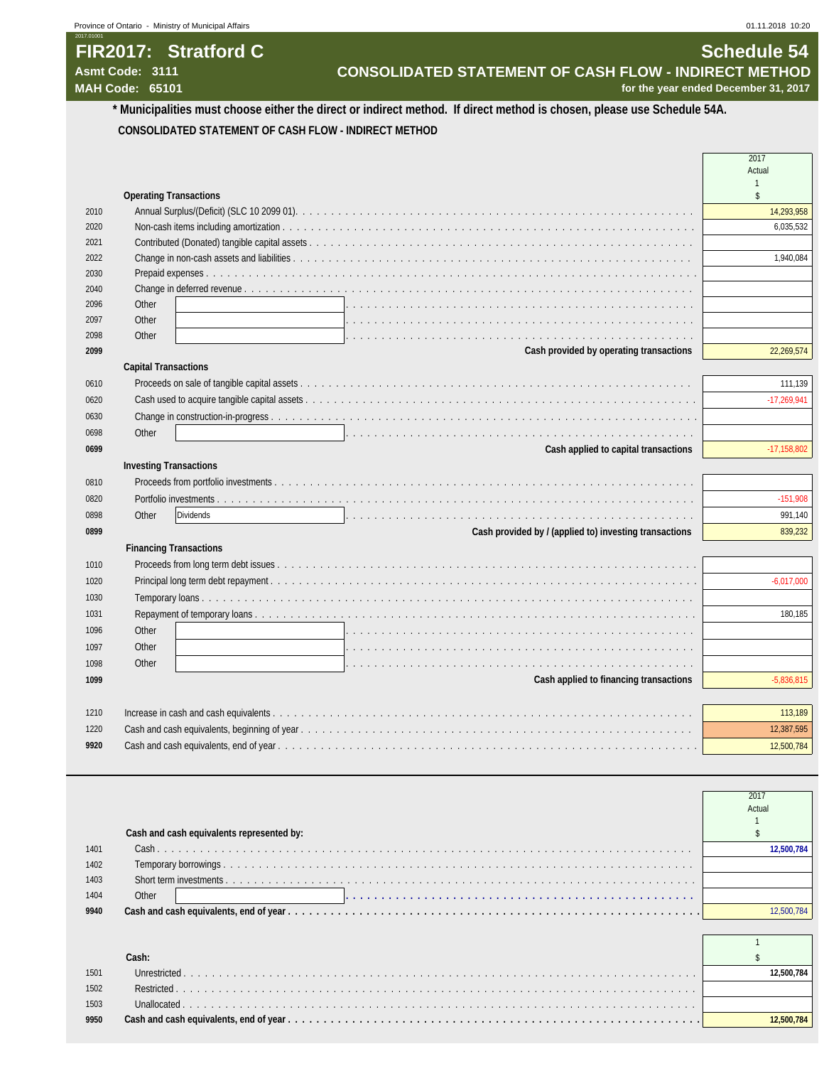# FIR2017: Stratford C

**Asmt Code: 3111**
**MAH Code: 65101**

## Schedule 54

## CONSOLIDATED STATEMENT OF CASH FLOW - INDIRECT METHOD

**for the year ended December 31, 2017**

**\* Municipalities must choose either the direct or indirect method. If direct method is chosen, please use Schedule 54A.**

**CONSOLIDATED STATEMENT OF CASH FLOW - INDIRECT METHOD**

| | | 2017 Actual 1 $ |
|---|---|---|
| | **Operating Transactions** | |
| 2010 | Annual Surplus/(Deficit) (SLC 10 2099 01) | 14,293,958 |
| 2020 | Non-cash items including amortization | 6,035,532 |
| 2021 | Contributed (Donated) tangible capital assets | |
| 2022 | Change in non-cash assets and liabilities | 1,940,084 |
| 2030 | Prepaid expenses | |
| 2040 | Change in deferred revenue | |
| 2096 | Other | |
| 2097 | Other | |
| 2098 | Other | |
| **2099** | **Cash provided by operating transactions** | 22,269,574 |
| | **Capital Transactions** | |
| 0610 | Proceeds on sale of tangible capital assets | 111,139 |
| 0620 | Cash used to acquire tangible capital assets | -17,269,941 |
| 0630 | Change in construction-in-progress | |
| 0698 | Other | |
| **0699** | **Cash applied to capital transactions** | -17,158,802 |
| | **Investing Transactions** | |
| 0810 | Proceeds from portfolio investments | |
| 0820 | Portfolio investments | -151,908 |
| 0898 | Other: Dividends | 991,140 |
| **0899** | **Cash provided by / (applied to) investing transactions** | 839,232 |
| | **Financing Transactions** | |
| 1010 | Proceeds from long term debt issues | |
| 1020 | Principal long term debt repayment | -6,017,000 |
| 1030 | Temporary loans | |
| 1031 | Repayment of temporary loans | 180,185 |
| 1096 | Other | |
| 1097 | Other | |
| 1098 | Other | |
| **1099** | **Cash applied to financing transactions** | -5,836,815 |
| | | |
| 1210 | Increase in cash and cash equivalents | 113,189 |
| 1220 | Cash and cash equivalents, beginning of year | 12,387,595 |
| **9920** | Cash and cash equivalents, end of year | 12,500,784 |

| | | 2017 Actual 1 $ |
|---|---|---|
| | **Cash and cash equivalents represented by:** | |
| 1401 | Cash | **12,500,784** |
| 1402 | Temporary borrowings | |
| 1403 | Short term investments | |
| 1404 | Other | |
| **9940** | **Cash and cash equivalents, end of year** | 12,500,784 |

| | | 1 $ |
|---|---|---|
| | **Cash:** | |
| 1501 | Unrestricted | **12,500,784** |
| 1502 | Restricted | |
| 1503 | Unallocated | |
| **9950** | **Cash and cash equivalents, end of year** | **12,500,784** |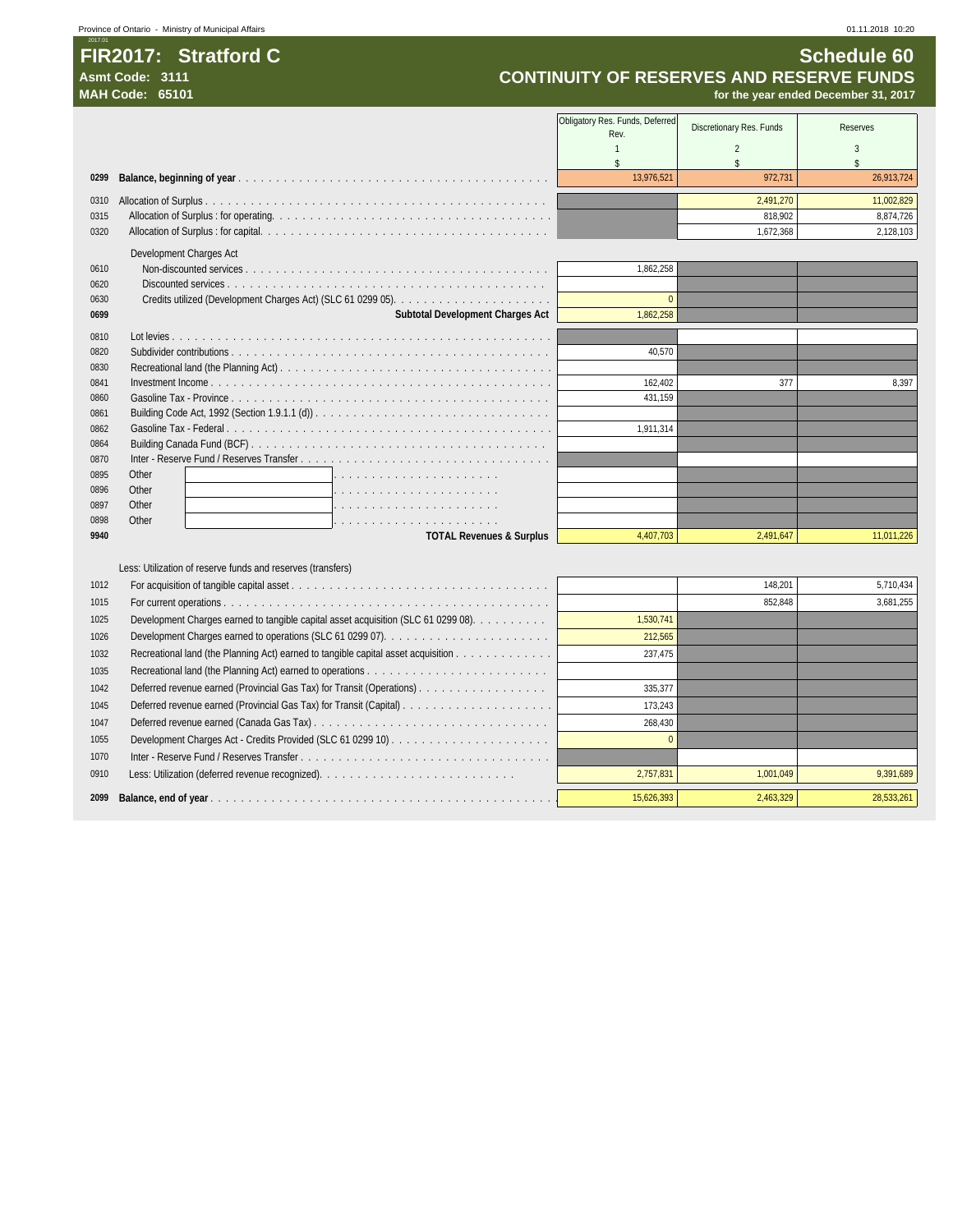# FIR2017: Stratford C

**Asmt Code: 3111**
**MAH Code: 65101**

## Schedule 60
## CONTINUITY OF RESERVES AND RESERVE FUNDS
**for the year ended December 31, 2017**

| | | Obligatory Res. Funds, Deferred Rev. | Discretionary Res. Funds | Reserves |
|---|---|---|---|---|
| | | 1 | 2 | 3 |
| | | $ | $ | $ |
| **0299** | **Balance, beginning of year** | 13,976,521 | 972,731 | 26,913,724 |
| 0310 | Allocation of Surplus | | 2,491,270 | 11,002,829 |
| 0315 | Allocation of Surplus : for operating. | | 818,902 | 8,874,726 |
| 0320 | Allocation of Surplus : for capital. | | 1,672,368 | 2,128,103 |
| | Development Charges Act | | | |
| 0610 | Non-discounted services | 1,862,258 | | |
| 0620 | Discounted services | | | |
| 0630 | Credits utilized (Development Charges Act) (SLC 61 0299 05). | 0 | | |
| **0699** | **Subtotal Development Charges Act** | 1,862,258 | | |
| 0810 | Lot levies | | | |
| 0820 | Subdivider contributions | 40,570 | | |
| 0830 | Recreational land (the Planning Act) | | | |
| 0841 | Investment Income | 162,402 | 377 | 8,397 |
| 0860 | Gasoline Tax - Province | 431,159 | | |
| 0861 | Building Code Act, 1992 (Section 1.9.1.1 (d)) | | | |
| 0862 | Gasoline Tax - Federal | 1,911,314 | | |
| 0864 | Building Canada Fund (BCF) | | | |
| 0870 | Inter - Reserve Fund / Reserves Transfer | | | |
| 0895 | Other | | | |
| 0896 | Other | | | |
| 0897 | Other | | | |
| 0898 | Other | | | |
| **9940** | **TOTAL Revenues & Surplus** | 4,407,703 | 2,491,647 | 11,011,226 |
| | Less: Utilization of reserve funds and reserves (transfers) | | | |
| 1012 | For acquisition of tangible capital asset | | 148,201 | 5,710,434 |
| 1015 | For current operations | | 852,848 | 3,681,255 |
| 1025 | Development Charges earned to tangible capital asset acquisition (SLC 61 0299 08). | 1,530,741 | | |
| 1026 | Development Charges earned to operations (SLC 61 0299 07). | 212,565 | | |
| 1032 | Recreational land (the Planning Act) earned to tangible capital asset acquisition | 237,475 | | |
| 1035 | Recreational land (the Planning Act) earned to operations | | | |
| 1042 | Deferred revenue earned (Provincial Gas Tax) for Transit (Operations) | 335,377 | | |
| 1045 | Deferred revenue earned (Provincial Gas Tax) for Transit (Capital) | 173,243 | | |
| 1047 | Deferred revenue earned (Canada Gas Tax) | 268,430 | | |
| 1055 | Development Charges Act - Credits Provided (SLC 61 0299 10) | 0 | | |
| 1070 | Inter - Reserve Fund / Reserves Transfer | | | |
| 0910 | Less: Utilization (deferred revenue recognized). | 2,757,831 | 1,001,049 | 9,391,689 |
| **2099** | **Balance, end of year** | 15,626,393 | 2,463,329 | 28,533,261 |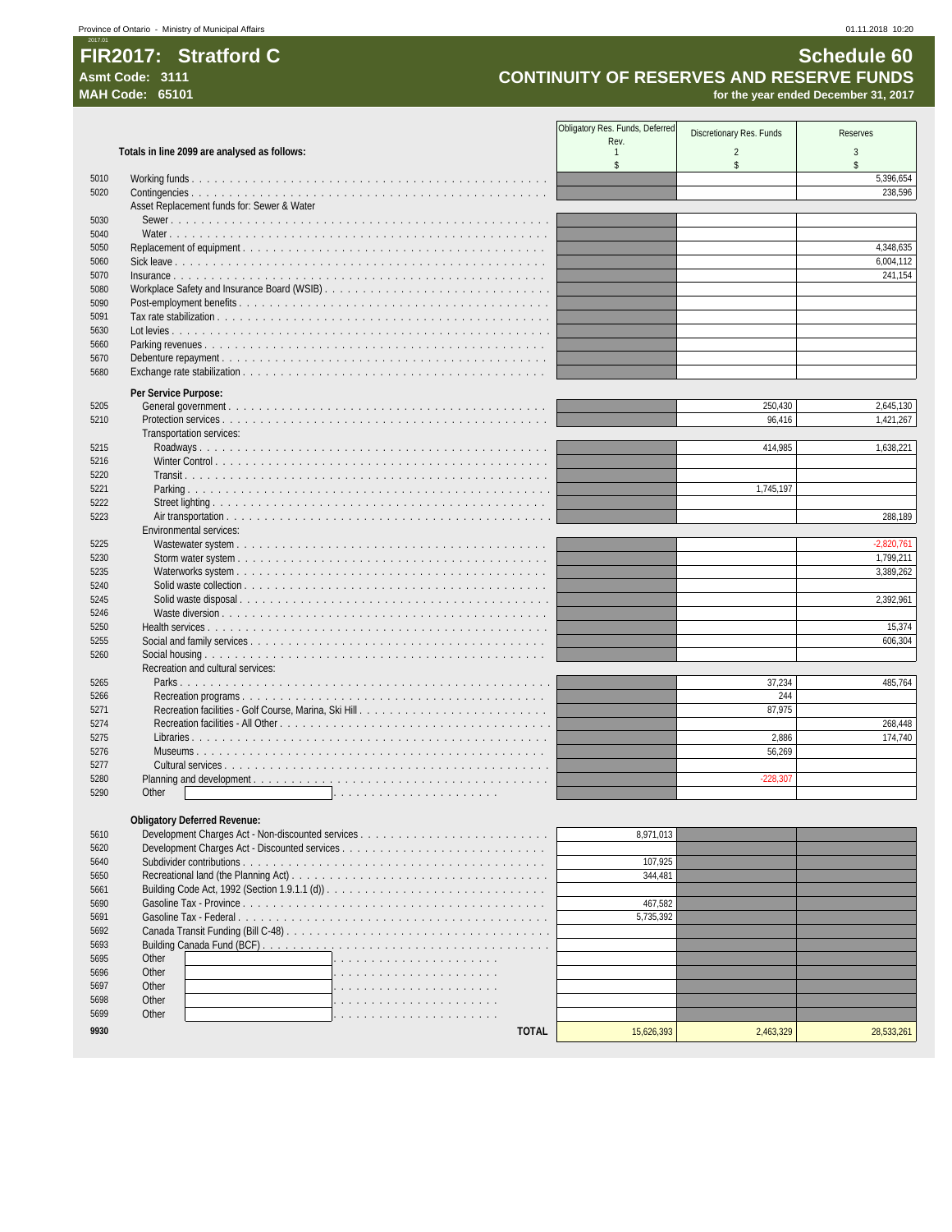# FIR2017: Stratford C

**Asmt Code: 3111**
**MAH Code: 65101**

## Schedule 60
## CONTINUITY OF RESERVES AND RESERVE FUNDS
**for the year ended December 31, 2017**

| | Totals in line 2099 are analysed as follows: | Obligatory Res. Funds, Deferred Rev. 1 $ | Discretionary Res. Funds 2 $ | Reserves 3 $ |
|---|---|---|---|---|
| 5010 | Working funds | | | 5,396,654 |
| 5020 | Contingencies | | | 238,596 |
| | Asset Replacement funds for: Sewer & Water | | | |
| 5030 | Sewer | | | |
| 5040 | Water | | | |
| 5050 | Replacement of equipment | | | 4,348,635 |
| 5060 | Sick leave | | | 6,004,112 |
| 5070 | Insurance | | | 241,154 |
| 5080 | Workplace Safety and Insurance Board (WSIB) | | | |
| 5090 | Post-employment benefits | | | |
| 5091 | Tax rate stabilization | | | |
| 5630 | Lot levies | | | |
| 5660 | Parking revenues | | | |
| 5670 | Debenture repayment | | | |
| 5680 | Exchange rate stabilization | | | |
| | **Per Service Purpose:** | | | |
| 5205 | General government | | 250,430 | 2,645,130 |
| 5210 | Protection services | | 96,416 | 1,421,267 |
| | Transportation services: | | | |
| 5215 | Roadways | | 414,985 | 1,638,221 |
| 5216 | Winter Control | | | |
| 5220 | Transit | | | |
| 5221 | Parking | | 1,745,197 | |
| 5222 | Street lighting | | | |
| 5223 | Air transportation | | | 288,189 |
| | Environmental services: | | | |
| 5225 | Wastewater system | | | -2,820,761 |
| 5230 | Storm water system | | | 1,799,211 |
| 5235 | Waterworks system | | | 3,389,262 |
| 5240 | Solid waste collection | | | |
| 5245 | Solid waste disposal | | | 2,392,961 |
| 5246 | Waste diversion | | | |
| 5250 | Health services | | | 15,374 |
| 5255 | Social and family services | | | 606,304 |
| 5260 | Social housing | | | |
| | Recreation and cultural services: | | | |
| 5265 | Parks | | 37,234 | 485,764 |
| 5266 | Recreation programs | | 244 | |
| 5271 | Recreation facilities - Golf Course, Marina, Ski Hill | | 87,975 | |
| 5274 | Recreation facilities - All Other | | | 268,448 |
| 5275 | Libraries | | 2,886 | 174,740 |
| 5276 | Museums | | 56,269 | |
| 5277 | Cultural services | | | |
| 5280 | Planning and development | | -228,307 | |
| 5290 | Other | | | |
| | **Obligatory Deferred Revenue:** | | | |
| 5610 | Development Charges Act - Non-discounted services | 8,971,013 | | |
| 5620 | Development Charges Act - Discounted services | | | |
| 5640 | Subdivider contributions | 107,925 | | |
| 5650 | Recreational land (the Planning Act) | 344,481 | | |
| 5661 | Building Code Act, 1992 (Section 1.9.1.1 (d)) | | | |
| 5690 | Gasoline Tax - Province | 467,582 | | |
| 5691 | Gasoline Tax - Federal | 5,735,392 | | |
| 5692 | Canada Transit Funding (Bill C-48) | | | |
| 5693 | Building Canada Fund (BCF) | | | |
| 5695 | Other | | | |
| 5696 | Other | | | |
| 5697 | Other | | | |
| 5698 | Other | | | |
| 5699 | Other | | | |
| **9930** | **TOTAL** | 15,626,393 | 2,463,329 | 28,533,261 |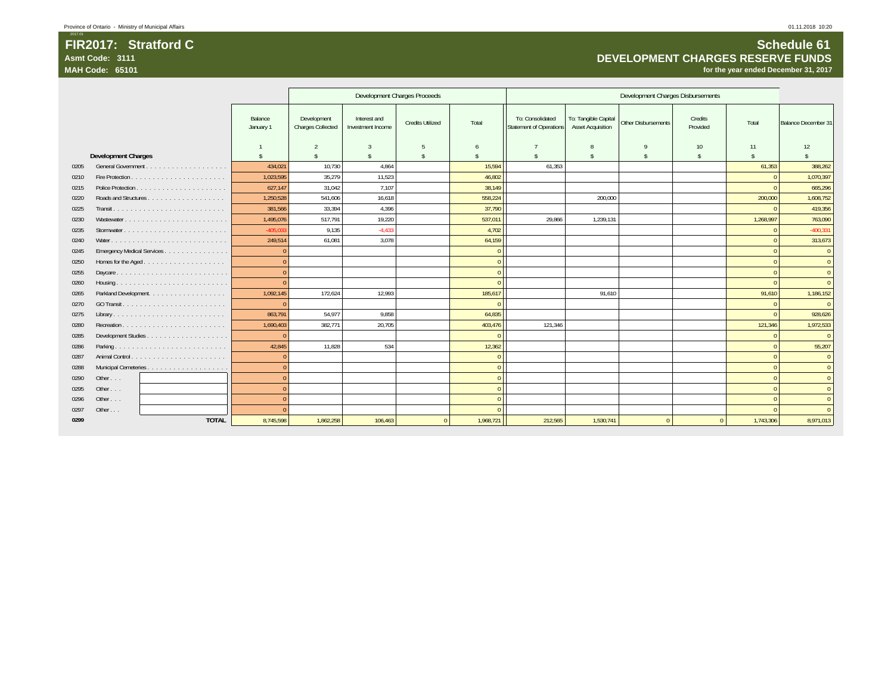Province of Ontario - Ministry of Municipal Affairs

# FIR2017: Stratford C

**Asmt Code: 3111**

**MAH Code: 65101**

## Schedule 61
## DEVELOPMENT CHARGES RESERVE FUNDS
**for the year ended December 31, 2017**

| | | | Development Charges Proceeds | | | | Development Charges Disbursements | | | | | |
|---|---|---|---|---|---|---|---|---|---|---|---|---|
| | | Balance January 1 | Development Charges Collected | Interest and Investment Income | Credits Utilized | Total | To: Consolidated Statement of Operations | To: Tangible Capital Asset Acquisition | Other Disbursements | Credits Provided | Total | Balance December 31 |
| | | 1 | 2 | 3 | 5 | 6 | 7 | 8 | 9 | 10 | 11 | 12 |
| | **Development Charges** | $ | $ | $ | $ | $ | $ | $ | $ | $ | $ | $ |
| 0205 | General Government | 434,021 | 10,730 | 4,864 | | 15,594 | 61,353 | | | | 61,353 | 388,262 |
| 0210 | Fire Protection | 1,023,595 | 35,279 | 11,523 | | 46,802 | | | | | 0 | 1,070,397 |
| 0215 | Police Protection | 627,147 | 31,042 | 7,107 | | 38,149 | | | | | 0 | 665,296 |
| 0220 | Roads and Structures | 1,250,528 | 541,606 | 16,618 | | 558,224 | | 200,000 | | | 200,000 | 1,608,752 |
| 0225 | Transit | 381,566 | 33,394 | 4,396 | | 37,790 | | | | | 0 | 419,356 |
| 0230 | Wastewater | 1,495,076 | 517,791 | 19,220 | | 537,011 | 29,866 | 1,239,131 | | | 1,268,997 | 763,090 |
| 0235 | Stormwater | -405,033 | 9,135 | -4,433 | | 4,702 | | | | | 0 | -400,331 |
| 0240 | Water | 249,514 | 61,081 | 3,078 | | 64,159 | | | | | 0 | 313,673 |
| 0245 | Emergency Medical Services | 0 | | | | 0 | | | | | 0 | 0 |
| 0250 | Homes for the Aged | 0 | | | | 0 | | | | | 0 | 0 |
| 0255 | Daycare | 0 | | | | 0 | | | | | 0 | 0 |
| 0260 | Housing | 0 | | | | 0 | | | | | 0 | 0 |
| 0265 | Parkland Development | 1,092,145 | 172,624 | 12,993 | | 185,617 | | 91,610 | | | 91,610 | 1,186,152 |
| 0270 | GO Transit | 0 | | | | 0 | | | | | 0 | 0 |
| 0275 | Library | 863,791 | 54,977 | 9,858 | | 64,835 | | | | | 0 | 928,626 |
| 0280 | Recreation | 1,690,403 | 382,771 | 20,705 | | 403,476 | 121,346 | | | | 121,346 | 1,972,533 |
| 0285 | Development Studies | 0 | | | | 0 | | | | | 0 | 0 |
| 0286 | Parking | 42,845 | 11,828 | 534 | | 12,362 | | | | | 0 | 55,207 |
| 0287 | Animal Control | 0 | | | | 0 | | | | | 0 | 0 |
| 0288 | Municipal Cemeteries | 0 | | | | 0 | | | | | 0 | 0 |
| 0290 | Other . . . | 0 | | | | 0 | | | | | 0 | 0 |
| 0295 | Other . . . | 0 | | | | 0 | | | | | 0 | 0 |
| 0296 | Other . . . | 0 | | | | 0 | | | | | 0 | 0 |
| 0297 | Other . . . | 0 | | | | 0 | | | | | 0 | 0 |
| **0299** | **TOTAL** | 8,745,598 | 1,862,258 | 106,463 | 0 | 1,968,721 | 212,565 | 1,530,741 | 0 | 0 | 1,743,306 | 8,971,013 |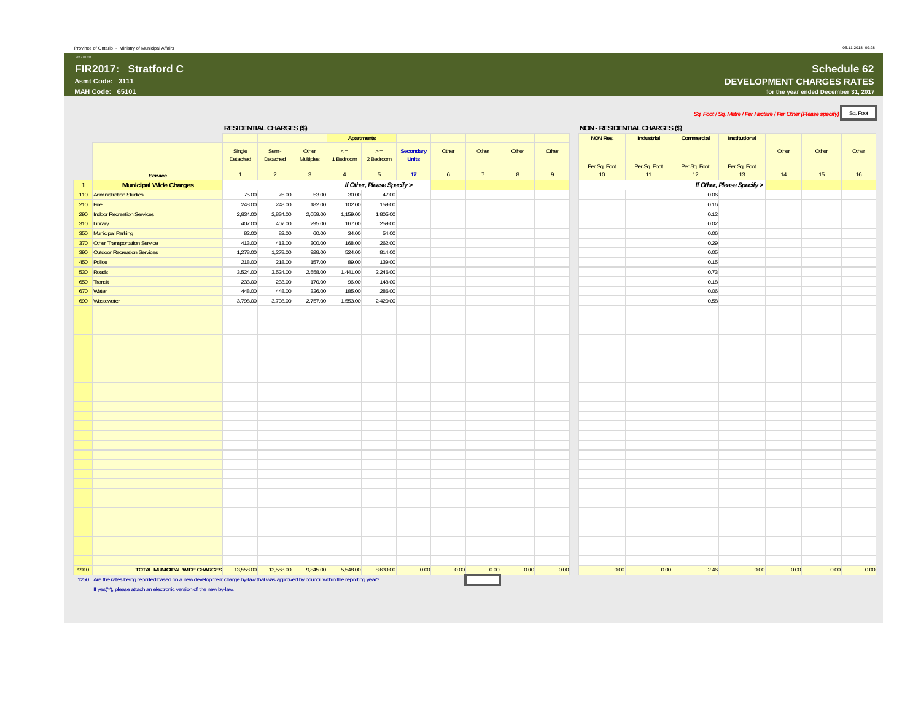Province of Ontario - Ministry of Municipal Affairs

# FIR2017: Stratford C

**Asmt Code: 3111**
**MAH Code: 65101**

## Schedule 62
### DEVELOPMENT CHARGES RATES
**for the year ended December 31, 2017**

*Sq. Foot / Sq. Metre / Per Hectare / Per Other (Please specify)* Sq. Foot

**RESIDENTIAL CHARGES ($)**

| | Service | Single Detached | Semi-Detached | Other Multiples | Apartments <= 1 Bedroom | Apartments >= 2 Bedroom | Secondary Units | Other | Other | Other | Other |
|---|---|---|---|---|---|---|---|---|---|---|---|
| | | 1 | 2 | 3 | 4 | 5 | 17 | 6 | 7 | 8 | 9 |
| 1 | **Municipal Wide Charges** | | | | | *If Other, Please Specify >* | | | | | |
| 110 | Administration Studies | 75.00 | 75.00 | 53.00 | 30.00 | 47.00 | | | | | |
| 210 | Fire | 248.00 | 248.00 | 182.00 | 102.00 | 159.00 | | | | | |
| 290 | Indoor Recreation Services | 2,834.00 | 2,834.00 | 2,059.00 | 1,159.00 | 1,805.00 | | | | | |
| 310 | Library | 407.00 | 407.00 | 295.00 | 167.00 | 259.00 | | | | | |
| 350 | Municipal Parking | 82.00 | 82.00 | 60.00 | 34.00 | 54.00 | | | | | |
| 370 | Other Transportation Service | 413.00 | 413.00 | 300.00 | 168.00 | 262.00 | | | | | |
| 390 | Outdoor Recreation Services | 1,278.00 | 1,278.00 | 928.00 | 524.00 | 814.00 | | | | | |
| 450 | Police | 218.00 | 218.00 | 157.00 | 89.00 | 139.00 | | | | | |
| 530 | Roads | 3,524.00 | 3,524.00 | 2,558.00 | 1,441.00 | 2,246.00 | | | | | |
| 650 | Transit | 233.00 | 233.00 | 170.00 | 96.00 | 148.00 | | | | | |
| 670 | Water | 448.00 | 448.00 | 326.00 | 185.00 | 286.00 | | | | | |
| 690 | Wastewater | 3,798.00 | 3,798.00 | 2,757.00 | 1,553.00 | 2,420.00 | | | | | |
| 9910 | **TOTAL MUNICIPAL WIDE CHARGES** | 13,558.00 | 13,558.00 | 9,845.00 | 5,548.00 | 8,639.00 | 0.00 | 0.00 | 0.00 | 0.00 | 0.00 |

**NON - RESIDENTIAL CHARGES ($)**

| | Service | NON Res. Per Sq. Foot | Industrial Per Sq. Foot | Commercial Per Sq. Foot | Institutional Per Sq. Foot | Other | Other | Other |
|---|---|---|---|---|---|---|---|---|
| | | 10 | 11 | 12 | 13 | 14 | 15 | 16 |
| 1 | **Municipal Wide Charges** | | | | *If Other, Please Specify >* | | | |
| 110 | Administration Studies | | | 0.06 | | | | |
| 210 | Fire | | | 0.16 | | | | |
| 290 | Indoor Recreation Services | | | 0.12 | | | | |
| 310 | Library | | | 0.02 | | | | |
| 350 | Municipal Parking | | | 0.06 | | | | |
| 370 | Other Transportation Service | | | 0.29 | | | | |
| 390 | Outdoor Recreation Services | | | 0.05 | | | | |
| 450 | Police | | | 0.15 | | | | |
| 530 | Roads | | | 0.73 | | | | |
| 650 | Transit | | | 0.18 | | | | |
| 670 | Water | | | 0.06 | | | | |
| 690 | Wastewater | | | 0.58 | | | | |
| 9910 | **TOTAL MUNICIPAL WIDE CHARGES** | 0.00 | 0.00 | 2.46 | 0.00 | 0.00 | 0.00 | 0.00 |

1250 Are the rates being reported based on a new development charge by-law that was approved by council within the reporting year?

If yes(Y), please attach an electronic version of the new by-law.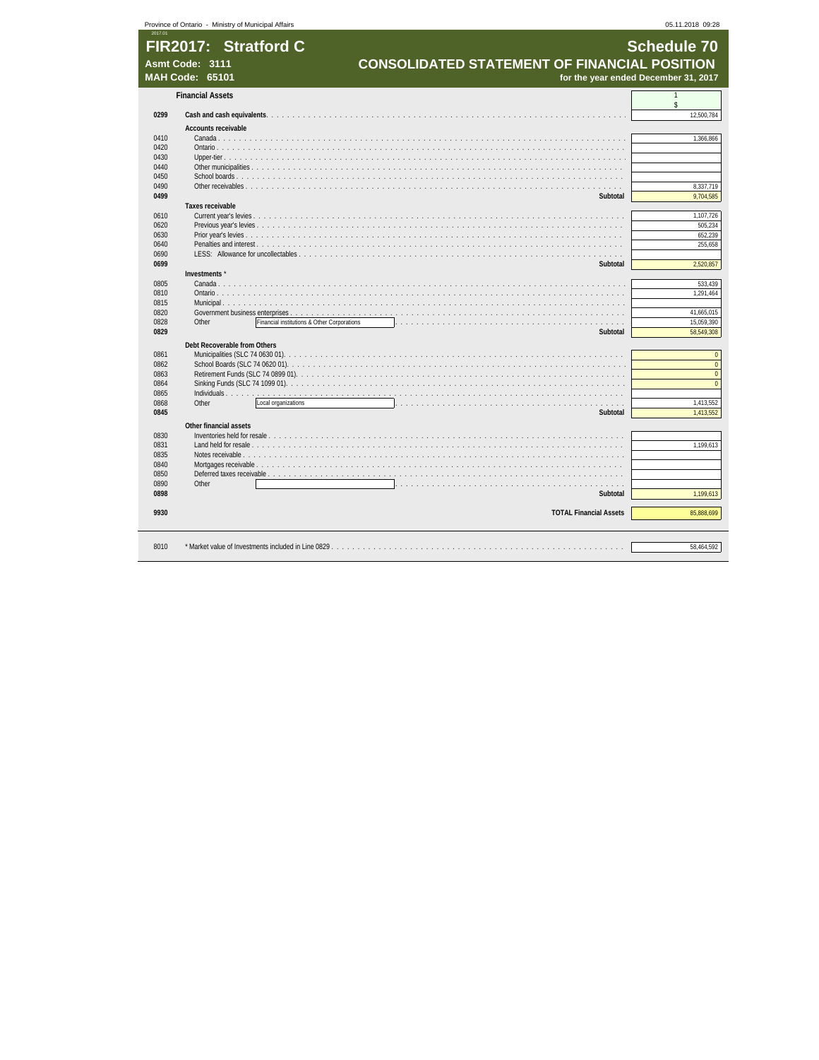Province of Ontario - Ministry of Municipal Affairs

05.11.2018 09:28

# FIR2017: Stratford C

**Asmt Code: 3111**
**MAH Code: 65101**

## Schedule 70
## CONSOLIDATED STATEMENT OF FINANCIAL POSITION
**for the year ended December 31, 2017**

| Line | Financial Assets | 1 $ |
|---|---|---|
| **0299** | **Cash and cash equivalents** | 12,500,784 |
| | **Accounts receivable** | |
| 0410 | Canada | 1,366,866 |
| 0420 | Ontario | |
| 0430 | Upper-tier | |
| 0440 | Other municipalities | |
| 0450 | School boards | |
| 0490 | Other receivables | 8,337,719 |
| **0499** | **Subtotal** | 9,704,585 |
| | **Taxes receivable** | |
| 0610 | Current year's levies | 1,107,726 |
| 0620 | Previous year's levies | 505,234 |
| 0630 | Prior year's levies | 652,239 |
| 0640 | Penalties and interest | 255,658 |
| 0690 | LESS: Allowance for uncollectables | |
| **0699** | **Subtotal** | 2,520,857 |
| | **Investments** * | |
| 0805 | Canada | 533,439 |
| 0810 | Ontario | 1,291,464 |
| 0815 | Municipal | |
| 0820 | Government business enterprises | 41,665,015 |
| 0828 | Other: Financial institutions & Other Corporations | 15,059,390 |
| **0829** | **Subtotal** | 58,549,308 |
| | **Debt Recoverable from Others** | |
| 0861 | Municipalities (SLC 74 0630 01) | 0 |
| 0862 | School Boards (SLC 74 0620 01) | 0 |
| 0863 | Retirement Funds (SLC 74 0899 01) | 0 |
| 0864 | Sinking Funds (SLC 74 1099 01) | 0 |
| 0865 | Individuals | |
| 0868 | Other: Local organizations | 1,413,552 |
| **0845** | **Subtotal** | 1,413,552 |
| | **Other financial assets** | |
| 0830 | Inventories held for resale | |
| 0831 | Land held for resale | 1,199,613 |
| 0835 | Notes receivable | |
| 0840 | Mortgages receivable | |
| 0850 | Deferred taxes receivable | |
| 0890 | Other | |
| **0898** | **Subtotal** | 1,199,613 |
| **9930** | **TOTAL Financial Assets** | 85,888,699 |
| 8010 | * Market value of Investments included in Line 0829 | 58,464,592 |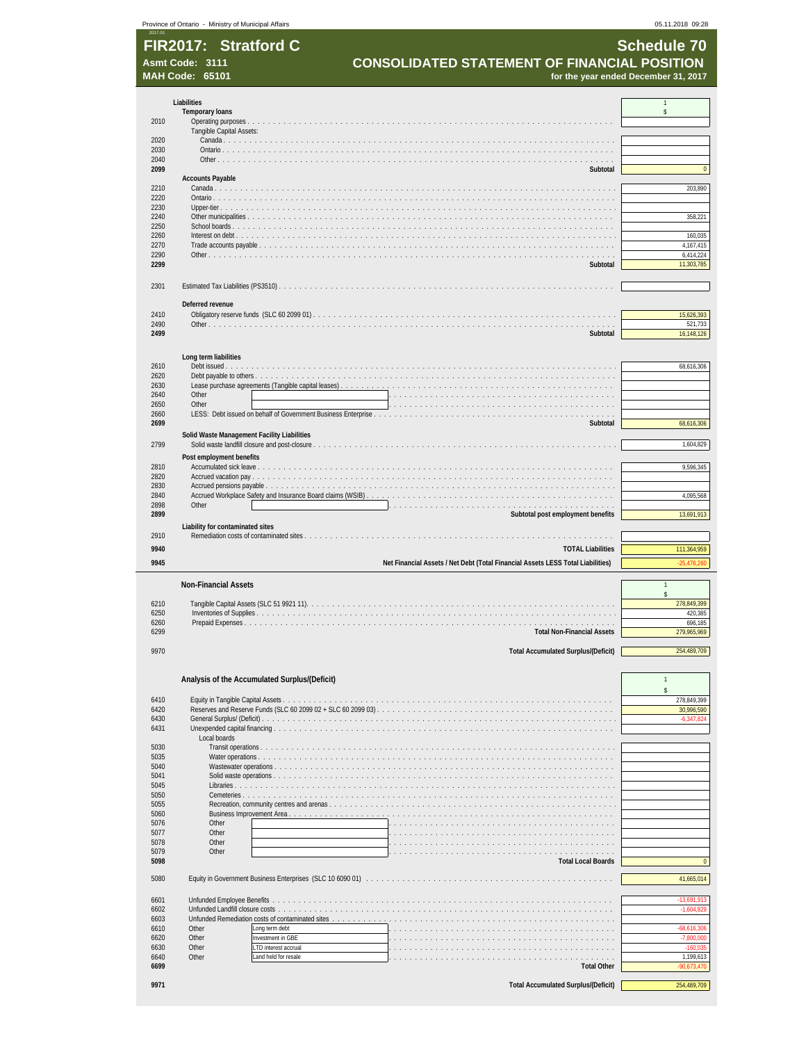# FIR2017: Stratford C

**Asmt Code: 3111**
**MAH Code: 65101**

## Schedule 70
## CONSOLIDATED STATEMENT OF FINANCIAL POSITION
**for the year ended December 31, 2017**

| Code | Liabilities | 1 $ |
|---|---|---|
| | **Temporary loans** | |
| 2010 | Operating purposes | |
| | Tangible Capital Assets: | |
| 2020 | Canada | |
| 2030 | Ontario | |
| 2040 | Other | |
| **2099** | **Subtotal** | 0 |
| | **Accounts Payable** | |
| 2210 | Canada | 203,890 |
| 2220 | Ontario | |
| 2230 | Upper-tier | |
| 2240 | Other municipalities | 358,221 |
| 2250 | School boards | |
| 2260 | Interest on debt | 160,035 |
| 2270 | Trade accounts payable | 4,167,415 |
| 2290 | Other | 6,414,224 |
| **2299** | **Subtotal** | 11,303,785 |
| 2301 | Estimated Tax Liabilities (PS3510) | |
| | **Deferred revenue** | |
| 2410 | Obligatory reserve funds (SLC 60 2099 01) | 15,626,393 |
| 2490 | Other | 521,733 |
| **2499** | **Subtotal** | 16,148,126 |
| | **Long term liabilities** | |
| 2610 | Debt issued | 68,616,306 |
| 2620 | Debt payable to others | |
| 2630 | Lease purchase agreements (Tangible capital leases) | |
| 2640 | Other | |
| 2650 | Other | |
| 2660 | LESS: Debt issued on behalf of Government Business Enterprise | |
| **2699** | **Subtotal** | 68,616,306 |
| | **Solid Waste Management Facility Liabilities** | |
| 2799 | Solid waste landfill closure and post-closure | 1,604,829 |
| | **Post employment benefits** | |
| 2810 | Accumulated sick leave | 9,596,345 |
| 2820 | Accrued vacation pay | |
| 2830 | Accrued pensions payable | |
| 2840 | Accrued Workplace Safety and Insurance Board claims (WSIB) | 4,095,568 |
| 2898 | Other | |
| **2899** | **Subtotal post employment benefits** | 13,691,913 |
| | **Liability for contaminated sites** | |
| 2910 | Remediation costs of contaminated sites | |
| **9940** | **TOTAL Liabilities** | 111,364,959 |
| **9945** | **Net Financial Assets / Net Debt (Total Financial Assets LESS Total Liabilities)** | -25,476,260 |

| Code | Non-Financial Assets | 1 $ |
|---|---|---|
| 6210 | Tangible Capital Assets (SLC 51 9921 11) | 278,849,399 |
| 6250 | Inventories of Supplies | 420,385 |
| 6260 | Prepaid Expenses | 696,185 |
| 6299 | **Total Non-Financial Assets** | 279,965,969 |
| 9970 | **Total Accumulated Surplus/(Deficit)** | 254,489,709 |

| Code | Analysis of the Accumulated Surplus/(Deficit) | 1 $ |
|---|---|---|
| 6410 | Equity in Tangible Capital Assets | 278,849,399 |
| 6420 | Reserves and Reserve Funds (SLC 60 2099 02 + SLC 60 2099 03) | 30,996,590 |
| 6430 | General Surplus/ (Deficit) | -6,347,824 |
| 6431 | Unexpended capital financing | |
| | Local boards | |
| 5030 | Transit operations | |
| 5035 | Water operations | |
| 5040 | Wastewater operations | |
| 5041 | Solid waste operations | |
| 5045 | Libraries | |
| 5050 | Cemeteries | |
| 5055 | Recreation, community centres and arenas | |
| 5060 | Business Improvement Area | |
| 5076 | Other | |
| 5077 | Other | |
| 5078 | Other | |
| 5079 | Other | |
| **5098** | **Total Local Boards** | 0 |
| 5080 | Equity in Government Business Enterprises (SLC 10 6090 01) | 41,665,014 |
| 6601 | Unfunded Employee Benefits | -13,691,913 |
| 6602 | Unfunded Landfill closure costs | -1,604,829 |
| 6603 | Unfunded Remediation costs of contaminated sites | |
| 6610 | Other: Long term debt | -68,616,306 |
| 6620 | Other: Investment in GBE | -7,800,000 |
| 6630 | Other: LTD interest accrual | -160,035 |
| 6640 | Other: Land held for resale | 1,199,613 |
| **6699** | **Total Other** | -90,673,470 |
| **9971** | **Total Accumulated Surplus/(Deficit)** | 254,489,709 |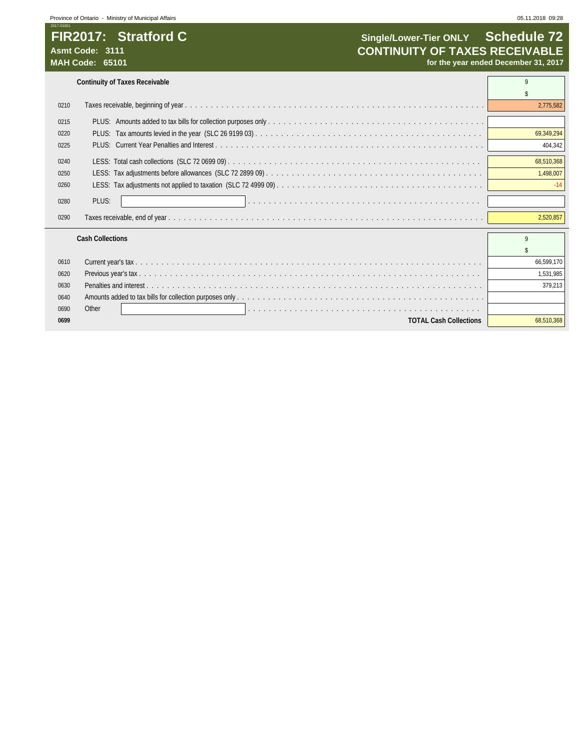# FIR2017: Stratford C

**Asmt Code: 3111**
**MAH Code: 65101**

**Single/Lower-Tier ONLY** **Schedule 72**

## CONTINUITY OF TAXES RECEIVABLE

**for the year ended December 31, 2017**

| | **Continuity of Taxes Receivable** | 9 |
|---|---|---|
| | | $ |
| 0210 | Taxes receivable, beginning of year | 2,775,582 |
| 0215 | PLUS: Amounts added to tax bills for collection purposes only | |
| 0220 | PLUS: Tax amounts levied in the year (SLC 26 9199 03) | 69,349,294 |
| 0225 | PLUS: Current Year Penalties and Interest | 404,342 |
| 0240 | LESS: Total cash collections (SLC 72 0699 09) | 68,510,368 |
| 0250 | LESS: Tax adjustments before allowances (SLC 72 2899 09) | 1,498,007 |
| 0260 | LESS: Tax adjustments not applied to taxation (SLC 72 4999 09) | -14 |
| 0280 | PLUS: | |
| 0290 | Taxes receivable, end of year | 2,520,857 |

| | **Cash Collections** | 9 |
|---|---|---|
| | | $ |
| 0610 | Current year's tax | 66,599,170 |
| 0620 | Previous year's tax | 1,531,985 |
| 0630 | Penalties and interest | 379,213 |
| 0640 | Amounts added to tax bills for collection purposes only | |
| 0690 | Other | |
| **0699** | **TOTAL Cash Collections** | 68,510,368 |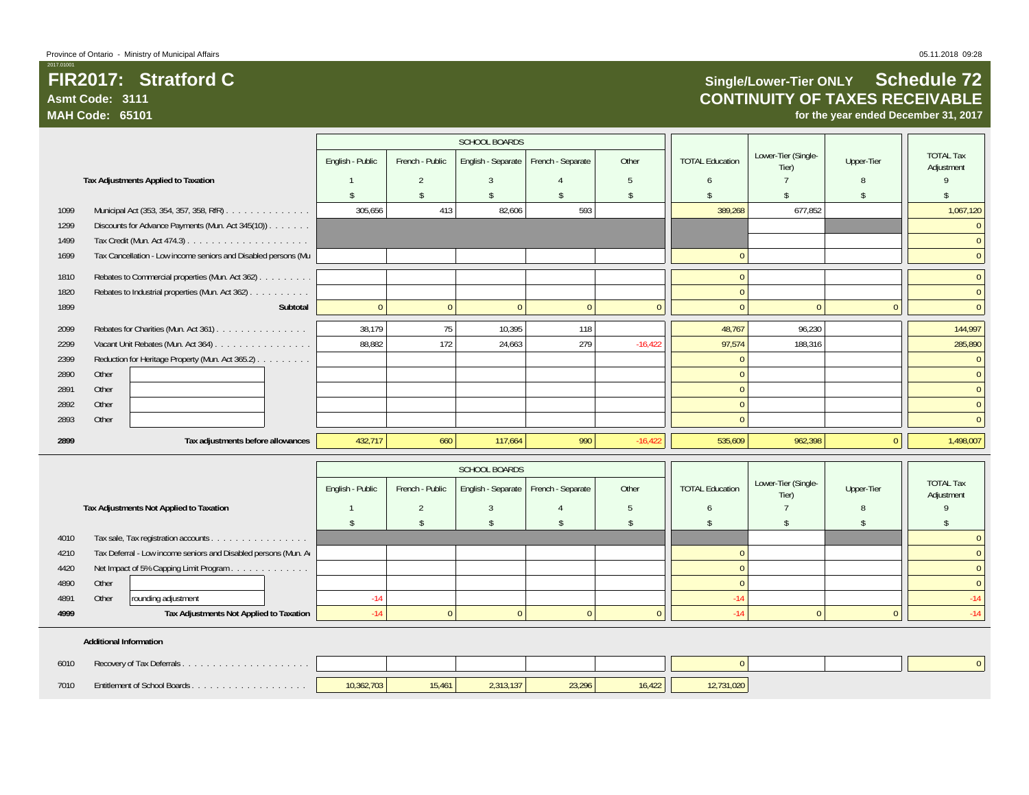Province of Ontario - Ministry of Municipal Affairs

# FIR2017: Stratford C

**Asmt Code: 3111**
**MAH Code: 65101**

## Single/Lower-Tier ONLY Schedule 72
## CONTINUITY OF TAXES RECEIVABLE
**for the year ended December 31, 2017**

| | Tax Adjustments Applied to Taxation | SCHOOL BOARDS English - Public | French - Public | English - Separate | French - Separate | Other | TOTAL Education | Lower-Tier (Single-Tier) | Upper-Tier | TOTAL Tax Adjustment |
|---|---|---|---|---|---|---|---|---|---|---|
| | | 1 | 2 | 3 | 4 | 5 | 6 | 7 | 8 | 9 |
| | | $ | $ | $ | $ | $ | $ | $ | $ | $ |
| 1099 | Municipal Act (353, 354, 357, 358, RfR) | 305,656 | 413 | 82,606 | 593 | | 389,268 | 677,852 | | 1,067,120 |
| 1299 | Discounts for Advance Payments (Mun. Act 345(10)) | | | | | | | | | 0 |
| 1499 | Tax Credit (Mun. Act 474.3) | | | | | | | | | 0 |
| 1699 | Tax Cancellation - Low income seniors and Disabled persons (Mu | | | | | | 0 | | | 0 |
| 1810 | Rebates to Commercial properties (Mun. Act 362) | | | | | | 0 | | | 0 |
| 1820 | Rebates to Industrial properties (Mun. Act 362) | | | | | | 0 | | | 0 |
| 1899 | **Subtotal** | 0 | 0 | 0 | 0 | 0 | 0 | 0 | 0 | 0 |
| 2099 | Rebates for Charities (Mun. Act 361) | 38,179 | 75 | 10,395 | 118 | | 48,767 | 96,230 | | 144,997 |
| 2299 | Vacant Unit Rebates (Mun. Act 364) | 88,882 | 172 | 24,663 | 279 | -16,422 | 97,574 | 188,316 | | 285,890 |
| 2399 | Reduction for Heritage Property (Mun. Act 365.2) | | | | | | 0 | | | 0 |
| 2890 | Other | | | | | | 0 | | | 0 |
| 2891 | Other | | | | | | 0 | | | 0 |
| 2892 | Other | | | | | | 0 | | | 0 |
| 2893 | Other | | | | | | 0 | | | 0 |
| **2899** | **Tax adjustments before allowances** | 432,717 | 660 | 117,664 | 990 | -16,422 | 535,609 | 962,398 | 0 | 1,498,007 |

| | Tax Adjustments Not Applied to Taxation | SCHOOL BOARDS English - Public | French - Public | English - Separate | French - Separate | Other | TOTAL Education | Lower-Tier (Single-Tier) | Upper-Tier | TOTAL Tax Adjustment |
|---|---|---|---|---|---|---|---|---|---|---|
| | | 1 | 2 | 3 | 4 | 5 | 6 | 7 | 8 | 9 |
| | | $ | $ | $ | $ | $ | $ | $ | $ | $ |
| 4010 | Tax sale, Tax registration accounts | | | | | | | | | 0 |
| 4210 | Tax Deferral - Low income seniors and Disabled persons (Mun. A | | | | | | 0 | | | 0 |
| 4420 | Net Impact of 5% Capping Limit Program | | | | | | 0 | | | 0 |
| 4890 | Other | | | | | | 0 | | | 0 |
| 4891 | Other rounding adjustment | -14 | | | | | -14 | | | -14 |
| **4999** | **Tax Adjustments Not Applied to Taxation** | -14 | 0 | 0 | 0 | 0 | -14 | 0 | 0 | -14 |

**Additional Information**

| | | 1 | 2 | 3 | 4 | 5 | 6 | 7 | 8 | 9 |
|---|---|---|---|---|---|---|---|---|---|---|
| 6010 | Recovery of Tax Deferrals | | | | | | 0 | | | 0 |
| 7010 | Entitlement of School Boards | 10,362,703 | 15,461 | 2,313,137 | 23,296 | 16,422 | 12,731,020 | | | |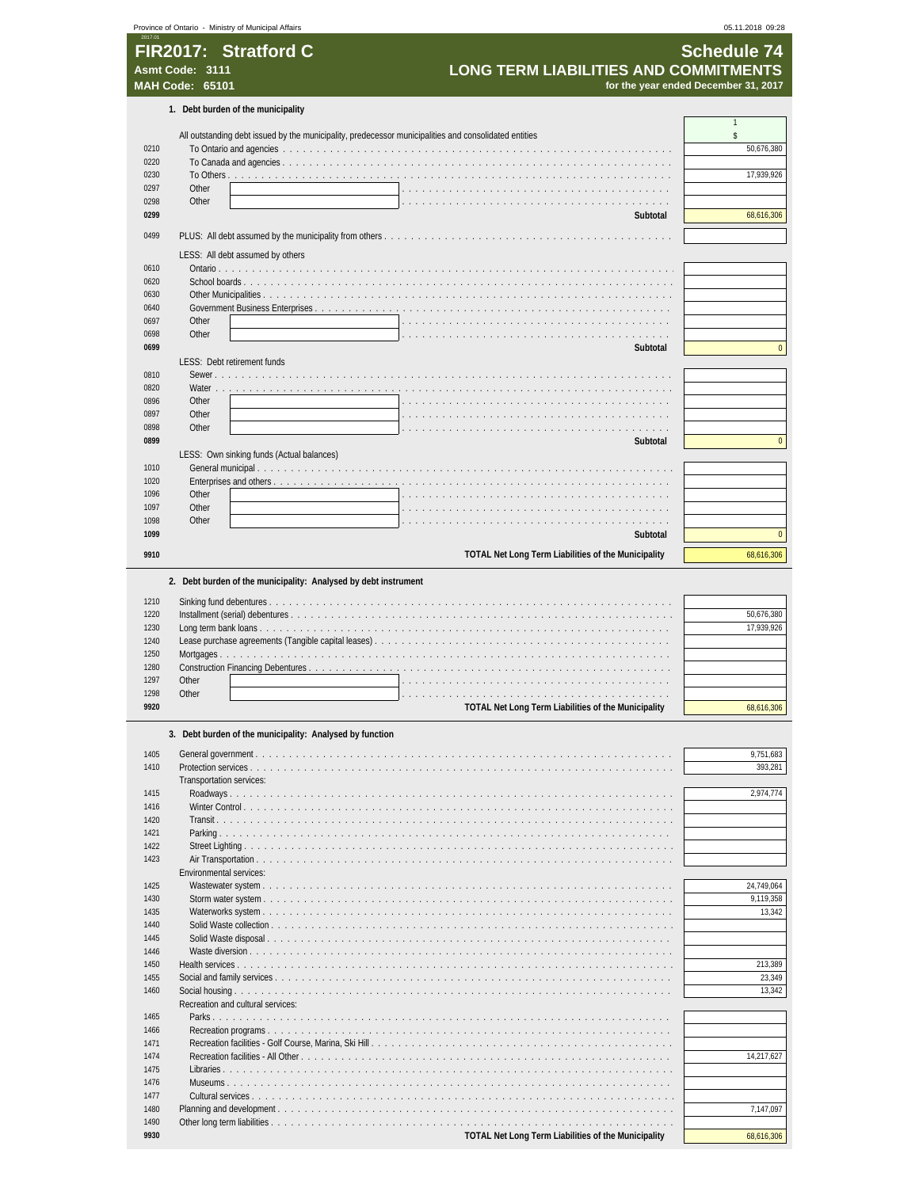# FIR2017: Stratford C

**Asmt Code: 3111**
**MAH Code: 65101**

## Schedule 74
## LONG TERM LIABILITIES AND COMMITMENTS
**for the year ended December 31, 2017**

### 1. Debt burden of the municipality

| Line | Description | 1 $ |
|---|---|---|
| | All outstanding debt issued by the municipality, predecessor municipalities and consolidated entities | |
| 0210 | To Ontario and agencies | 50,676,380 |
| 0220 | To Canada and agencies | |
| 0230 | To Others | 17,939,926 |
| 0297 | Other | |
| 0298 | Other | |
| **0299** | **Subtotal** | 68,616,306 |
| 0499 | PLUS: All debt assumed by the municipality from others | |
| | LESS: All debt assumed by others | |
| 0610 | Ontario | |
| 0620 | School boards | |
| 0630 | Other Municipalities | |
| 0640 | Government Business Enterprises | |
| 0697 | Other | |
| 0698 | Other | |
| **0699** | **Subtotal** | 0 |
| | LESS: Debt retirement funds | |
| 0810 | Sewer | |
| 0820 | Water | |
| 0896 | Other | |
| 0897 | Other | |
| 0898 | Other | |
| **0899** | **Subtotal** | 0 |
| | LESS: Own sinking funds (Actual balances) | |
| 1010 | General municipal | |
| 1020 | Enterprises and others | |
| 1096 | Other | |
| 1097 | Other | |
| 1098 | Other | |
| **1099** | **Subtotal** | 0 |
| **9910** | **TOTAL Net Long Term Liabilities of the Municipality** | 68,616,306 |

### 2. Debt burden of the municipality: Analysed by debt instrument

| Line | Description | 1 $ |
|---|---|---|
| 1210 | Sinking fund debentures | |
| 1220 | Installment (serial) debentures | 50,676,380 |
| 1230 | Long term bank loans | 17,939,926 |
| 1240 | Lease purchase agreements (Tangible capital leases) | |
| 1250 | Mortgages | |
| 1280 | Construction Financing Debentures | |
| 1297 | Other | |
| 1298 | Other | |
| **9920** | **TOTAL Net Long Term Liabilities of the Municipality** | 68,616,306 |

### 3. Debt burden of the municipality: Analysed by function

| Line | Description | 1 $ |
|---|---|---|
| 1405 | General government | 9,751,683 |
| 1410 | Protection services | 393,281 |
| | Transportation services: | |
| 1415 | Roadways | 2,974,774 |
| 1416 | Winter Control | |
| 1420 | Transit | |
| 1421 | Parking | |
| 1422 | Street Lighting | |
| 1423 | Air Transportation | |
| | Environmental services: | |
| 1425 | Wastewater system | 24,749,064 |
| 1430 | Storm water system | 9,119,358 |
| 1435 | Waterworks system | 13,342 |
| 1440 | Solid Waste collection | |
| 1445 | Solid Waste disposal | |
| 1446 | Waste diversion | |
| 1450 | Health services | 213,389 |
| 1455 | Social and family services | 23,349 |
| 1460 | Social housing | 13,342 |
| | Recreation and cultural services: | |
| 1465 | Parks | |
| 1466 | Recreation programs | |
| 1471 | Recreation facilities - Golf Course, Marina, Ski Hill | |
| 1474 | Recreation facilities - All Other | 14,217,627 |
| 1475 | Libraries | |
| 1476 | Museums | |
| 1477 | Cultural services | |
| 1480 | Planning and development | 7,147,097 |
| 1490 | Other long term liabilities | |
| **9930** | **TOTAL Net Long Term Liabilities of the Municipality** | 68,616,306 |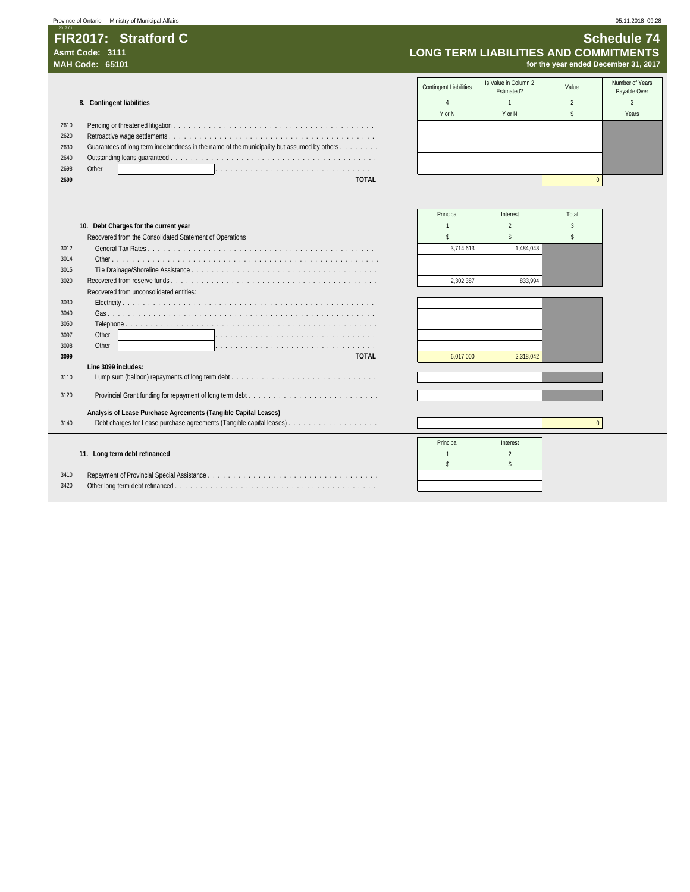# FIR2017: Stratford C

**Asmt Code: 3111**
**MAH Code: 65101**

## Schedule 74
## LONG TERM LIABILITIES AND COMMITMENTS
**for the year ended December 31, 2017**

### 8. Contingent liabilities

| | | Contingent Liabilities | Is Value in Column 2 Estimated? | Value | Number of Years Payable Over |
|---|---|---|---|---|---|
| | | 4 | 1 | 2 | 3 |
| | | Y or N | Y or N | $ | Years |
| 2610 | Pending or threatened litigation | | | | |
| 2620 | Retroactive wage settlements | | | | |
| 2630 | Guarantees of long term indebtedness in the name of the municipality but assumed by others | | | | |
| 2640 | Outstanding loans guaranteed | | | | |
| 2698 | Other | | | | |
| **2699** | **TOTAL** | | | 0 | |

### 10. Debt Charges for the current year

| | | Principal | Interest | Total |
|---|---|---|---|---|
| | | 1 | 2 | 3 |
| | Recovered from the Consolidated Statement of Operations | $ | $ | $ |
| 3012 | General Tax Rates | 3,714,613 | 1,484,048 | |
| 3014 | Other | | | |
| 3015 | Tile Drainage/Shoreline Assistance | | | |
| 3020 | Recovered from reserve funds | 2,302,387 | 833,994 | |
| | Recovered from unconsolidated entities: | | | |
| 3030 | Electricity | | | |
| 3040 | Gas | | | |
| 3050 | Telephone | | | |
| 3097 | Other | | | |
| 3098 | Other | | | |
| **3099** | **TOTAL** | 6,017,000 | 2,318,042 | |
| | **Line 3099 includes:** | | | |
| 3110 | Lump sum (balloon) repayments of long term debt | | | |
| 3120 | Provincial Grant funding for repayment of long term debt | | | |
| | **Analysis of Lease Purchase Agreements (Tangible Capital Leases)** | | | |
| 3140 | Debt charges for Lease purchase agreements (Tangible capital leases) | | | 0 |

### 11. Long term debt refinanced

| | | Principal | Interest |
|---|---|---|---|
| | | 1 | 2 |
| | | $ | $ |
| 3410 | Repayment of Provincial Special Assistance | | |
| 3420 | Other long term debt refinanced | | |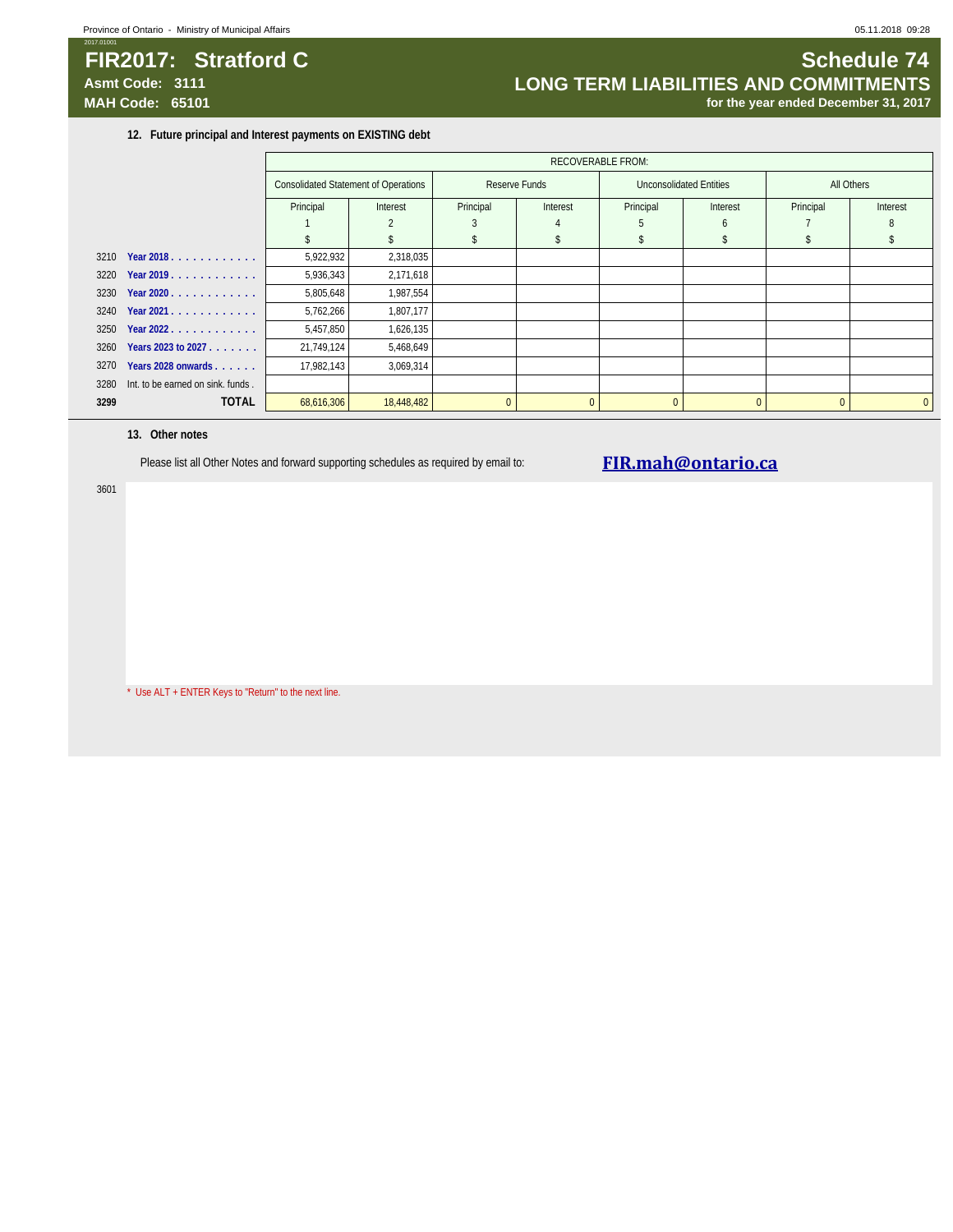# FIR2017: Stratford C

**Asmt Code: 3111**

**MAH Code: 65101**

# Schedule 74

## LONG TERM LIABILITIES AND COMMITMENTS

**for the year ended December 31, 2017**

### 12. Future principal and Interest payments on EXISTING debt

| | | RECOVERABLE FROM: | | | | | | | |
|---|---|---|---|---|---|---|---|---|---|
| | | Consolidated Statement of Operations | | Reserve Funds | | Unconsolidated Entities | | All Others | |
| | | Principal | Interest | Principal | Interest | Principal | Interest | Principal | Interest |
| | | 1 | 2 | 3 | 4 | 5 | 6 | 7 | 8 |
| | | $ | $ | $ | $ | $ | $ | $ | $ |
| 3210 | Year 2018 | 5,922,932 | 2,318,035 | | | | | | |
| 3220 | Year 2019 | 5,936,343 | 2,171,618 | | | | | | |
| 3230 | Year 2020 | 5,805,648 | 1,987,554 | | | | | | |
| 3240 | Year 2021 | 5,762,266 | 1,807,177 | | | | | | |
| 3250 | Year 2022 | 5,457,850 | 1,626,135 | | | | | | |
| 3260 | Years 2023 to 2027 | 21,749,124 | 5,468,649 | | | | | | |
| 3270 | Years 2028 onwards | 17,982,143 | 3,069,314 | | | | | | |
| 3280 | Int. to be earned on sink. funds . | | | | | | | | |
| **3299** | **TOTAL** | 68,616,306 | 18,448,482 | 0 | 0 | 0 | 0 | 0 | 0 |

### 13. Other notes

Please list all Other Notes and forward supporting schedules as required by email to: **FIR.mah@ontario.ca**

3601

* Use ALT + ENTER Keys to "Return" to the next line.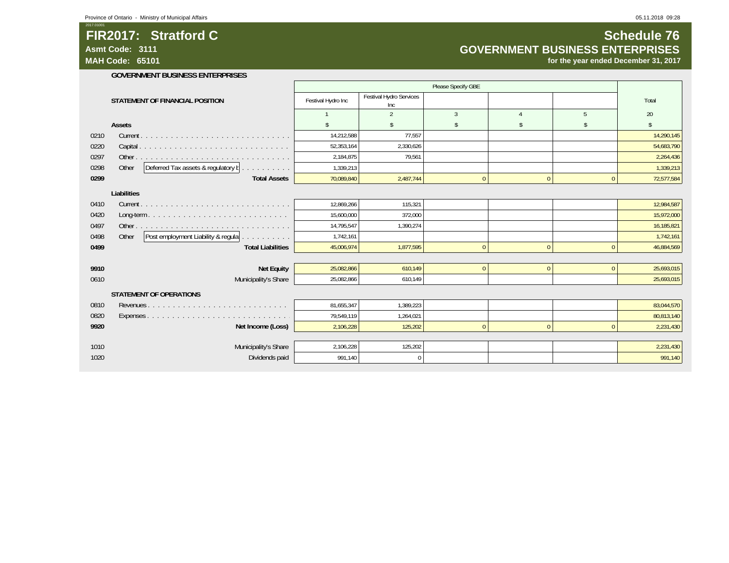# FIR2017: Stratford C

**Asmt Code: 3111**

**MAH Code: 65101**

## Schedule 76

## GOVERNMENT BUSINESS ENTERPRISES

**for the year ended December 31, 2017**

### GOVERNMENT BUSINESS ENTERPRISES

| | | Please Specify GBE | | | | | |
|---|---|---|---|---|---|---|---|
| | **STATEMENT OF FINANCIAL POSITION** | Festival Hydro Inc | Festival Hydro Services Inc | | | | Total |
| | | 1 | 2 | 3 | 4 | 5 | 20 |
| | **Assets** | $ | $ | $ | $ | $ | $ |
| 0210 | Current | 14,212,588 | 77,557 | | | | 14,290,145 |
| 0220 | Capital | 52,353,164 | 2,330,626 | | | | 54,683,790 |
| 0297 | Other | 2,184,875 | 79,561 | | | | 2,264,436 |
| 0298 | Other Deferred Tax assets & regulatory b | 1,339,213 | | | | | 1,339,213 |
| **0299** | **Total Assets** | 70,089,840 | 2,487,744 | 0 | 0 | 0 | 72,577,584 |
| | **Liabilities** | | | | | | |
| 0410 | Current | 12,869,266 | 115,321 | | | | 12,984,587 |
| 0420 | Long-term | 15,600,000 | 372,000 | | | | 15,972,000 |
| 0497 | Other | 14,795,547 | 1,390,274 | | | | 16,185,821 |
| 0498 | Other Post employment Liability & regula | 1,742,161 | | | | | 1,742,161 |
| **0499** | **Total Liabilities** | 45,006,974 | 1,877,595 | 0 | 0 | 0 | 46,884,569 |
| | | | | | | | |
| **9910** | **Net Equity** | 25,082,866 | 610,149 | 0 | 0 | 0 | 25,693,015 |
| 0610 | Municipality's Share | 25,082,866 | 610,149 | | | | 25,693,015 |
| | **STATEMENT OF OPERATIONS** | | | | | | |
| 0810 | Revenues | 81,655,347 | 1,389,223 | | | | 83,044,570 |
| 0820 | Expenses | 79,549,119 | 1,264,021 | | | | 80,813,140 |
| **9920** | **Net Income (Loss)** | 2,106,228 | 125,202 | 0 | 0 | 0 | 2,231,430 |
| | | | | | | | |
| 1010 | Municipality's Share | 2,106,228 | 125,202 | | | | 2,231,430 |
| 1020 | Dividends paid | 991,140 | 0 | | | | 991,140 |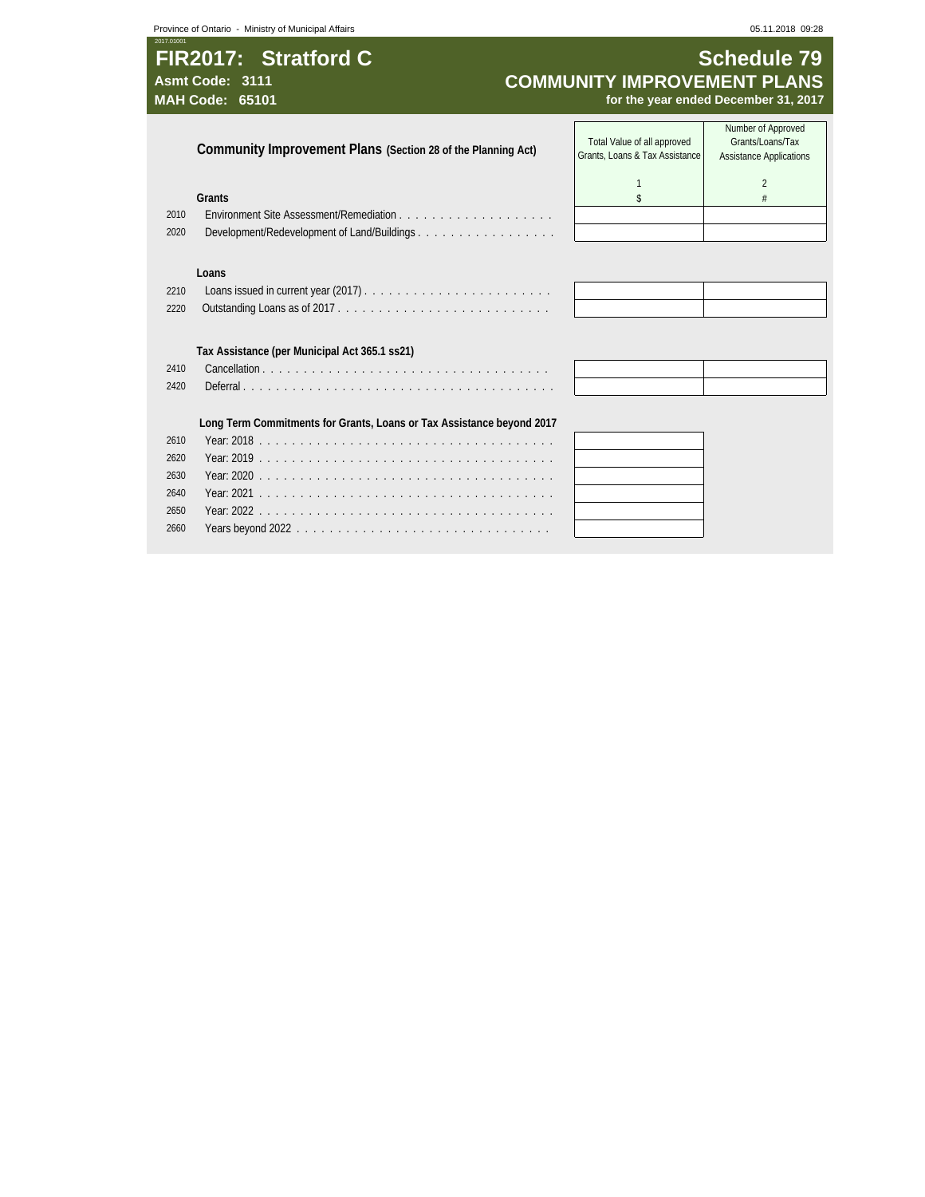# FIR2017: Stratford C

**Asmt Code: 3111**
**MAH Code: 65101**

## Schedule 79
## COMMUNITY IMPROVEMENT PLANS
**for the year ended December 31, 2017**

| | Community Improvement Plans (Section 28 of the Planning Act) | Total Value of all approved Grants, Loans & Tax Assistance | Number of Approved Grants/Loans/Tax Assistance Applications |
|---|---|---|---|
| | | 1 | 2 |
| | **Grants** | $ | # |
| 2010 | Environment Site Assessment/Remediation | | |
| 2020 | Development/Redevelopment of Land/Buildings | | |
| | **Loans** | | |
| 2210 | Loans issued in current year (2017) | | |
| 2220 | Outstanding Loans as of 2017 | | |
| | **Tax Assistance (per Municipal Act 365.1 ss21)** | | |
| 2410 | Cancellation | | |
| 2420 | Deferral | | |
| | **Long Term Commitments for Grants, Loans or Tax Assistance beyond 2017** | | |
| 2610 | Year: 2018 | | |
| 2620 | Year: 2019 | | |
| 2630 | Year: 2020 | | |
| 2640 | Year: 2021 | | |
| 2650 | Year: 2022 | | |
| 2660 | Years beyond 2022 | | |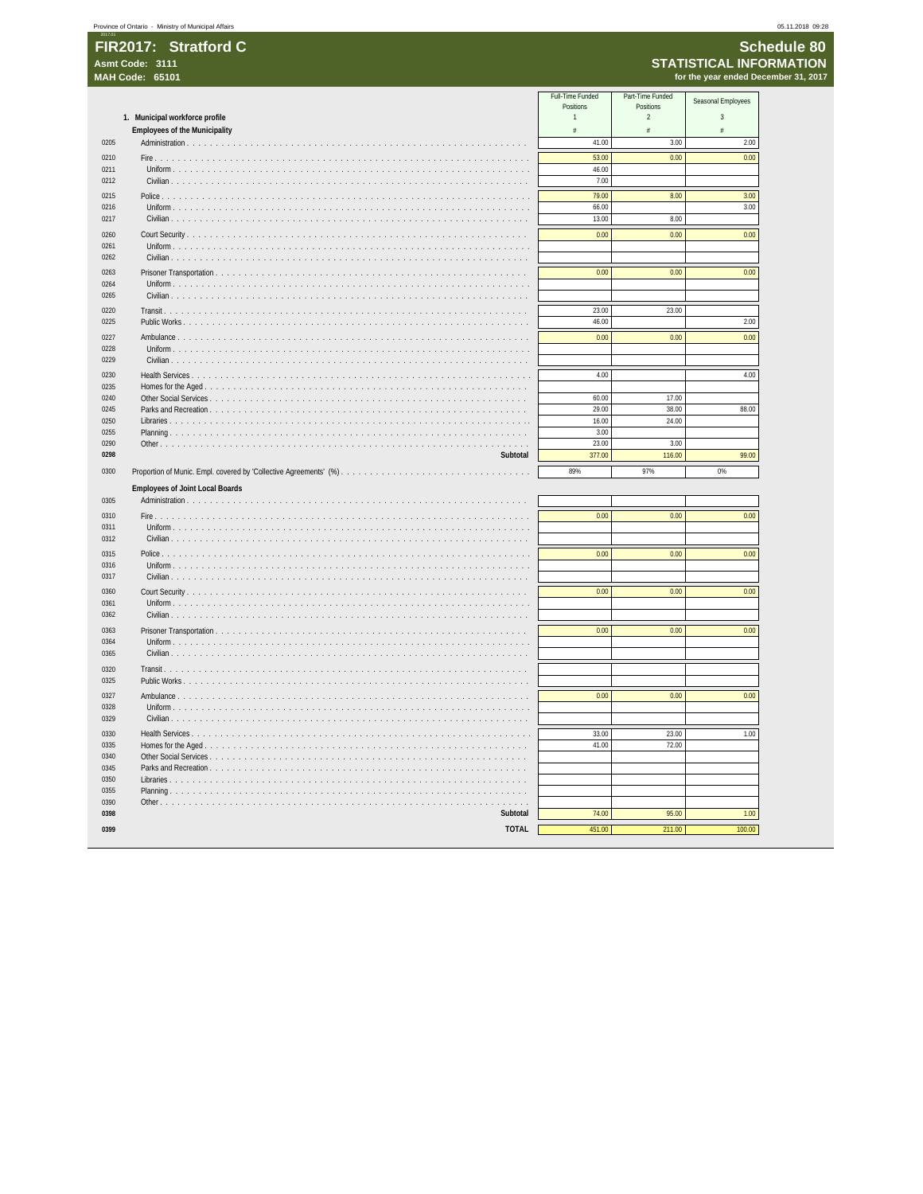# FIR2017: Stratford C

**Asmt Code: 3111**
**MAH Code: 65101**

## Schedule 80
## STATISTICAL INFORMATION
**for the year ended December 31, 2017**

| | 1. Municipal workforce profile | Full-Time Funded Positions | Part-Time Funded Positions | Seasonal Employees |
|---|---|---|---|---|
| | | 1 | 2 | 3 |
| | **Employees of the Municipality** | # | # | # |
| 0205 | Administration | 41.00 | 3.00 | 2.00 |
| 0210 | Fire | 53.00 | 0.00 | 0.00 |
| 0211 | Uniform | 46.00 | | |
| 0212 | Civilian | 7.00 | | |
| 0215 | Police | 79.00 | 8.00 | 3.00 |
| 0216 | Uniform | 66.00 | | 3.00 |
| 0217 | Civilian | 13.00 | 8.00 | |
| 0260 | Court Security | 0.00 | 0.00 | 0.00 |
| 0261 | Uniform | | | |
| 0262 | Civilian | | | |
| 0263 | Prisoner Transportation | 0.00 | 0.00 | 0.00 |
| 0264 | Uniform | | | |
| 0265 | Civilian | | | |
| 0220 | Transit | 23.00 | 23.00 | |
| 0225 | Public Works | 46.00 | | 2.00 |
| 0227 | Ambulance | 0.00 | 0.00 | 0.00 |
| 0228 | Uniform | | | |
| 0229 | Civilian | | | |
| 0230 | Health Services | 4.00 | | 4.00 |
| 0235 | Homes for the Aged | | | |
| 0240 | Other Social Services | 60.00 | 17.00 | |
| 0245 | Parks and Recreation | 29.00 | 38.00 | 88.00 |
| 0250 | Libraries | 16.00 | 24.00 | |
| 0255 | Planning | 3.00 | | |
| 0290 | Other | 23.00 | 3.00 | |
| **0298** | **Subtotal** | 377.00 | 116.00 | 99.00 |
| 0300 | Proportion of Munic. Empl. covered by 'Collective Agreements' (%) | 89% | 97% | 0% |
| | **Employees of Joint Local Boards** | | | |
| 0305 | Administration | | | |
| 0310 | Fire | 0.00 | 0.00 | 0.00 |
| 0311 | Uniform | | | |
| 0312 | Civilian | | | |
| 0315 | Police | 0.00 | 0.00 | 0.00 |
| 0316 | Uniform | | | |
| 0317 | Civilian | | | |
| 0360 | Court Security | 0.00 | 0.00 | 0.00 |
| 0361 | Uniform | | | |
| 0362 | Civilian | | | |
| 0363 | Prisoner Transportation | 0.00 | 0.00 | 0.00 |
| 0364 | Uniform | | | |
| 0365 | Civilian | | | |
| 0320 | Transit | | | |
| 0325 | Public Works | | | |
| 0327 | Ambulance | 0.00 | 0.00 | 0.00 |
| 0328 | Uniform | | | |
| 0329 | Civilian | | | |
| 0330 | Health Services | 33.00 | 23.00 | 1.00 |
| 0335 | Homes for the Aged | 41.00 | 72.00 | |
| 0340 | Other Social Services | | | |
| 0345 | Parks and Recreation | | | |
| 0350 | Libraries | | | |
| 0355 | Planning | | | |
| 0390 | Other | | | |
| **0398** | **Subtotal** | 74.00 | 95.00 | 1.00 |
| **0399** | **TOTAL** | 451.00 | 211.00 | 100.00 |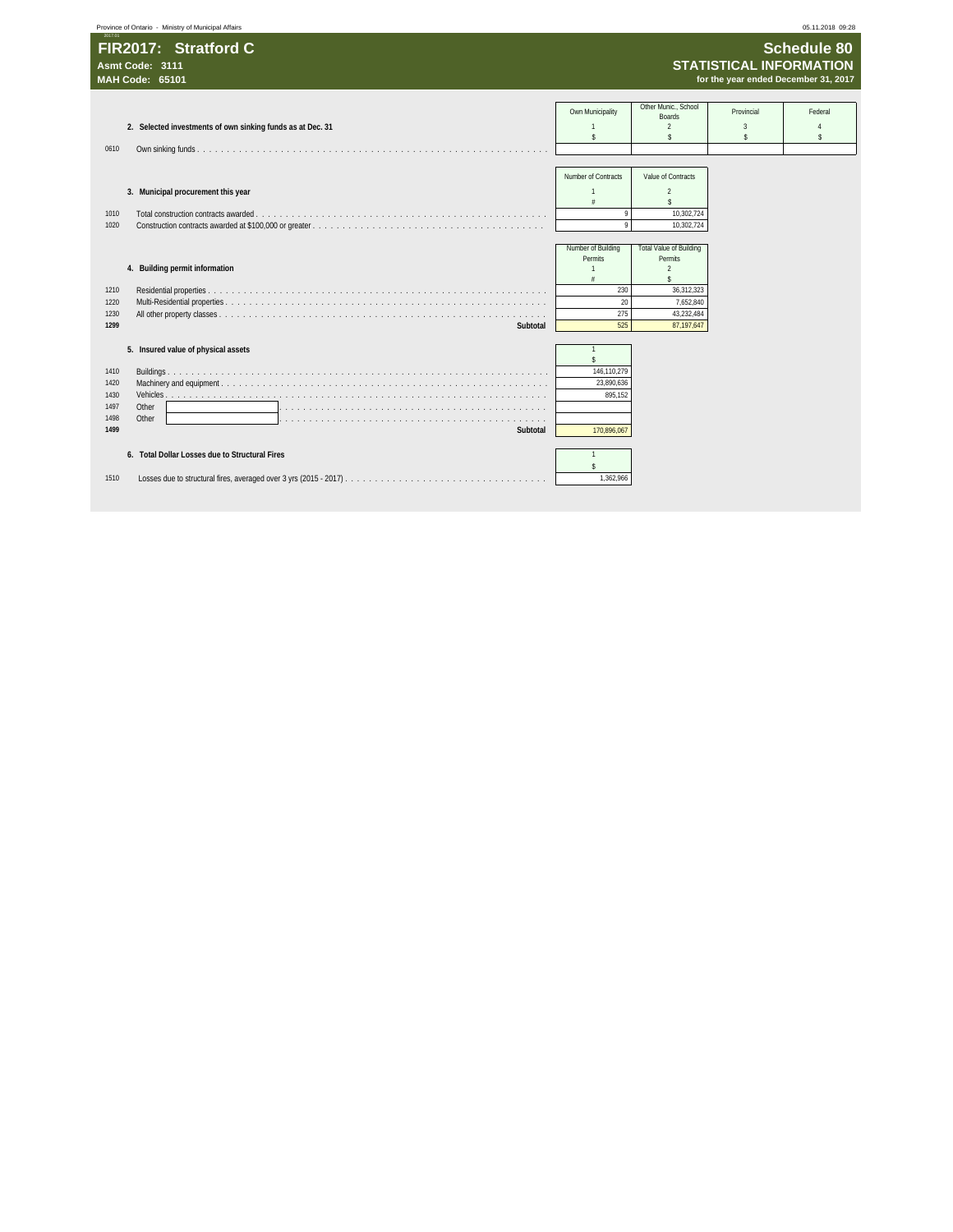# FIR2017: Stratford C

**Asmt Code: 3111**
**MAH Code: 65101**

## Schedule 80
## STATISTICAL INFORMATION
**for the year ended December 31, 2017**

| | 2. Selected investments of own sinking funds as at Dec. 31 | Own Municipality<br>1<br>$ | Other Munic., School Boards<br>2<br>$ | Provincial<br>3<br>$ | Federal<br>4<br>$ |
|---|---|---|---|---|---|
| 0610 | Own sinking funds | | | | |

| | 3. Municipal procurement this year | Number of Contracts<br>1<br># | Value of Contracts<br>2<br>$ |
|---|---|---|---|
| 1010 | Total construction contracts awarded | 9 | 10,302,724 |
| 1020 | Construction contracts awarded at $100,000 or greater | 9 | 10,302,724 |

| | 4. Building permit information | Number of Building Permits<br>1<br># | Total Value of Building Permits<br>2<br>$ |
|---|---|---|---|
| 1210 | Residential properties | 230 | 36,312,323 |
| 1220 | Multi-Residential properties | 20 | 7,652,840 |
| 1230 | All other property classes | 275 | 43,232,484 |
| **1299** | **Subtotal** | 525 | 87,197,647 |

| | 5. Insured value of physical assets | 1<br>$ |
|---|---|---|
| 1410 | Buildings | 146,110,279 |
| 1420 | Machinery and equipment | 23,890,636 |
| 1430 | Vehicles | 895,152 |
| 1497 | Other | |
| 1498 | Other | |
| **1499** | **Subtotal** | 170,896,067 |

| | 6. Total Dollar Losses due to Structural Fires | 1<br>$ |
|---|---|---|
| 1510 | Losses due to structural fires, averaged over 3 yrs (2015 - 2017) | 1,362,966 |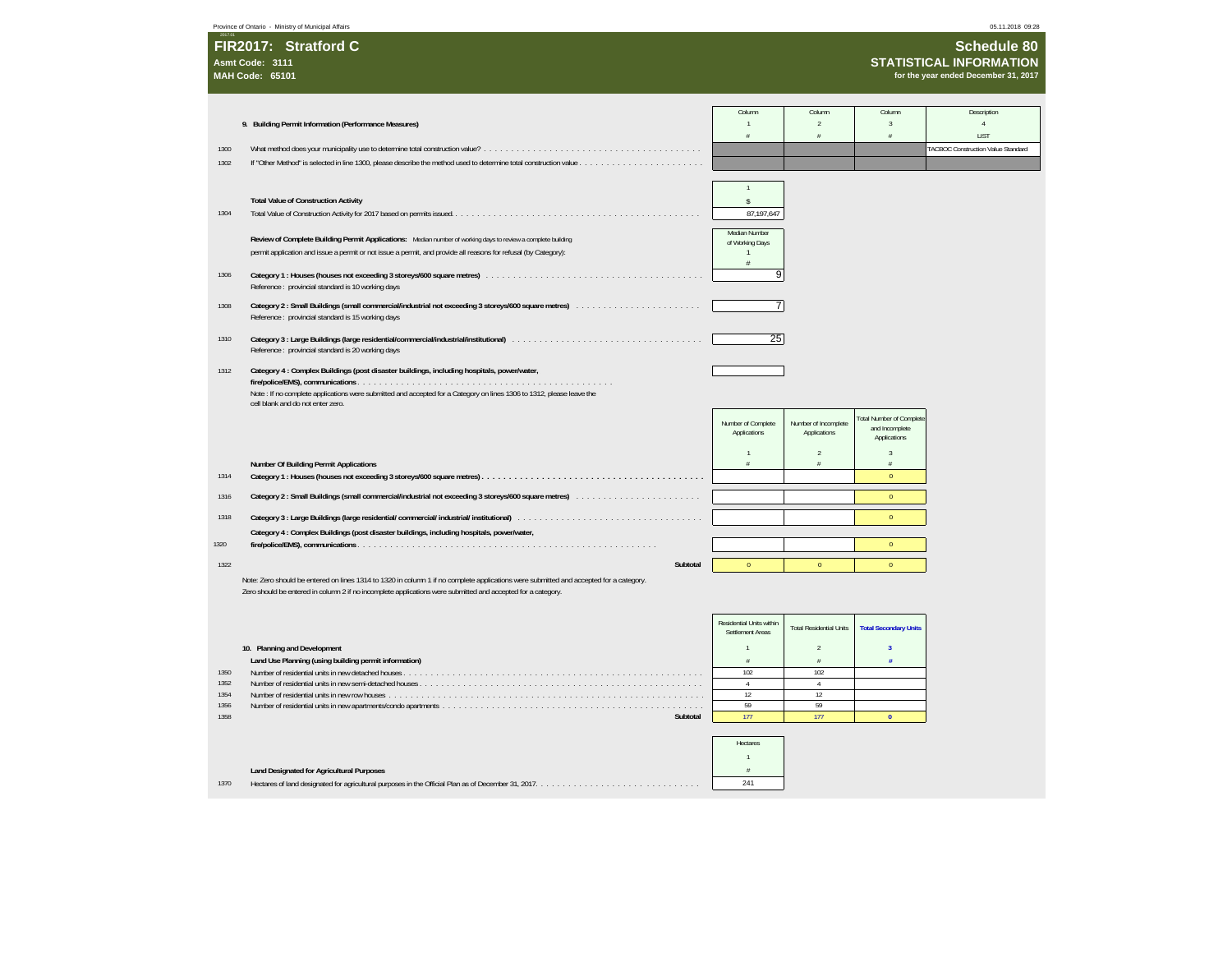Province of Ontario - Ministry of Municipal Affairs

# FIR2017: Stratford C

**Asmt Code: 3111**
**MAH Code: 65101**

## Schedule 80
### STATISTICAL INFORMATION
**for the year ended December 31, 2017**

### 9. Building Permit Information (Performance Measures)

| Line | | Column 1 # | Column 2 # | Column 3 # | Description 4 LIST |
|---|---|---|---|---|---|
| 1300 | What method does your municipality use to determine total construction value? | | | | TACBOC Construction Value Standard |
| 1302 | If "Other Method" is selected in line 1300, please describe the method used to determine total construction value | | | | |

**Total Value of Construction Activity**

| Line | | 1 $ |
|---|---|---|
| 1304 | Total Value of Construction Activity for 2017 based on permits issued | 87,197,647 |

**Review of Complete Building Permit Applications:** Median number of working days to review a complete building permit application and issue a permit or not issue a permit, and provide all reasons for refusal (by Category):

| Line | | Median Number of Working Days 1 # |
|---|---|---|
| 1306 | **Category 1 : Houses (houses not exceeding 3 storeys/600 square metres)**<br>Reference : provincial standard is 10 working days | 9 |
| 1308 | **Category 2 : Small Buildings (small commercial/industrial not exceeding 3 storeys/600 square metres)**<br>Reference : provincial standard is 15 working days | 7 |
| 1310 | **Category 3 : Large Buildings (large residential/commercial/industrial/institutional)**<br>Reference : provincial standard is 20 working days | 25 |
| 1312 | **Category 4 : Complex Buildings (post disaster buildings, including hospitals, power/water, fire/police/EMS), communications** | |

Note : If no complete applications were submitted and accepted for a Category on lines 1306 to 1312, please leave the cell blank and do not enter zero.

**Number Of Building Permit Applications**

| Line | | Number of Complete Applications 1 # | Number of Incomplete Applications 2 # | Total Number of Complete and Incomplete Applications 3 # |
|---|---|---|---|---|
| 1314 | **Category 1 : Houses (houses not exceeding 3 storeys/600 square metres)** | | | 0 |
| 1316 | **Category 2 : Small Buildings (small commercial/industrial not exceeding 3 storeys/600 square metres)** | | | 0 |
| 1318 | **Category 3 : Large Buildings (large residential/ commercial/ industrial/ institutional)** | | | 0 |
| 1320 | **Category 4 : Complex Buildings (post disaster buildings, including hospitals, power/water, fire/police/EMS), communications** | | | 0 |
| 1322 | **Subtotal** | 0 | 0 | 0 |

Note: Zero should be entered on lines 1314 to 1320 in column 1 if no complete applications were submitted and accepted for a category.
Zero should be entered in column 2 if no incomplete applications were submitted and accepted for a category.

### 10. Planning and Development

**Land Use Planning (using building permit information)**

| Line | | Residential Units within Settlement Areas 1 # | Total Residential Units 2 # | Total Secondary Units 3 # |
|---|---|---|---|---|
| 1350 | Number of residential units in new detached houses | 102 | 102 | |
| 1352 | Number of residential units in new semi-detached houses | 4 | 4 | |
| 1354 | Number of residential units in new row houses | 12 | 12 | |
| 1356 | Number of residential units in new apartments/condo apartments | 59 | 59 | |
| 1358 | **Subtotal** | 177 | 177 | 0 |

**Land Designated for Agricultural Purposes**

| Line | | Hectares 1 # |
|---|---|---|
| 1370 | Hectares of land designated for agricultural purposes in the Official Plan as of December 31, 2017 | 241 |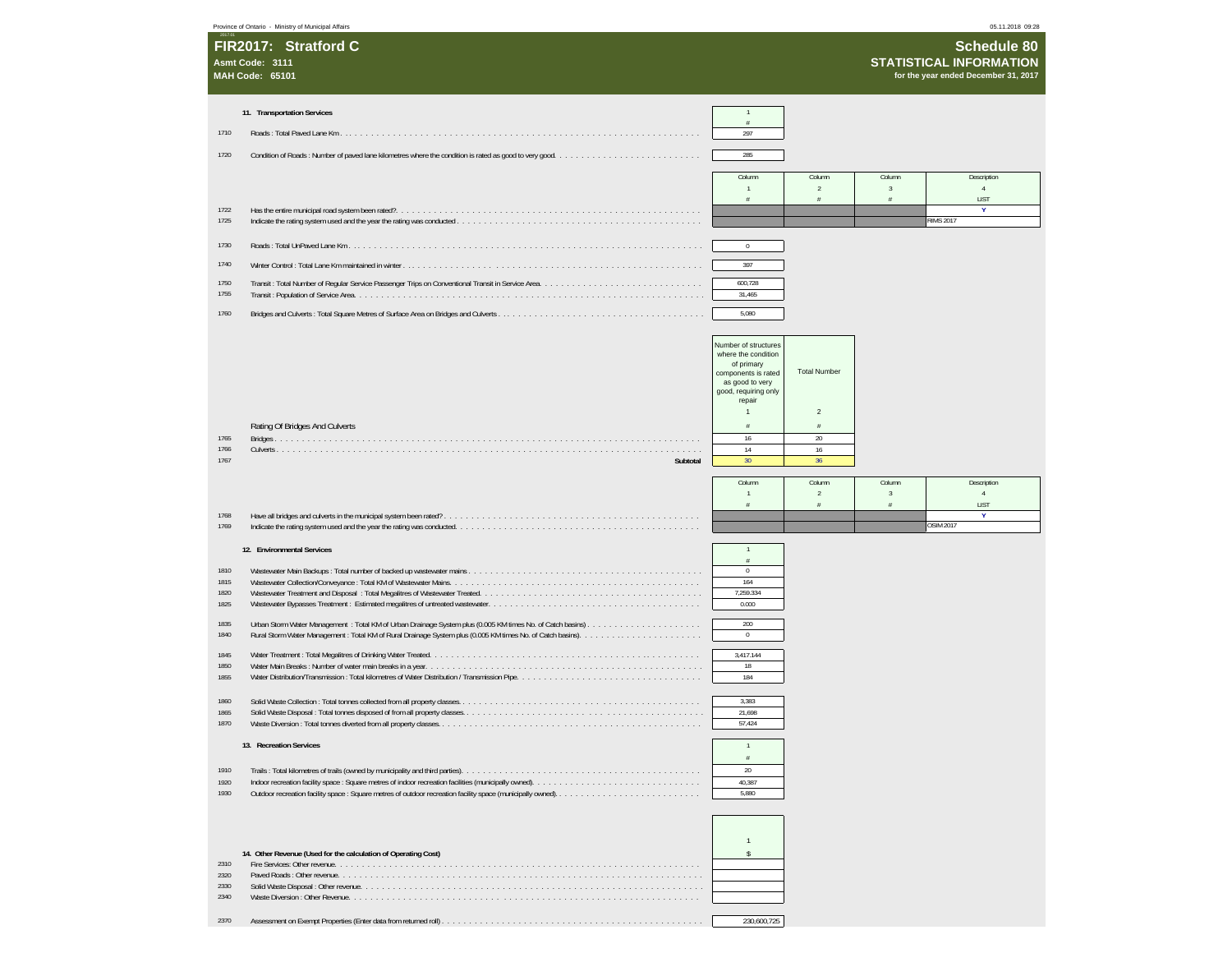# FIR2017: Stratford C

**Asmt Code: 3111**
**MAH Code: 65101**

## Schedule 80
### STATISTICAL INFORMATION
**for the year ended December 31, 2017**

### 11. Transportation Services

| Line | Description | 1 # |
|---|---|---|
| 1710 | Roads : Total Paved Lane Km | 297 |
| 1720 | Condition of Roads : Number of paved lane kilometres where the condition is rated as good to very good. | 285 |

| Line | Description | Column 1 # | Column 2 # | Column 3 # | Description 4 LIST |
|---|---|---|---|---|---|
| 1722 | Has the entire municipal road system been rated? | | | | Y |
| 1725 | Indicate the rating system used and the year the rating was conducted | | | | RIMS 2017 |

| Line | Description | 1 # |
|---|---|---|
| 1730 | Roads : Total UnPaved Lane Km | 0 |
| 1740 | Winter Control : Total Lane Km maintained in winter | 397 |
| 1750 | Transit : Total Number of Regular Service Passenger Trips on Conventional Transit in Service Area | 600,728 |
| 1755 | Transit : Population of Service Area | 31,465 |
| 1760 | Bridges and Culverts : Total Square Metres of Surface Area on Bridges and Culverts | 5,080 |

| Line | Rating Of Bridges And Culverts | Number of structures where the condition of primary components is rated as good to very good, requiring only repair 1 # | Total Number 2 # |
|---|---|---|---|
| 1765 | Bridges | 16 | 20 |
| 1766 | Culverts | 14 | 16 |
| 1767 | Subtotal | 30 | 36 |

| Line | Description | Column 1 # | Column 2 # | Column 3 # | Description 4 LIST |
|---|---|---|---|---|---|
| 1768 | Have all bridges and culverts in the municipal system been rated? | | | | Y |
| 1769 | Indicate the rating system used and the year the rating was conducted. | | | | OSIM 2017 |

### 12. Environmental Services

| Line | Description | 1 # |
|---|---|---|
| 1810 | Wastewater Main Backups : Total number of backed up wastewater mains | 0 |
| 1815 | Wastewater Collection/Conveyance : Total KM of Wastewater Mains. | 164 |
| 1820 | Wastewater Treatment and Disposal : Total Megalitres of Wastewater Treated. | 7,259.334 |
| 1825 | Wastewater Bypasses Treatment : Estimated megalitres of untreated wastewater. | 0.000 |
| 1835 | Urban Storm Water Management : Total KM of Urban Drainage System plus (0.005 KM times No. of Catch basins) | 200 |
| 1840 | Rural Storm Water Management : Total KM of Rural Drainage System plus (0.005 KM times No. of Catch basins). | 0 |
| 1845 | Water Treatment : Total Megalitres of Drinking Water Treated. | 3,417.144 |
| 1850 | Water Main Breaks : Number of water main breaks in a year. | 18 |
| 1855 | Water Distribution/Transmission : Total kilometres of Water Distribution / Transmission Pipe. | 184 |
| 1860 | Solid Waste Collection : Total tonnes collected from all property classes. | 3,383 |
| 1865 | Solid Waste Disposal : Total tonnes disposed of from all property classes. | 21,698 |
| 1870 | Waste Diversion : Total tonnes diverted from all property classes. | 57,424 |

### 13. Recreation Services

| Line | Description | 1 # |
|---|---|---|
| 1910 | Trails : Total kilometres of trails (owned by municipality and third parties). | 20 |
| 1920 | Indoor recreation facility space : Square metres of indoor recreation facilities (municipally owned). | 40,387 |
| 1930 | Outdoor recreation facility space : Square metres of outdoor recreation facility space (municipally owned). | 5,880 |

### 14. Other Revenue (Used for the calculation of Operating Cost)

| Line | Description | 1 $ |
|---|---|---|
| 2310 | Fire Services: Other revenue. | |
| 2320 | Paved Roads : Other revenue. | |
| 2330 | Solid Waste Disposal : Other revenue. | |
| 2340 | Waste Diversion : Other Revenue. | |
| 2370 | Assessment on Exempt Properties (Enter data from returned roll) | 230,600,725 |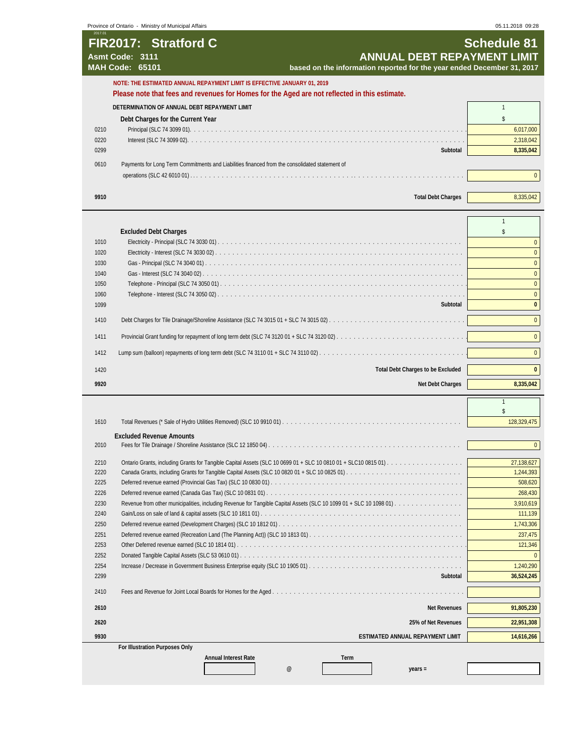# FIR2017: Stratford C

**Asmt Code: 3111**
**MAH Code: 65101**

## Schedule 81
## ANNUAL DEBT REPAYMENT LIMIT

**based on the information reported for the year ended December 31, 2017**

**NOTE: THE ESTIMATED ANNUAL REPAYMENT LIMIT IS EFFECTIVE JANUARY 01, 2019**

**Please note that fees and revenues for Homes for the Aged are not reflected in this estimate.**

| | DETERMINATION OF ANNUAL DEBT REPAYMENT LIMIT | 1 |
|---|---|---|
| | **Debt Charges for the Current Year** | $ |
| 0210 | Principal (SLC 74 3099 01) | 6,017,000 |
| 0220 | Interest (SLC 74 3099 02) | 2,318,042 |
| 0299 | **Subtotal** | **8,335,042** |
| 0610 | Payments for Long Term Commitments and Liabilities financed from the consolidated statement of operations (SLC 42 6010 01) | 0 |
| **9910** | **Total Debt Charges** | 8,335,042 |

| | | 1 |
|---|---|---|
| | **Excluded Debt Charges** | $ |
| 1010 | Electricity - Principal (SLC 74 3030 01) | 0 |
| 1020 | Electricity - Interest (SLC 74 3030 02) | 0 |
| 1030 | Gas - Principal (SLC 74 3040 01) | 0 |
| 1040 | Gas - Interest (SLC 74 3040 02) | 0 |
| 1050 | Telephone - Principal (SLC 74 3050 01) | 0 |
| 1060 | Telephone - Interest (SLC 74 3050 02) | 0 |
| 1099 | **Subtotal** | **0** |
| 1410 | Debt Charges for Tile Drainage/Shoreline Assistance (SLC 74 3015 01 + SLC 74 3015 02) | 0 |
| 1411 | Provincial Grant funding for repayment of long term debt (SLC 74 3120 01 + SLC 74 3120 02) | 0 |
| 1412 | Lump sum (balloon) repayments of long term debt (SLC 74 3110 01 + SLC 74 3110 02) | 0 |
| 1420 | **Total Debt Charges to be Excluded** | **0** |
| **9920** | **Net Debt Charges** | **8,335,042** |

| | | 1 |
|---|---|---|
| | | $ |
| 1610 | Total Revenues (* Sale of Hydro Utilities Removed) (SLC 10 9910 01) | 128,329,475 |
| | **Excluded Revenue Amounts** | |
| 2010 | Fees for Tile Drainage / Shoreline Assistance (SLC 12 1850 04) | 0 |
| 2210 | Ontario Grants, including Grants for Tangible Capital Assets (SLC 10 0699 01 + SLC 10 0810 01 + SLC10 0815 01) | 27,138,627 |
| 2220 | Canada Grants, including Grants for Tangible Capital Assets (SLC 10 0820 01 + SLC 10 0825 01) | 1,244,393 |
| 2225 | Deferred revenue earned (Provincial Gas Tax) (SLC 10 0830 01) | 508,620 |
| 2226 | Deferred revenue earned (Canada Gas Tax) (SLC 10 0831 01) | 268,430 |
| 2230 | Revenue from other municipalities, including Revenue for Tangible Capital Assets (SLC 10 1099 01 + SLC 10 1098 01) | 3,910,619 |
| 2240 | Gain/Loss on sale of land & capital assets (SLC 10 1811 01) | 111,139 |
| 2250 | Deferred revenue earned (Development Charges) (SLC 10 1812 01) | 1,743,306 |
| 2251 | Deferred revenue earned (Recreation Land (The Planning Act)) (SLC 10 1813 01) | 237,475 |
| 2253 | Other Deferred revenue earned (SLC 10 1814 01) | 121,346 |
| 2252 | Donated Tangible Capital Assets (SLC 53 0610 01) | 0 |
| 2254 | Increase / Decrease in Government Business Enterprise equity (SLC 10 1905 01) | 1,240,290 |
| 2299 | **Subtotal** | **36,524,245** |
| 2410 | Fees and Revenue for Joint Local Boards for Homes for the Aged | |
| **2610** | **Net Revenues** | **91,805,230** |
| **2620** | **25% of Net Revenues** | **22,951,308** |
| **9930** | **ESTIMATED ANNUAL REPAYMENT LIMIT** | **14,616,266** |

**For Illustration Purposes Only**

| Annual Interest Rate | | Term | | |
|---|---|---|---|---|
| | @ | | years = | |